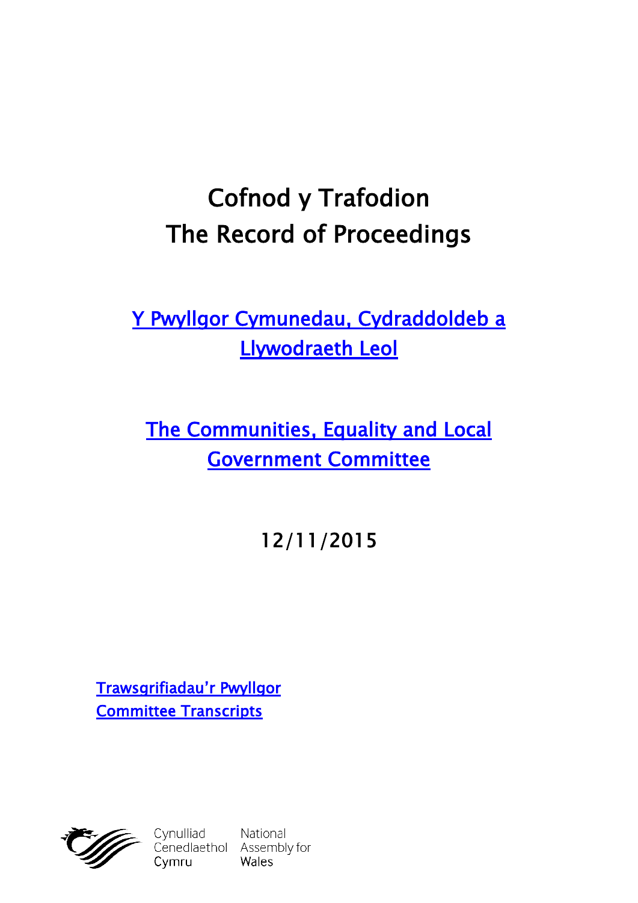# Cofnod y Trafodion
# The Record of Proceedings

## Y Pwyllgor Cymunedau, Cydraddoldeb a Llywodraeth Leol

## The Communities, Equality and Local Government Committee

## 12/11/2015

Trawsgrifiadau'r Pwyllgor
Committee Transcripts

Cynulliad Cenedlaethol Cymru
National Assembly for Wales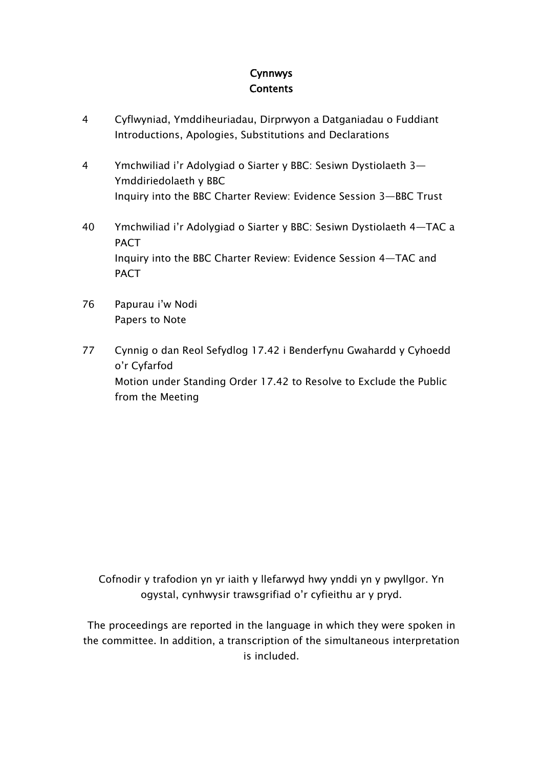# Cynnwys
# Contents

4 Cyflwyniad, Ymddiheuriadau, Dirprwyon a Datganiadau o Fuddiant
Introductions, Apologies, Substitutions and Declarations

4 Ymchwiliad i'r Adolygiad o Siarter y BBC: Sesiwn Dystiolaeth 3—Ymddiriedolaeth y BBC
Inquiry into the BBC Charter Review: Evidence Session 3—BBC Trust

40 Ymchwiliad i'r Adolygiad o Siarter y BBC: Sesiwn Dystiolaeth 4—TAC a PACT
Inquiry into the BBC Charter Review: Evidence Session 4—TAC and PACT

76 Papurau i'w Nodi
Papers to Note

77 Cynnig o dan Reol Sefydlog 17.42 i Benderfynu Gwahardd y Cyhoedd o'r Cyfarfod
Motion under Standing Order 17.42 to Resolve to Exclude the Public from the Meeting

Cofnodir y trafodion yn yr iaith y llefarwyd hwy ynddi yn y pwyllgor. Yn ogystal, cynhwysir trawsgrifiad o'r cyfieithu ar y pryd.

The proceedings are reported in the language in which they were spoken in the committee. In addition, a transcription of the simultaneous interpretation is included.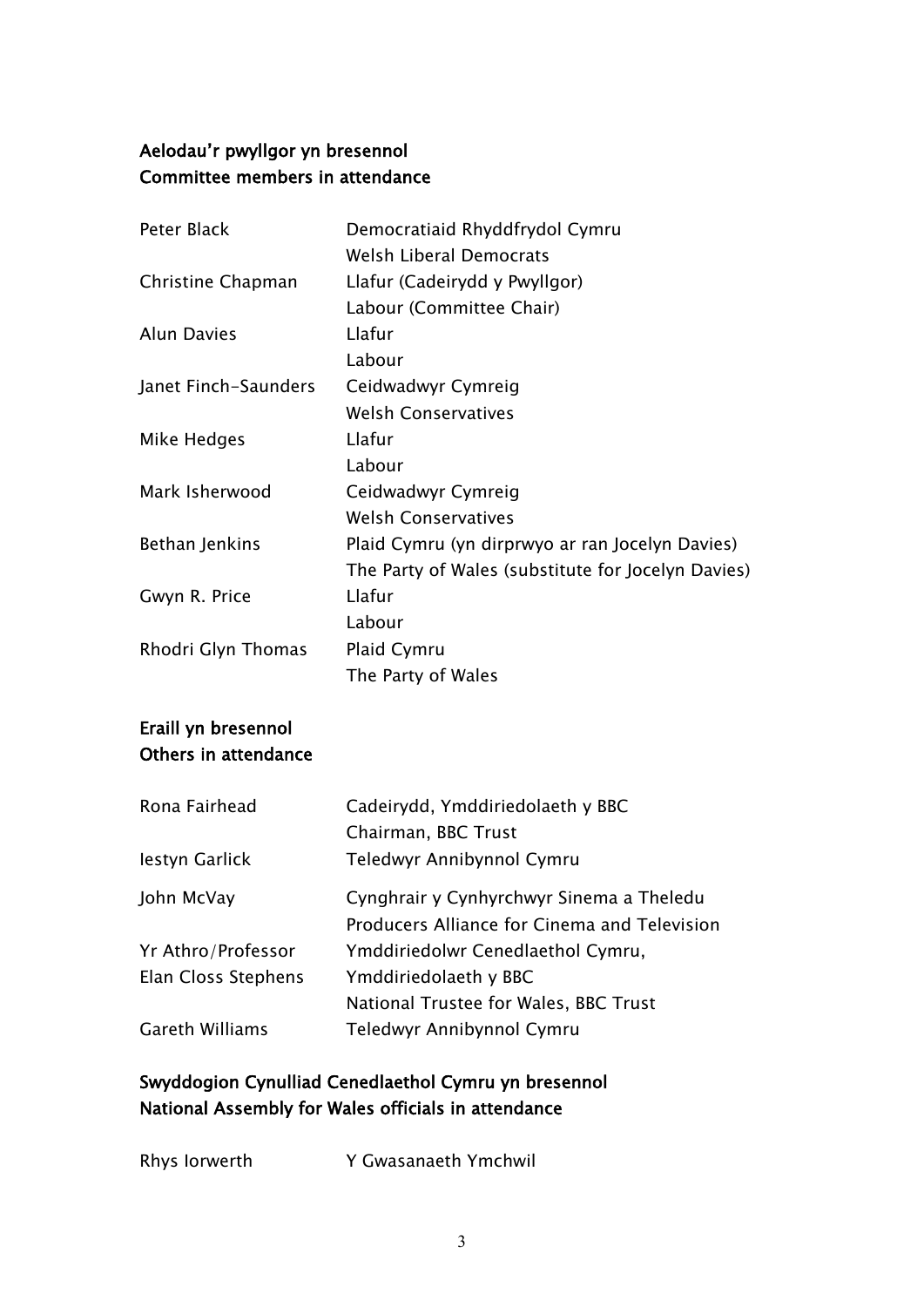**Aelodau'r pwyllgor yn bresennol**
**Committee members in attendance**

| | |
|---|---|
| Peter Black | Democratiaid Rhyddfrydol Cymru<br>Welsh Liberal Democrats |
| Christine Chapman | Llafur (Cadeirydd y Pwyllgor)<br>Labour (Committee Chair) |
| Alun Davies | Llafur<br>Labour |
| Janet Finch-Saunders | Ceidwadwyr Cymreig<br>Welsh Conservatives |
| Mike Hedges | Llafur<br>Labour |
| Mark Isherwood | Ceidwadwyr Cymreig<br>Welsh Conservatives |
| Bethan Jenkins | Plaid Cymru (yn dirprwyo ar ran Jocelyn Davies)<br>The Party of Wales (substitute for Jocelyn Davies) |
| Gwyn R. Price | Llafur<br>Labour |
| Rhodri Glyn Thomas | Plaid Cymru<br>The Party of Wales |

**Eraill yn bresennol**
**Others in attendance**

| | |
|---|---|
| Rona Fairhead | Cadeirydd, Ymddiriedolaeth y BBC<br>Chairman, BBC Trust |
| Iestyn Garlick | Teledwyr Annibynnol Cymru |
| John McVay | Cynghrair y Cynhyrchwyr Sinema a Theledu<br>Producers Alliance for Cinema and Television |
| Yr Athro/Professor Elan Closs Stephens | Ymddiriedolwr Cenedlaethol Cymru, Ymddiriedolaeth y BBC<br>National Trustee for Wales, BBC Trust |
| Gareth Williams | Teledwyr Annibynnol Cymru |

**Swyddogion Cynulliad Cenedlaethol Cymru yn bresennol**
**National Assembly for Wales officials in attendance**

| | |
|---|---|
| Rhys Iorwerth | Y Gwasanaeth Ymchwil |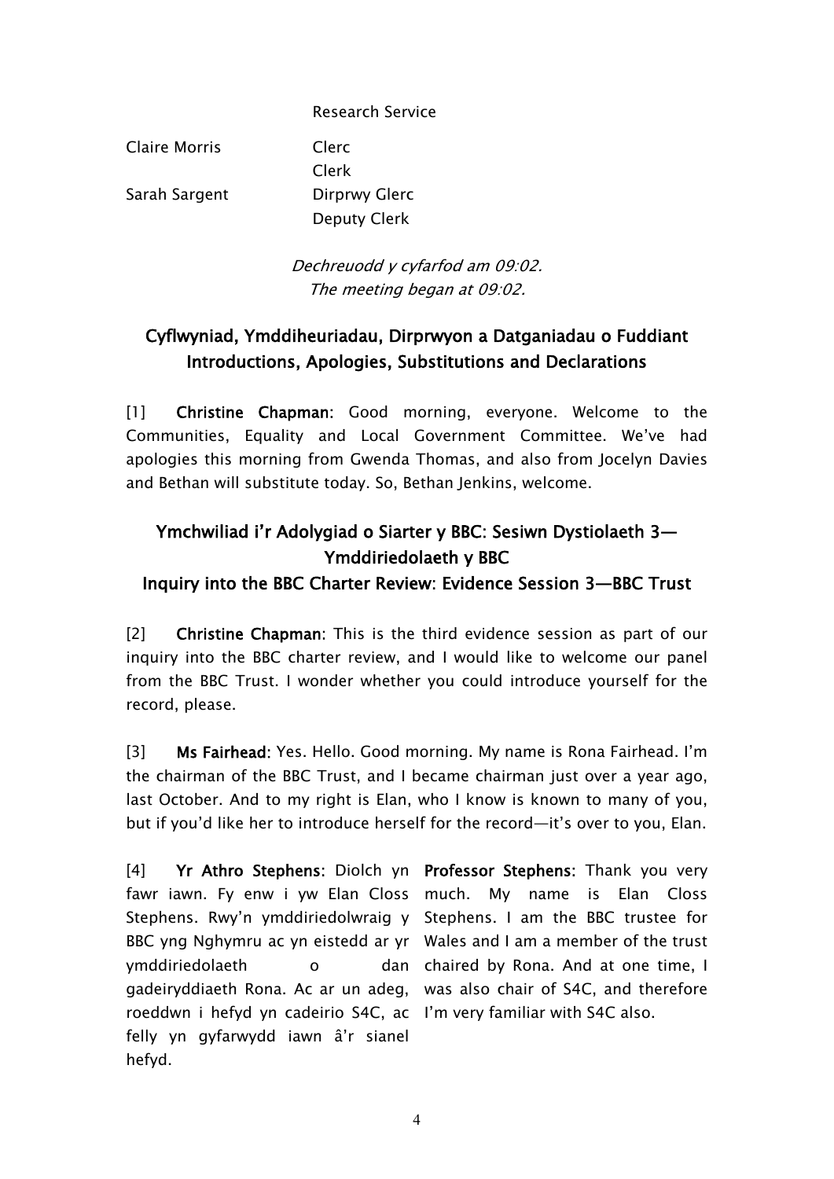Research Service

| | |
|---|---|
| Claire Morris | Clerc<br>Clerk |
| Sarah Sargent | Dirprwy Glerc<br>Deputy Clerk |

*Dechreuodd y cyfarfod am 09:02.*
*The meeting began at 09:02.*

## Cyflwyniad, Ymddiheuriadau, Dirprwyon a Datganiadau o Fuddiant
## Introductions, Apologies, Substitutions and Declarations

[1] **Christine Chapman**: Good morning, everyone. Welcome to the Communities, Equality and Local Government Committee. We've had apologies this morning from Gwenda Thomas, and also from Jocelyn Davies and Bethan will substitute today. So, Bethan Jenkins, welcome.

## Ymchwiliad i'r Adolygiad o Siarter y BBC: Sesiwn Dystiolaeth 3—Ymddiriedolaeth y BBC
## Inquiry into the BBC Charter Review: Evidence Session 3—BBC Trust

[2] **Christine Chapman**: This is the third evidence session as part of our inquiry into the BBC charter review, and I would like to welcome our panel from the BBC Trust. I wonder whether you could introduce yourself for the record, please.

[3] **Ms Fairhead**: Yes. Hello. Good morning. My name is Rona Fairhead. I'm the chairman of the BBC Trust, and I became chairman just over a year ago, last October. And to my right is Elan, who I know is known to many of you, but if you'd like her to introduce herself for the record—it's over to you, Elan.

[4] **Yr Athro Stephens**: Diolch yn fawr iawn. Fy enw i yw Elan Closs Stephens. Rwy'n ymddiriedolwraig y BBC yng Nghymru ac yn eistedd ar yr ymddiriedolaeth o dan gadeiryddiaeth Rona. Ac ar un adeg, roeddwn i hefyd yn cadeirio S4C, ac felly yn gyfarwydd iawn â'r sianel hefyd.

**Professor Stephens**: Thank you very much. My name is Elan Closs Stephens. I am the BBC trustee for Wales and I am a member of the trust chaired by Rona. And at one time, I was also chair of S4C, and therefore I'm very familiar with S4C also.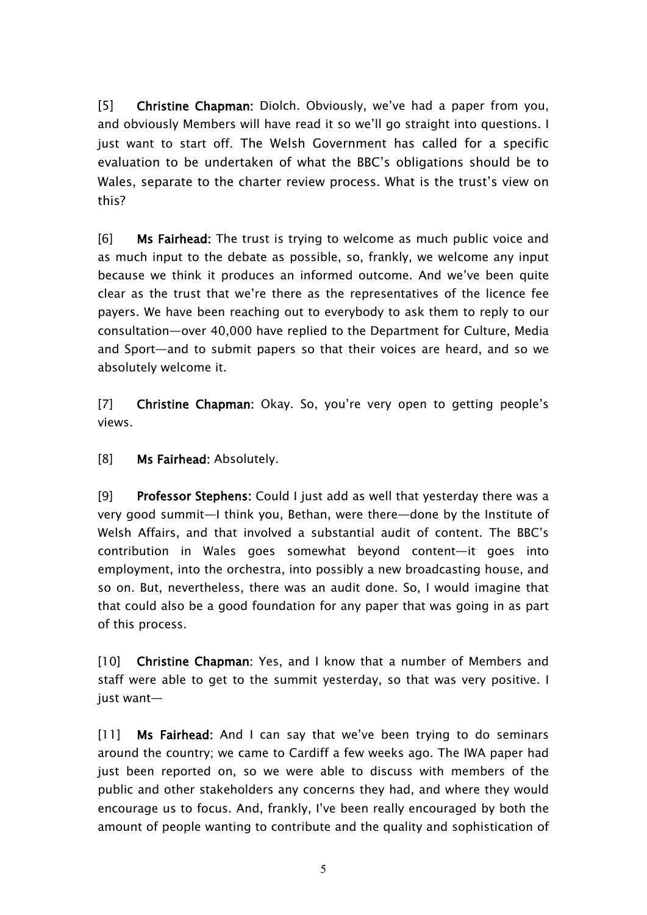[5] **Christine Chapman:** Diolch. Obviously, we've had a paper from you, and obviously Members will have read it so we'll go straight into questions. I just want to start off. The Welsh Government has called for a specific evaluation to be undertaken of what the BBC's obligations should be to Wales, separate to the charter review process. What is the trust's view on this?

[6] **Ms Fairhead:** The trust is trying to welcome as much public voice and as much input to the debate as possible, so, frankly, we welcome any input because we think it produces an informed outcome. And we've been quite clear as the trust that we're there as the representatives of the licence fee payers. We have been reaching out to everybody to ask them to reply to our consultation—over 40,000 have replied to the Department for Culture, Media and Sport—and to submit papers so that their voices are heard, and so we absolutely welcome it.

[7] **Christine Chapman:** Okay. So, you're very open to getting people's views.

[8] **Ms Fairhead:** Absolutely.

[9] **Professor Stephens:** Could I just add as well that yesterday there was a very good summit—I think you, Bethan, were there—done by the Institute of Welsh Affairs, and that involved a substantial audit of content. The BBC's contribution in Wales goes somewhat beyond content—it goes into employment, into the orchestra, into possibly a new broadcasting house, and so on. But, nevertheless, there was an audit done. So, I would imagine that that could also be a good foundation for any paper that was going in as part of this process.

[10] **Christine Chapman:** Yes, and I know that a number of Members and staff were able to get to the summit yesterday, so that was very positive. I just want—

[11] **Ms Fairhead:** And I can say that we've been trying to do seminars around the country; we came to Cardiff a few weeks ago. The IWA paper had just been reported on, so we were able to discuss with members of the public and other stakeholders any concerns they had, and where they would encourage us to focus. And, frankly, I've been really encouraged by both the amount of people wanting to contribute and the quality and sophistication of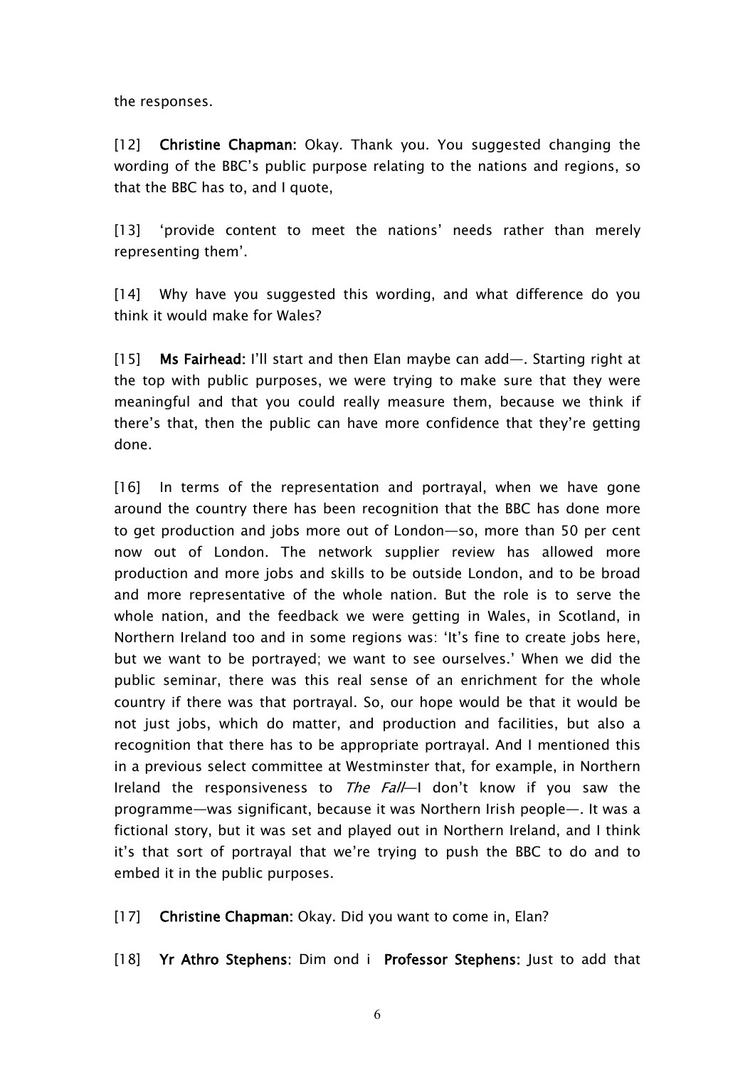the responses.

[12] **Christine Chapman:** Okay. Thank you. You suggested changing the wording of the BBC's public purpose relating to the nations and regions, so that the BBC has to, and I quote,

[13] 'provide content to meet the nations' needs rather than merely representing them'.

[14] Why have you suggested this wording, and what difference do you think it would make for Wales?

[15] **Ms Fairhead:** I'll start and then Elan maybe can add—. Starting right at the top with public purposes, we were trying to make sure that they were meaningful and that you could really measure them, because we think if there's that, then the public can have more confidence that they're getting done.

[16] In terms of the representation and portrayal, when we have gone around the country there has been recognition that the BBC has done more to get production and jobs more out of London—so, more than 50 per cent now out of London. The network supplier review has allowed more production and more jobs and skills to be outside London, and to be broad and more representative of the whole nation. But the role is to serve the whole nation, and the feedback we were getting in Wales, in Scotland, in Northern Ireland too and in some regions was: 'It's fine to create jobs here, but we want to be portrayed; we want to see ourselves.' When we did the public seminar, there was this real sense of an enrichment for the whole country if there was that portrayal. So, our hope would be that it would be not just jobs, which do matter, and production and facilities, but also a recognition that there has to be appropriate portrayal. And I mentioned this in a previous select committee at Westminster that, for example, in Northern Ireland the responsiveness to *The Fall*—I don't know if you saw the programme—was significant, because it was Northern Irish people—. It was a fictional story, but it was set and played out in Northern Ireland, and I think it's that sort of portrayal that we're trying to push the BBC to do and to embed it in the public purposes.

[17] **Christine Chapman:** Okay. Did you want to come in, Elan?

[18] **Yr Athro Stephens**: Dim ond i **Professor Stephens:** Just to add that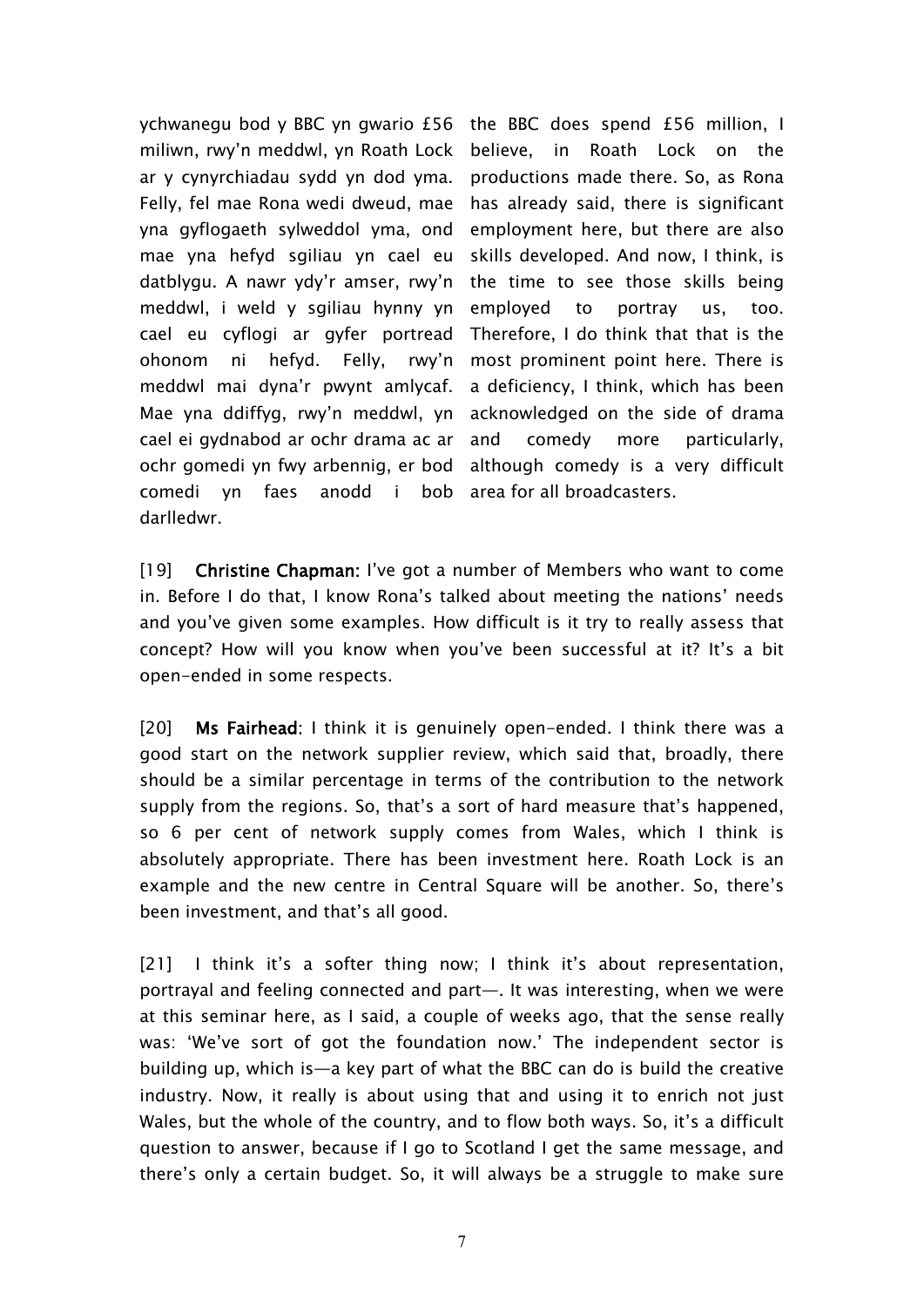| | |
|---|---|
| ychwanegu bod y BBC yn gwario £56 miliwn, rwy'n meddwl, yn Roath Lock ar y cynyrchiadau sydd yn dod yma. Felly, fel mae Rona wedi dweud, mae yna gyflogaeth sylweddol yma, ond mae yna hefyd sgiliau yn cael eu datblygu. A nawr ydy'r amser, rwy'n meddwl, i weld y sgiliau hynny yn cael eu cyflogi ar gyfer portread ohonom ni hefyd. Felly, rwy'n meddwl mai dyna'r pwynt amlycaf. Mae yna ddiffyg, rwy'n meddwl, yn cael ei gydnabod ar ochr drama ac ar ochr gomedi yn fwy arbennig, er bod comedi yn faes anodd i bob darlledwr. | the BBC does spend £56 million, I believe, in Roath Lock on the productions made there. So, as Rona has already said, there is significant employment here, but there are also skills developed. And now, I think, is the time to see those skills being employed to portray us, too. Therefore, I do think that that is the most prominent point here. There is a deficiency, I think, which has been acknowledged on the side of drama and comedy more particularly, although comedy is a very difficult area for all broadcasters. |

[19] **Christine Chapman:** I've got a number of Members who want to come in. Before I do that, I know Rona's talked about meeting the nations' needs and you've given some examples. How difficult is it try to really assess that concept? How will you know when you've been successful at it? It's a bit open-ended in some respects.

[20] **Ms Fairhead**: I think it is genuinely open-ended. I think there was a good start on the network supplier review, which said that, broadly, there should be a similar percentage in terms of the contribution to the network supply from the regions. So, that's a sort of hard measure that's happened, so 6 per cent of network supply comes from Wales, which I think is absolutely appropriate. There has been investment here. Roath Lock is an example and the new centre in Central Square will be another. So, there's been investment, and that's all good.

[21] I think it's a softer thing now; I think it's about representation, portrayal and feeling connected and part—. It was interesting, when we were at this seminar here, as I said, a couple of weeks ago, that the sense really was: 'We've sort of got the foundation now.' The independent sector is building up, which is—a key part of what the BBC can do is build the creative industry. Now, it really is about using that and using it to enrich not just Wales, but the whole of the country, and to flow both ways. So, it's a difficult question to answer, because if I go to Scotland I get the same message, and there's only a certain budget. So, it will always be a struggle to make sure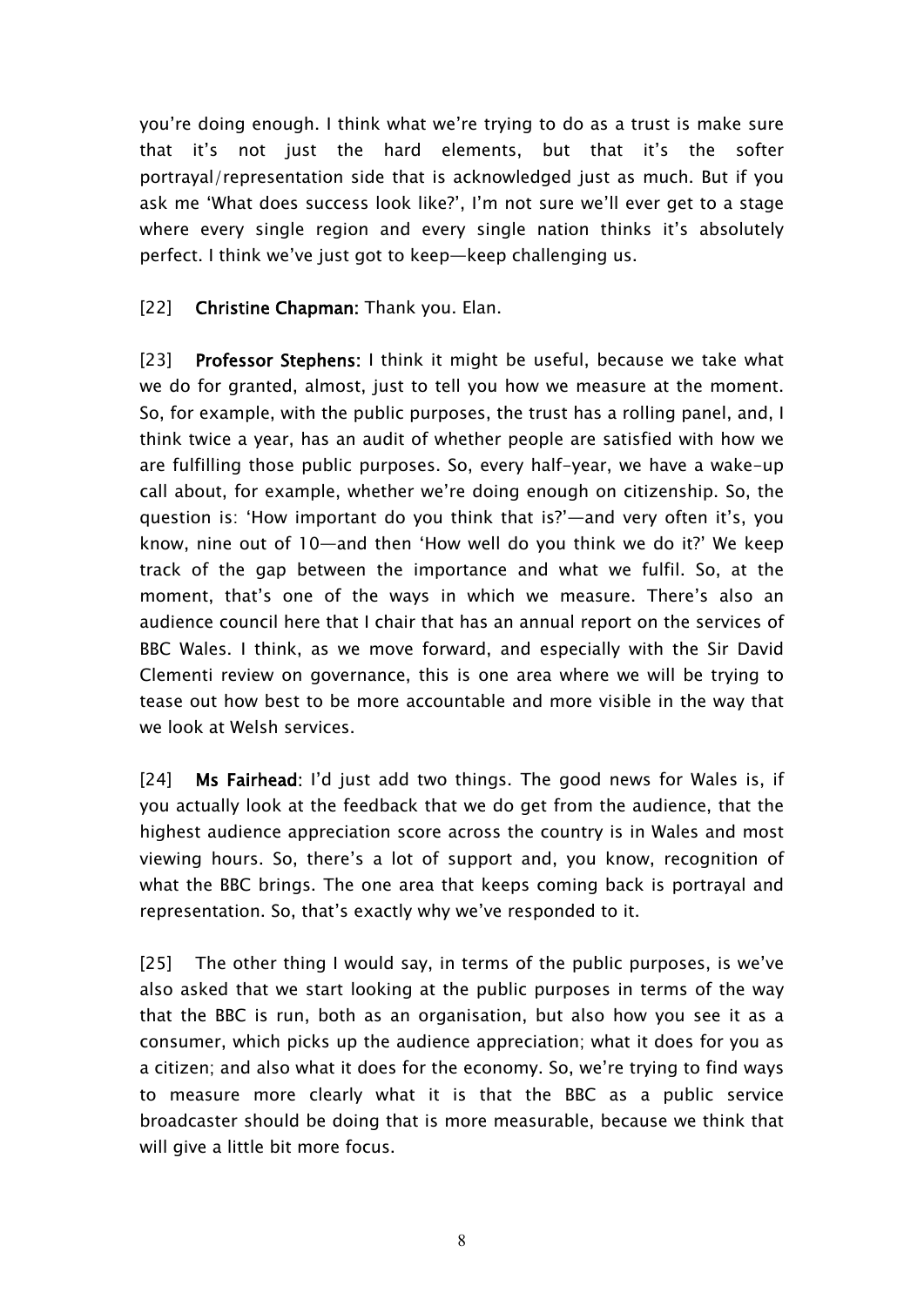you're doing enough. I think what we're trying to do as a trust is make sure that it's not just the hard elements, but that it's the softer portrayal/representation side that is acknowledged just as much. But if you ask me 'What does success look like?', I'm not sure we'll ever get to a stage where every single region and every single nation thinks it's absolutely perfect. I think we've just got to keep—keep challenging us.

[22] **Christine Chapman:** Thank you. Elan.

[23] **Professor Stephens:** I think it might be useful, because we take what we do for granted, almost, just to tell you how we measure at the moment. So, for example, with the public purposes, the trust has a rolling panel, and, I think twice a year, has an audit of whether people are satisfied with how we are fulfilling those public purposes. So, every half-year, we have a wake-up call about, for example, whether we're doing enough on citizenship. So, the question is: 'How important do you think that is?'—and very often it's, you know, nine out of 10—and then 'How well do you think we do it?' We keep track of the gap between the importance and what we fulfil. So, at the moment, that's one of the ways in which we measure. There's also an audience council here that I chair that has an annual report on the services of BBC Wales. I think, as we move forward, and especially with the Sir David Clementi review on governance, this is one area where we will be trying to tease out how best to be more accountable and more visible in the way that we look at Welsh services.

[24] **Ms Fairhead**: I'd just add two things. The good news for Wales is, if you actually look at the feedback that we do get from the audience, that the highest audience appreciation score across the country is in Wales and most viewing hours. So, there's a lot of support and, you know, recognition of what the BBC brings. The one area that keeps coming back is portrayal and representation. So, that's exactly why we've responded to it.

[25] The other thing I would say, in terms of the public purposes, is we've also asked that we start looking at the public purposes in terms of the way that the BBC is run, both as an organisation, but also how you see it as a consumer, which picks up the audience appreciation; what it does for you as a citizen; and also what it does for the economy. So, we're trying to find ways to measure more clearly what it is that the BBC as a public service broadcaster should be doing that is more measurable, because we think that will give a little bit more focus.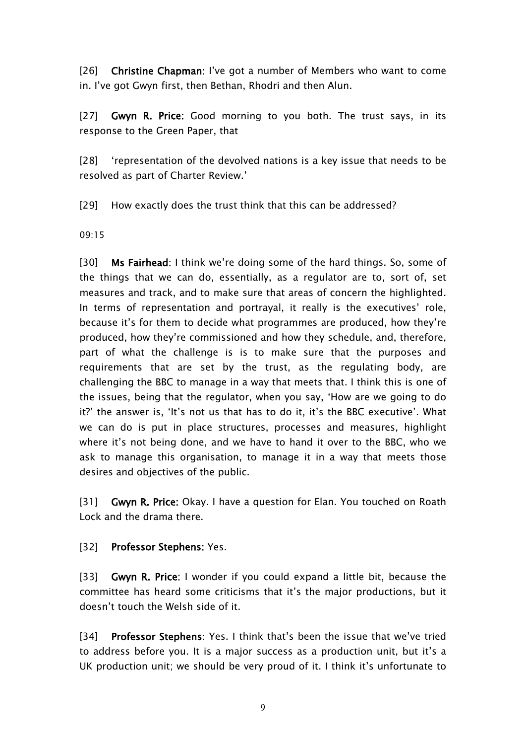[26] **Christine Chapman:** I've got a number of Members who want to come in. I've got Gwyn first, then Bethan, Rhodri and then Alun.

[27] **Gwyn R. Price:** Good morning to you both. The trust says, in its response to the Green Paper, that

[28] 'representation of the devolved nations is a key issue that needs to be resolved as part of Charter Review.'

[29] How exactly does the trust think that this can be addressed?

09:15

[30] **Ms Fairhead:** I think we're doing some of the hard things. So, some of the things that we can do, essentially, as a regulator are to, sort of, set measures and track, and to make sure that areas of concern the highlighted. In terms of representation and portrayal, it really is the executives' role, because it's for them to decide what programmes are produced, how they're produced, how they're commissioned and how they schedule, and, therefore, part of what the challenge is is to make sure that the purposes and requirements that are set by the trust, as the regulating body, are challenging the BBC to manage in a way that meets that. I think this is one of the issues, being that the regulator, when you say, 'How are we going to do it?' the answer is, 'It's not us that has to do it, it's the BBC executive'. What we can do is put in place structures, processes and measures, highlight where it's not being done, and we have to hand it over to the BBC, who we ask to manage this organisation, to manage it in a way that meets those desires and objectives of the public.

[31] **Gwyn R. Price:** Okay. I have a question for Elan. You touched on Roath Lock and the drama there.

[32] **Professor Stephens:** Yes.

[33] **Gwyn R. Price:** I wonder if you could expand a little bit, because the committee has heard some criticisms that it's the major productions, but it doesn't touch the Welsh side of it.

[34] **Professor Stephens:** Yes. I think that's been the issue that we've tried to address before you. It is a major success as a production unit, but it's a UK production unit; we should be very proud of it. I think it's unfortunate to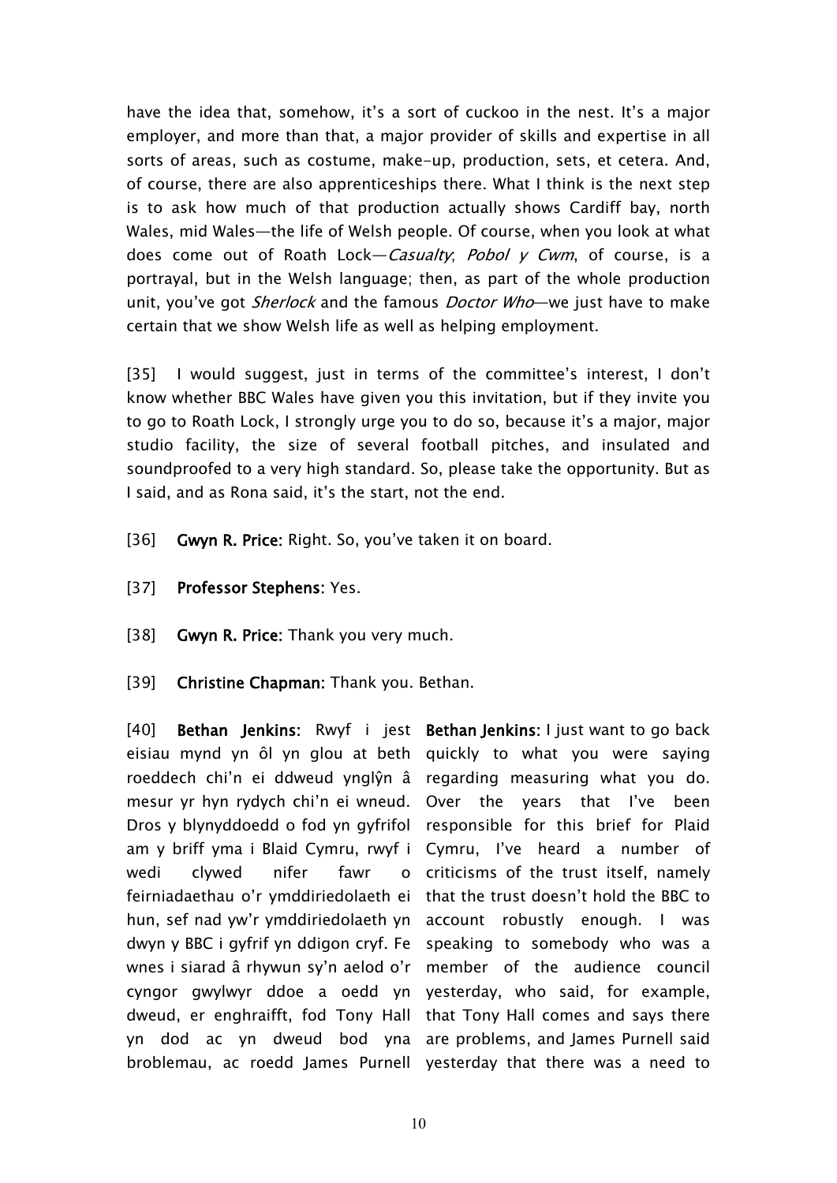have the idea that, somehow, it's a sort of cuckoo in the nest. It's a major employer, and more than that, a major provider of skills and expertise in all sorts of areas, such as costume, make-up, production, sets, et cetera. And, of course, there are also apprenticeships there. What I think is the next step is to ask how much of that production actually shows Cardiff bay, north Wales, mid Wales—the life of Welsh people. Of course, when you look at what does come out of Roath Lock—*Casualty*; *Pobol y Cwm*, of course, is a portrayal, but in the Welsh language; then, as part of the whole production unit, you've got *Sherlock* and the famous *Doctor Who*—we just have to make certain that we show Welsh life as well as helping employment.

[35] I would suggest, just in terms of the committee's interest, I don't know whether BBC Wales have given you this invitation, but if they invite you to go to Roath Lock, I strongly urge you to do so, because it's a major, major studio facility, the size of several football pitches, and insulated and soundproofed to a very high standard. So, please take the opportunity. But as I said, and as Rona said, it's the start, not the end.

[36] **Gwyn R. Price:** Right. So, you've taken it on board.

[37] **Professor Stephens:** Yes.

[38] **Gwyn R. Price:** Thank you very much.

[39] **Christine Chapman:** Thank you. Bethan.

[40] **Bethan Jenkins:** Rwyf i jest eisiau mynd yn ôl yn glou at beth roeddech chi'n ei ddweud ynglŷn â mesur yr hyn rydych chi'n ei wneud. Dros y blynyddoedd o fod yn gyfrifol am y briff yma i Blaid Cymru, rwyf i wedi clywed nifer fawr o feirniadaethau o'r ymddiriedolaeth ei hun, sef nad yw'r ymddiriedolaeth yn dwyn y BBC i gyfrif yn ddigon cryf. Fe wnes i siarad â rhywun sy'n aelod o'r cyngor gwylwyr ddoe a oedd yn dweud, er enghraifft, fod Tony Hall yn dod ac yn dweud bod yna broblemau, ac roedd James Purnell

**Bethan Jenkins:** I just want to go back quickly to what you were saying regarding measuring what you do. Over the years that I've been responsible for this brief for Plaid Cymru, I've heard a number of criticisms of the trust itself, namely that the trust doesn't hold the BBC to account robustly enough. I was speaking to somebody who was a member of the audience council yesterday, who said, for example, that Tony Hall comes and says there are problems, and James Purnell said yesterday that there was a need to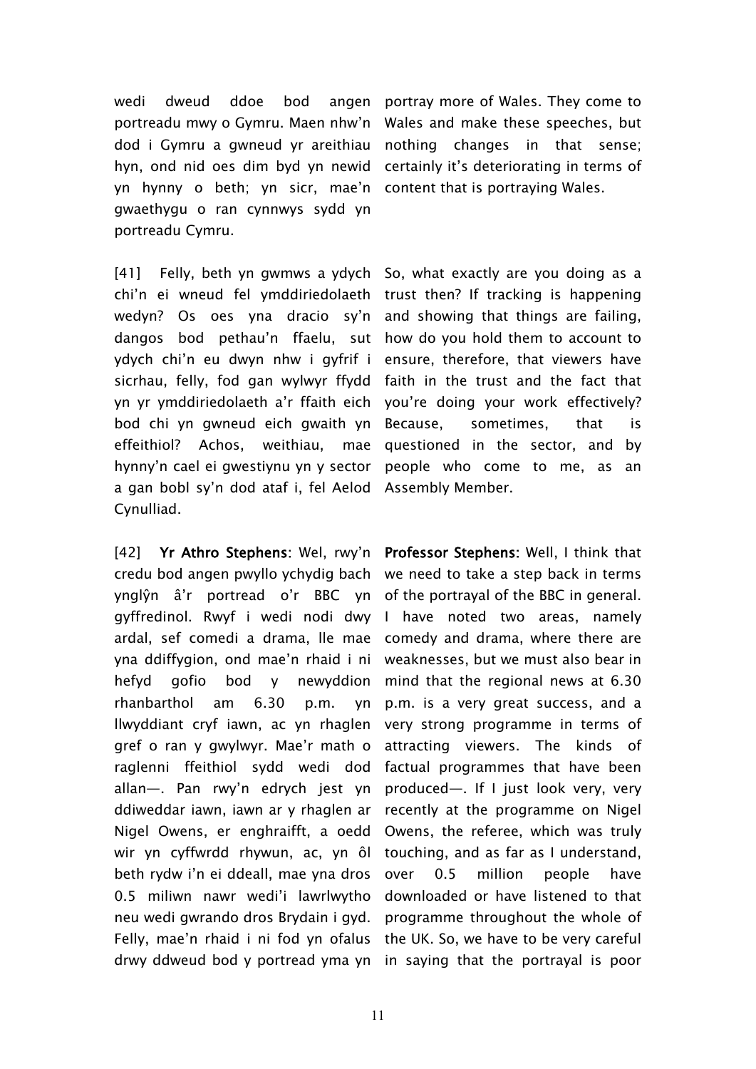wedi dweud ddoe bod angen portreadu mwy o Gymru. Maen nhw'n dod i Gymru a gwneud yr areithiau hyn, ond nid oes dim byd yn newid yn hynny o beth; yn sicr, mae'n gwaethygu o ran cynnwys sydd yn portreadu Cymru.

portray more of Wales. They come to Wales and make these speeches, but nothing changes in that sense; certainly it's deteriorating in terms of content that is portraying Wales.

[41] Felly, beth yn gwmws a ydych chi'n ei wneud fel ymddiriedolaeth wedyn? Os oes yna dracio sy'n dangos bod pethau'n ffaelu, sut ydych chi'n eu dwyn nhw i gyfrif i sicrhau, felly, fod gan wylwyr ffydd yn yr ymddiriedolaeth a'r ffaith eich bod chi yn gwneud eich gwaith yn effeithiol? Achos, weithiau, mae hynny'n cael ei gwestiynu yn y sector a gan bobl sy'n dod ataf i, fel Aelod Cynulliad.

So, what exactly are you doing as a trust then? If tracking is happening and showing that things are failing, how do you hold them to account to ensure, therefore, that viewers have faith in the trust and the fact that you're doing your work effectively? Because, sometimes, that is questioned in the sector, and by people who come to me, as an Assembly Member.

[42] **Yr Athro Stephens**: Wel, rwy'n credu bod angen pwyllo ychydig bach ynglŷn â'r portread o'r BBC yn gyffredinol. Rwyf i wedi nodi dwy ardal, sef comedi a drama, lle mae yna ddiffygion, ond mae'n rhaid i ni hefyd gofio bod y newyddion rhanbarthol am 6.30 p.m. yn llwyddiant cryf iawn, ac yn rhaglen gref o ran y gwylwyr. Mae'r math o raglenni ffeithiol sydd wedi dod allan—. Pan rwy'n edrych jest yn ddiweddar iawn, iawn ar y rhaglen ar Nigel Owens, er enghraifft, a oedd wir yn cyffwrdd rhywun, ac, yn ôl beth rydw i'n ei ddeall, mae yna dros 0.5 miliwn nawr wedi'i lawrlwytho neu wedi gwrando dros Brydain i gyd. Felly, mae'n rhaid i ni fod yn ofalus drwy ddweud bod y portread yma yn

**Professor Stephens**: Well, I think that we need to take a step back in terms of the portrayal of the BBC in general. I have noted two areas, namely comedy and drama, where there are weaknesses, but we must also bear in mind that the regional news at 6.30 p.m. is a very great success, and a very strong programme in terms of attracting viewers. The kinds of factual programmes that have been produced—. If I just look very, very recently at the programme on Nigel Owens, the referee, which was truly touching, and as far as I understand, over 0.5 million people have downloaded or have listened to that programme throughout the whole of the UK. So, we have to be very careful in saying that the portrayal is poor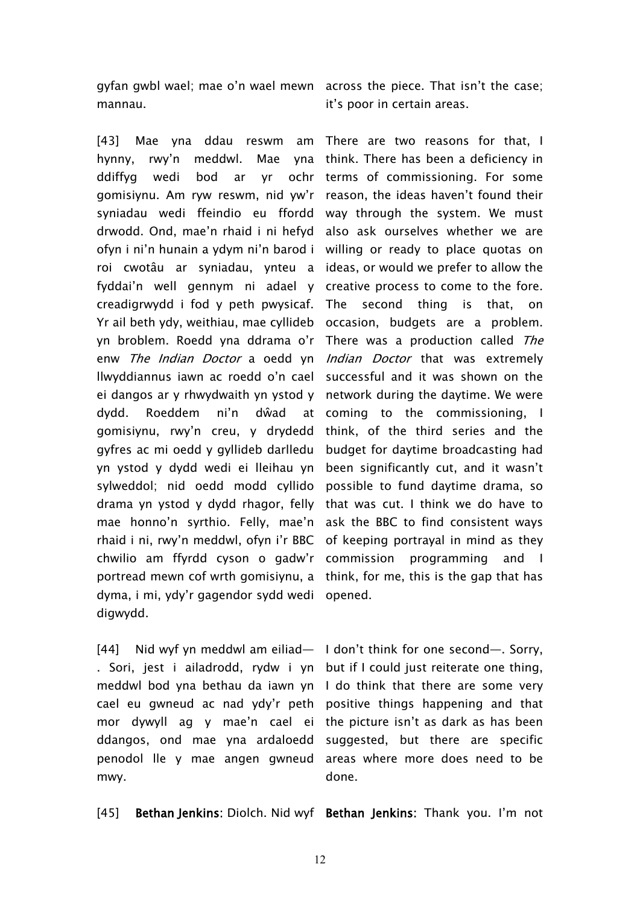| | |
|---|---|
| gyfan gwbl wael; mae o'n wael mewn mannau. | across the piece. That isn't the case; it's poor in certain areas. |
| [43] Mae yna ddau reswm am hynny, rwy'n meddwl. Mae yna ddiffyg wedi bod ar yr ochr gomisiynu. Am ryw reswm, nid yw'r syniadau wedi ffeindio eu ffordd drwodd. Ond, mae'n rhaid i ni hefyd ofyn i ni'n hunain a ydym ni'n barod i roi cwotâu ar syniadau, ynteu a fyddai'n well gennym ni adael y creadigrwydd i fod y peth pwysicaf. Yr ail beth ydy, weithiau, mae cyllideb yn broblem. Roedd yna ddrama o'r enw *The Indian Doctor* a oedd yn llwyddiannus iawn ac roedd o'n cael ei dangos ar y rhwydwaith yn ystod y dydd. Roeddem ni'n dŵad at gomisiynu, rwy'n creu, y drydedd gyfres ac mi oedd y gyllideb darlledu yn ystod y dydd wedi ei lleihau yn sylweddol; nid oedd modd cyllido drama yn ystod y dydd rhagor, felly mae honno'n syrthio. Felly, mae'n rhaid i ni, rwy'n meddwl, ofyn i'r BBC chwilio am ffyrdd cyson o gadw'r portread mewn cof wrth gomisiynu, a dyma, i mi, ydy'r gagendor sydd wedi digwydd. | There are two reasons for that, I think. There has been a deficiency in terms of commissioning. For some reason, the ideas haven't found their way through the system. We must also ask ourselves whether we are willing or ready to place quotas on ideas, or would we prefer to allow the creative process to come to the fore. The second thing is that, on occasion, budgets are a problem. There was a production called *The Indian Doctor* that was extremely successful and it was shown on the network during the daytime. We were coming to the commissioning, I think, of the third series and the budget for daytime broadcasting had been significantly cut, and it wasn't possible to fund daytime drama, so that was cut. I think we do have to ask the BBC to find consistent ways of keeping portrayal in mind as they commission programming and I think, for me, this is the gap that has opened. |
| [44] Nid wyf yn meddwl am eiliad—. Sori, jest i ailadrodd, rydw i yn meddwl bod yna bethau da iawn yn cael eu gwneud ac nad ydy'r peth mor dywyll ag y mae'n cael ei ddangos, ond mae yna ardaloedd penodol lle y mae angen gwneud mwy. | I don't think for one second—. Sorry, but if I could just reiterate one thing, I do think that there are some very positive things happening and that the picture isn't as dark as has been suggested, but there are specific areas where more does need to be done. |
| [45] **Bethan Jenkins**: Diolch. Nid wyf | **Bethan Jenkins**: Thank you. I'm not |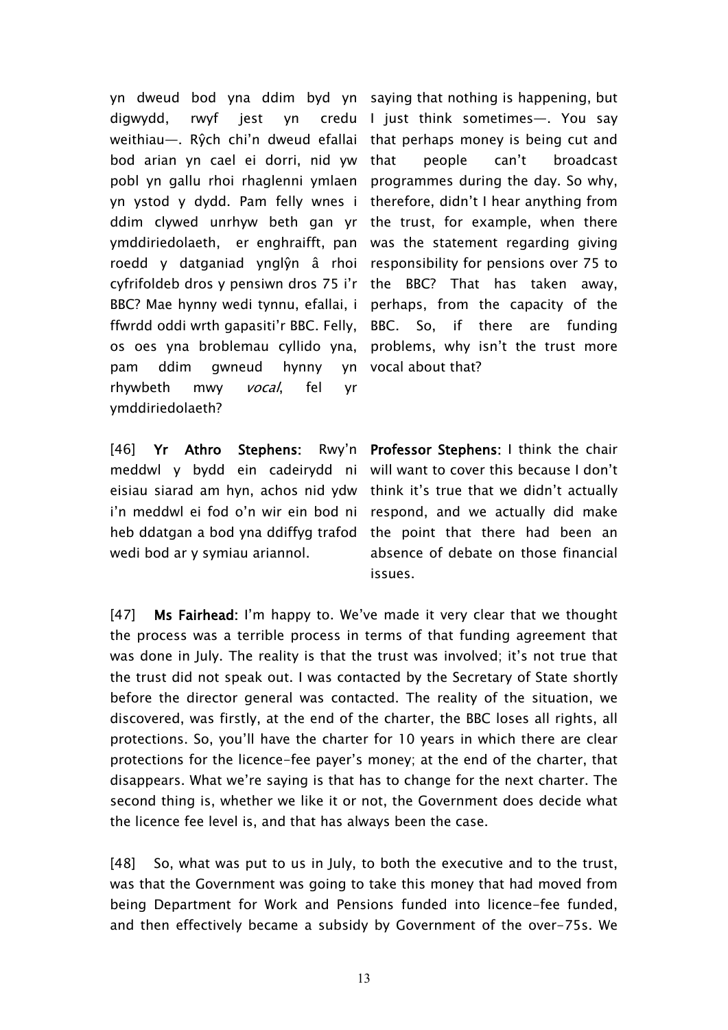yn dweud bod yna ddim byd yn digwydd, rwyf jest yn credu weithiau—. Rŷch chi'n dweud efallai bod arian yn cael ei dorri, nid yw pobl yn gallu rhoi rhaglenni ymlaen yn ystod y dydd. Pam felly wnes i ddim clywed unrhyw beth gan yr ymddiriedolaeth, er enghraifft, pan roedd y datganiad ynglŷn â rhoi cyfrifoldeb dros y pensiwn dros 75 i'r BBC? Mae hynny wedi tynnu, efallai, i ffwrdd oddi wrth gapasiti'r BBC. Felly, os oes yna broblemau cyllido yna, pam ddim gwneud hynny yn rhywbeth mwy *vocal*, fel yr ymddiriedolaeth?

saying that nothing is happening, but I just think sometimes—. You say that perhaps money is being cut and that people can't broadcast programmes during the day. So why, therefore, didn't I hear anything from the trust, for example, when there was the statement regarding giving responsibility for pensions over 75 to the BBC? That has taken away, perhaps, from the capacity of the BBC. So, if there are funding problems, why isn't the trust more vocal about that?

[46] **Yr Athro Stephens:** Rwy'n meddwl y bydd ein cadeirydd ni eisiau siarad am hyn, achos nid ydw i'n meddwl ei fod o'n wir ein bod ni heb ddatgan a bod yna ddiffyg trafod wedi bod ar y symiau ariannol.

**Professor Stephens**: I think the chair will want to cover this because I don't think it's true that we didn't actually respond, and we actually did make the point that there had been an absence of debate on those financial issues.

[47] **Ms Fairhead:** I'm happy to. We've made it very clear that we thought the process was a terrible process in terms of that funding agreement that was done in July. The reality is that the trust was involved; it's not true that the trust did not speak out. I was contacted by the Secretary of State shortly before the director general was contacted. The reality of the situation, we discovered, was firstly, at the end of the charter, the BBC loses all rights, all protections. So, you'll have the charter for 10 years in which there are clear protections for the licence-fee payer's money; at the end of the charter, that disappears. What we're saying is that has to change for the next charter. The second thing is, whether we like it or not, the Government does decide what the licence fee level is, and that has always been the case.

[48] So, what was put to us in July, to both the executive and to the trust, was that the Government was going to take this money that had moved from being Department for Work and Pensions funded into licence-fee funded, and then effectively became a subsidy by Government of the over-75s. We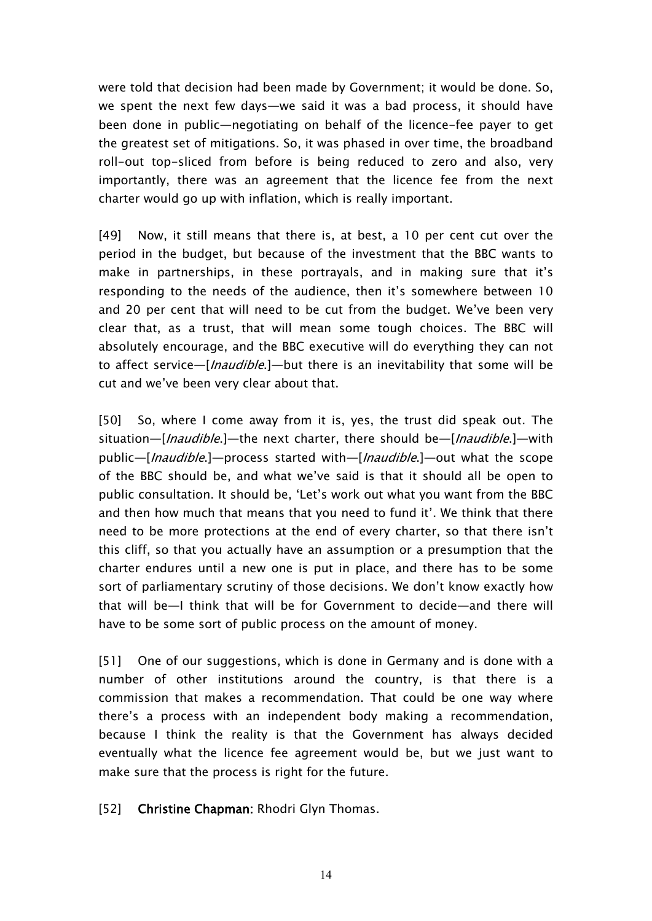were told that decision had been made by Government; it would be done. So, we spent the next few days—we said it was a bad process, it should have been done in public—negotiating on behalf of the licence-fee payer to get the greatest set of mitigations. So, it was phased in over time, the broadband roll-out top-sliced from before is being reduced to zero and also, very importantly, there was an agreement that the licence fee from the next charter would go up with inflation, which is really important.

[49] Now, it still means that there is, at best, a 10 per cent cut over the period in the budget, but because of the investment that the BBC wants to make in partnerships, in these portrayals, and in making sure that it's responding to the needs of the audience, then it's somewhere between 10 and 20 per cent that will need to be cut from the budget. We've been very clear that, as a trust, that will mean some tough choices. The BBC will absolutely encourage, and the BBC executive will do everything they can not to affect service—[*Inaudible.*]—but there is an inevitability that some will be cut and we've been very clear about that.

[50] So, where I come away from it is, yes, the trust did speak out. The situation—[*Inaudible.*]—the next charter, there should be—[*Inaudible.*]—with public—[*Inaudible.*]—process started with—[*Inaudible.*]—out what the scope of the BBC should be, and what we've said is that it should all be open to public consultation. It should be, 'Let's work out what you want from the BBC and then how much that means that you need to fund it'. We think that there need to be more protections at the end of every charter, so that there isn't this cliff, so that you actually have an assumption or a presumption that the charter endures until a new one is put in place, and there has to be some sort of parliamentary scrutiny of those decisions. We don't know exactly how that will be—I think that will be for Government to decide—and there will have to be some sort of public process on the amount of money.

[51] One of our suggestions, which is done in Germany and is done with a number of other institutions around the country, is that there is a commission that makes a recommendation. That could be one way where there's a process with an independent body making a recommendation, because I think the reality is that the Government has always decided eventually what the licence fee agreement would be, but we just want to make sure that the process is right for the future.

[52] **Christine Chapman:** Rhodri Glyn Thomas.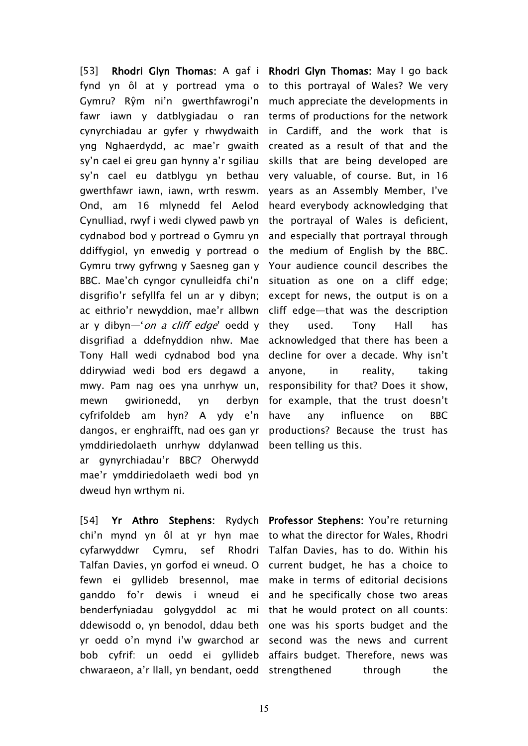[53] **Rhodri Glyn Thomas**: A gaf i fynd yn ôl at y portread yma o Gymru? Rŷm ni'n gwerthfawrogi'n fawr iawn y datblygiadau o ran cynyrchiadau ar gyfer y rhwydwaith yng Nghaerdydd, ac mae'r gwaith sy'n cael ei greu gan hynny a'r sgiliau sy'n cael eu datblygu yn bethau gwerthfawr iawn, iawn, wrth reswm. Ond, am 16 mlynedd fel Aelod Cynulliad, rwyf i wedi clywed pawb yn cydnabod bod y portread o Gymru yn ddiffygiol, yn enwedig y portread o Gymru trwy gyfrwng y Saesneg gan y BBC. Mae'ch cyngor cynulleidfa chi'n disgrifio'r sefyllfa fel un ar y dibyn; ac eithrio'r newyddion, mae'r allbwn ar y dibyn—'*on a cliff edge*' oedd y disgrifiad a ddefnyddion nhw. Mae Tony Hall wedi cydnabod bod yna ddirywiad wedi bod ers degawd a mwy. Pam nag oes yna unrhyw un, mewn gwirionedd, yn derbyn cyfrifoldeb am hyn? A ydy e'n dangos, er enghraifft, nad oes gan yr ymddiriedolaeth unrhyw ddylanwad ar gynyrchiadau'r BBC? Oherwydd mae'r ymddiriedolaeth wedi bod yn dweud hyn wrthym ni.

**Rhodri Glyn Thomas**: May I go back to this portrayal of Wales? We very much appreciate the developments in terms of productions for the network in Cardiff, and the work that is created as a result of that and the skills that are being developed are very valuable, of course. But, in 16 years as an Assembly Member, I've heard everybody acknowledging that the portrayal of Wales is deficient, and especially that portrayal through the medium of English by the BBC. Your audience council describes the situation as one on a cliff edge; except for news, the output is on a cliff edge—that was the description they used. Tony Hall has acknowledged that there has been a decline for over a decade. Why isn't anyone, in reality, taking responsibility for that? Does it show, for example, that the trust doesn't have any influence on BBC productions? Because the trust has been telling us this.

[54] **Yr Athro Stephens**: Rydych chi'n mynd yn ôl at yr hyn mae cyfarwyddwr Cymru, sef Rhodri Talfan Davies, yn gorfod ei wneud. O fewn ei gyllideb bresennol, mae ganddo fo'r dewis i wneud ei benderfyniadau golygyddol ac mi ddewisodd o, yn benodol, ddau beth yr oedd o'n mynd i'w gwarchod ar bob cyfrif: un oedd ei gyllideb chwaraeon, a'r llall, yn bendant, oedd

**Professor Stephens**: You're returning to what the director for Wales, Rhodri Talfan Davies, has to do. Within his current budget, he has a choice to make in terms of editorial decisions and he specifically chose two areas that he would protect on all counts: one was his sports budget and the second was the news and current affairs budget. Therefore, news was strengthened through the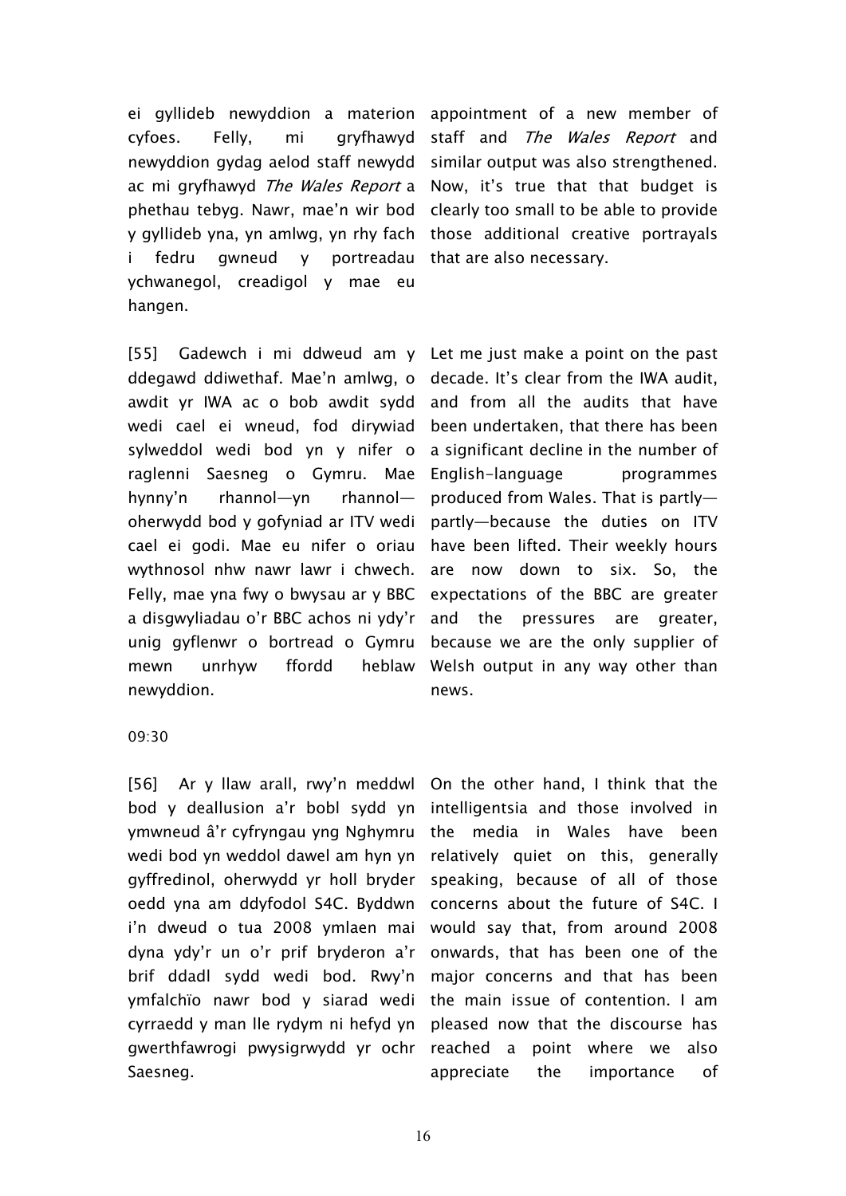ei gyllideb newyddion a materion cyfoes. Felly, mi gryfhawyd newyddion gydag aelod staff newydd ac mi gryfhawyd *The Wales Report* a phethau tebyg. Nawr, mae'n wir bod y gyllideb yna, yn amlwg, yn rhy fach i fedru gwneud y portreadau ychwanegol, creadigol y mae eu hangen.

appointment of a new member of staff and *The Wales Report* and similar output was also strengthened. Now, it's true that that budget is clearly too small to be able to provide those additional creative portrayals that are also necessary.

[55] Gadewch i mi ddweud am y ddegawd ddiwethaf. Mae'n amlwg, o awdit yr IWA ac o bob awdit sydd wedi cael ei wneud, fod dirywiad sylweddol wedi bod yn y nifer o raglenni Saesneg o Gymru. Mae hynny'n rhannol—yn rhannol—oherwydd bod y gofyniad ar ITV wedi cael ei godi. Mae eu nifer o oriau wythnosol nhw nawr lawr i chwech. Felly, mae yna fwy o bwysau ar y BBC a disgwyliadau o'r BBC achos ni ydy'r unig gyflenwr o bortread o Gymru mewn unrhyw ffordd heblaw newyddion.

Let me just make a point on the past decade. It's clear from the IWA audit, and from all the audits that have been undertaken, that there has been a significant decline in the number of English-language programmes produced from Wales. That is partly—partly—because the duties on ITV have been lifted. Their weekly hours are now down to six. So, the expectations of the BBC are greater and the pressures are greater, because we are the only supplier of Welsh output in any way other than news.

09:30

[56] Ar y llaw arall, rwy'n meddwl bod y deallusion a'r bobl sydd yn ymwneud â'r cyfryngau yng Nghymru wedi bod yn weddol dawel am hyn yn gyffredinol, oherwydd yr holl bryder oedd yna am ddyfodol S4C. Byddwn i'n dweud o tua 2008 ymlaen mai dyna ydy'r un o'r prif bryderon a'r brif ddadl sydd wedi bod. Rwy'n ymfalchïo nawr bod y siarad wedi cyrraedd y man lle rydym ni hefyd yn gwerthfawrogi pwysigrwydd yr ochr Saesneg.

On the other hand, I think that the intelligentsia and those involved in the media in Wales have been relatively quiet on this, generally speaking, because of all of those concerns about the future of S4C. I would say that, from around 2008 onwards, that has been one of the major concerns and that has been the main issue of contention. I am pleased now that the discourse has reached a point where we also appreciate the importance of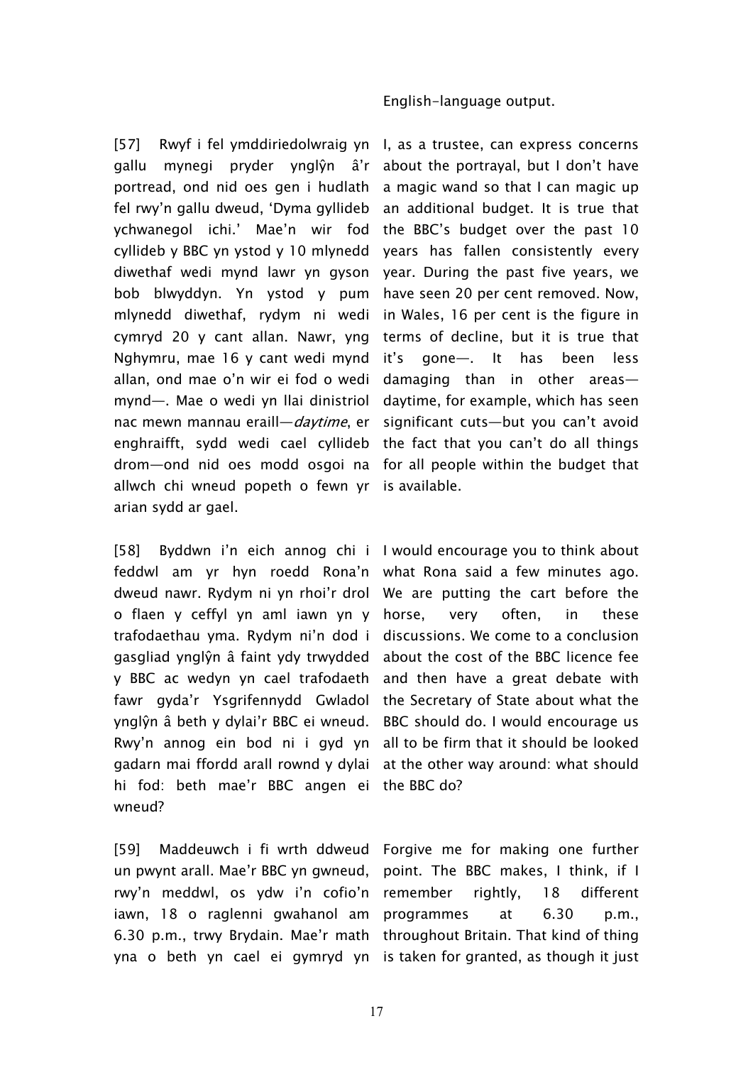English-language output.

[57] Rwyf i fel ymddiriedolwraig yn gallu mynegi pryder ynglŷn â'r portread, ond nid oes gen i hudlath fel rwy'n gallu dweud, 'Dyma gyllideb ychwanegol ichi.' Mae'n wir fod cyllideb y BBC yn ystod y 10 mlynedd diwethaf wedi mynd lawr yn gyson bob blwyddyn. Yn ystod y pum mlynedd diwethaf, rydym ni wedi cymryd 20 y cant allan. Nawr, yng Nghymru, mae 16 y cant wedi mynd allan, ond mae o'n wir ei fod o wedi mynd—. Mae o wedi yn llai dinistriol nac mewn mannau eraill—*daytime*, er enghraifft, sydd wedi cael cyllideb drom—ond nid oes modd osgoi na allwch chi wneud popeth o fewn yr arian sydd ar gael.

I, as a trustee, can express concerns about the portrayal, but I don't have a magic wand so that I can magic up an additional budget. It is true that the BBC's budget over the past 10 years has fallen consistently every year. During the past five years, we have seen 20 per cent removed. Now, in Wales, 16 per cent is the figure in terms of decline, but it is true that it's gone—. It has been less damaging than in other areas—daytime, for example, which has seen significant cuts—but you can't avoid the fact that you can't do all things for all people within the budget that is available.

[58] Byddwn i'n eich annog chi i feddwl am yr hyn roedd Rona'n dweud nawr. Rydym ni yn rhoi'r drol o flaen y ceffyl yn aml iawn yn y trafodaethau yma. Rydym ni'n dod i gasgliad ynglŷn â faint ydy trwydded y BBC ac wedyn yn cael trafodaeth fawr gyda'r Ysgrifennydd Gwladol ynglŷn â beth y dylai'r BBC ei wneud. Rwy'n annog ein bod ni i gyd yn gadarn mai ffordd arall rownd y dylai hi fod: beth mae'r BBC angen ei wneud?

I would encourage you to think about what Rona said a few minutes ago. We are putting the cart before the horse, very often, in these discussions. We come to a conclusion about the cost of the BBC licence fee and then have a great debate with the Secretary of State about what the BBC should do. I would encourage us all to be firm that it should be looked at the other way around: what should the BBC do?

[59] Maddeuwch i fi wrth ddweud un pwynt arall. Mae'r BBC yn gwneud, rwy'n meddwl, os ydw i'n cofio'n iawn, 18 o raglenni gwahanol am 6.30 p.m., trwy Brydain. Mae'r math yna o beth yn cael ei gymryd yn

Forgive me for making one further point. The BBC makes, I think, if I remember rightly, 18 different programmes at 6.30 p.m., throughout Britain. That kind of thing is taken for granted, as though it just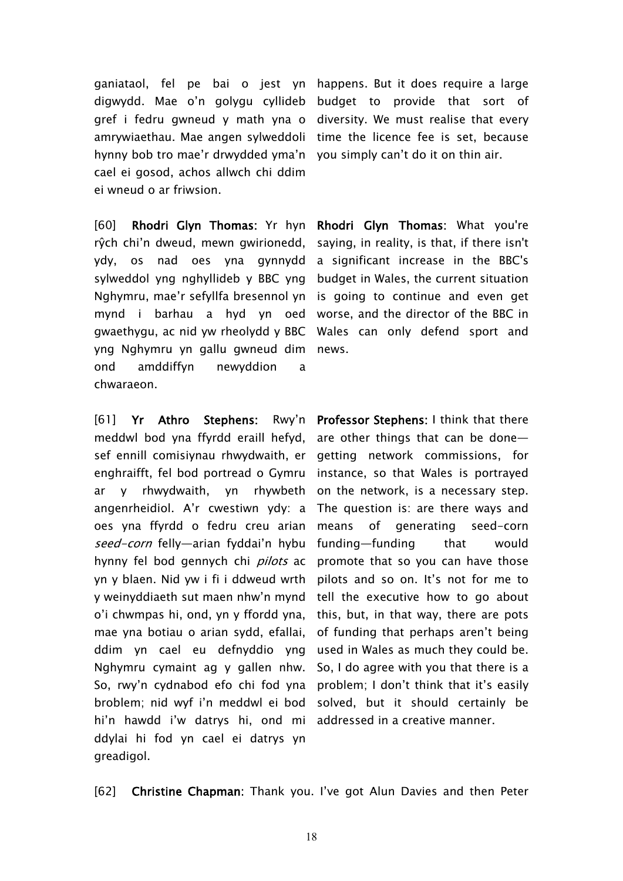ganiataol, fel pe bai o jest yn digwydd. Mae o'n golygu cyllideb gref i fedru gwneud y math yna o amrywiaethau. Mae angen sylweddoli hynny bob tro mae'r drwydded yma'n cael ei gosod, achos allwch chi ddim ei wneud o ar friwsion.

happens. But it does require a large budget to provide that sort of diversity. We must realise that every time the licence fee is set, because you simply can't do it on thin air.

[60] **Rhodri Glyn Thomas**: Yr hyn rŷch chi'n dweud, mewn gwirionedd, ydy, os nad oes yna gynnydd sylweddol yng nghyllideb y BBC yng Nghymru, mae'r sefyllfa bresennol yn mynd i barhau a hyd yn oed gwaethygu, ac nid yw rheolydd y BBC yng Nghymru yn gallu gwneud dim ond amddiffyn newyddion a chwaraeon.

**Rhodri Glyn Thomas**: What you're saying, in reality, is that, if there isn't a significant increase in the BBC's budget in Wales, the current situation is going to continue and even get worse, and the director of the BBC in Wales can only defend sport and news.

[61] **Yr Athro Stephens:** Rwy'n meddwl bod yna ffyrdd eraill hefyd, sef ennill comisiynau rhwydwaith, er enghraifft, fel bod portread o Gymru ar y rhwydwaith, yn rhywbeth angenrheidiol. A'r cwestiwn ydy: a oes yna ffyrdd o fedru creu arian *seed-corn* felly—arian fyddai'n hybu hynny fel bod gennych chi *pilots* ac yn y blaen. Nid yw i fi i ddweud wrth y weinyddiaeth sut maen nhw'n mynd o'i chwmpas hi, ond, yn y ffordd yna, mae yna botiau o arian sydd, efallai, ddim yn cael eu defnyddio yng Nghymru cymaint ag y gallen nhw. So, rwy'n cydnabod efo chi fod yna broblem; nid wyf i'n meddwl ei bod hi'n hawdd i'w datrys hi, ond mi ddylai hi fod yn cael ei datrys yn greadigol.

**Professor Stephens:** I think that there are other things that can be done—getting network commissions, for instance, so that Wales is portrayed on the network, is a necessary step. The question is: are there ways and means of generating seed-corn funding—funding that would promote that so you can have those pilots and so on. It's not for me to tell the executive how to go about this, but, in that way, there are pots of funding that perhaps aren't being used in Wales as much they could be. So, I do agree with you that there is a problem; I don't think that it's easily solved, but it should certainly be addressed in a creative manner.

[62] **Christine Chapman**: Thank you. I've got Alun Davies and then Peter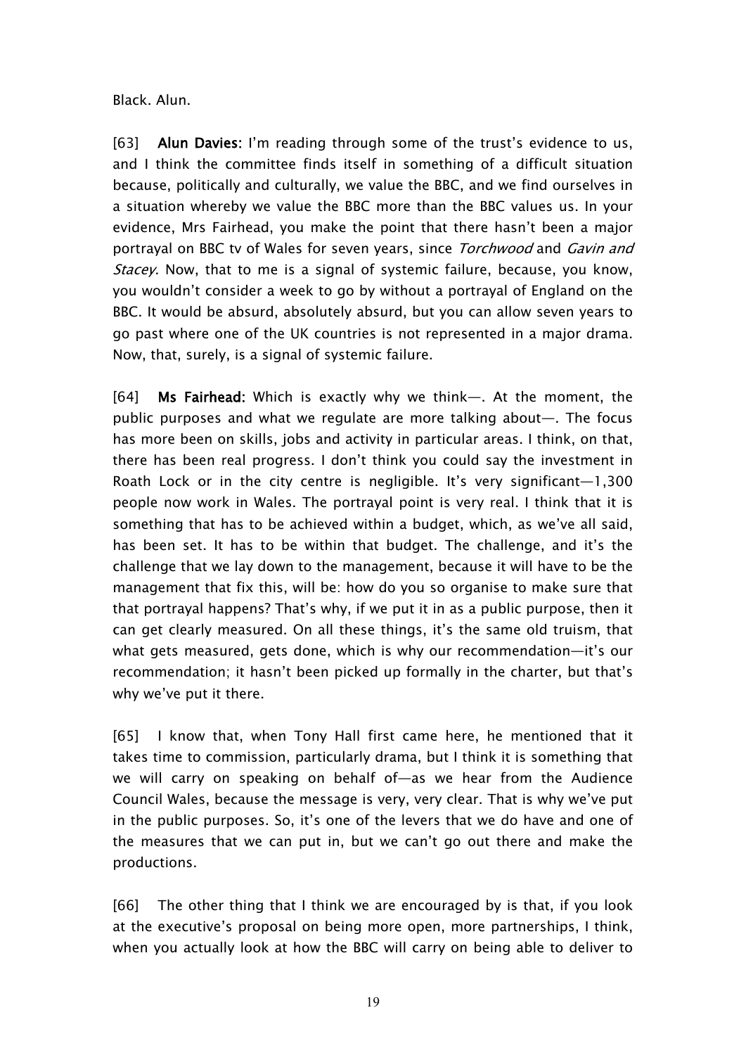Black. Alun.

[63] **Alun Davies:** I'm reading through some of the trust's evidence to us, and I think the committee finds itself in something of a difficult situation because, politically and culturally, we value the BBC, and we find ourselves in a situation whereby we value the BBC more than the BBC values us. In your evidence, Mrs Fairhead, you make the point that there hasn't been a major portrayal on BBC tv of Wales for seven years, since *Torchwood* and *Gavin and Stacey*. Now, that to me is a signal of systemic failure, because, you know, you wouldn't consider a week to go by without a portrayal of England on the BBC. It would be absurd, absolutely absurd, but you can allow seven years to go past where one of the UK countries is not represented in a major drama. Now, that, surely, is a signal of systemic failure.

[64] **Ms Fairhead:** Which is exactly why we think—. At the moment, the public purposes and what we regulate are more talking about—. The focus has more been on skills, jobs and activity in particular areas. I think, on that, there has been real progress. I don't think you could say the investment in Roath Lock or in the city centre is negligible. It's very significant—1,300 people now work in Wales. The portrayal point is very real. I think that it is something that has to be achieved within a budget, which, as we've all said, has been set. It has to be within that budget. The challenge, and it's the challenge that we lay down to the management, because it will have to be the management that fix this, will be: how do you so organise to make sure that that portrayal happens? That's why, if we put it in as a public purpose, then it can get clearly measured. On all these things, it's the same old truism, that what gets measured, gets done, which is why our recommendation—it's our recommendation; it hasn't been picked up formally in the charter, but that's why we've put it there.

[65] I know that, when Tony Hall first came here, he mentioned that it takes time to commission, particularly drama, but I think it is something that we will carry on speaking on behalf of—as we hear from the Audience Council Wales, because the message is very, very clear. That is why we've put in the public purposes. So, it's one of the levers that we do have and one of the measures that we can put in, but we can't go out there and make the productions.

[66] The other thing that I think we are encouraged by is that, if you look at the executive's proposal on being more open, more partnerships, I think, when you actually look at how the BBC will carry on being able to deliver to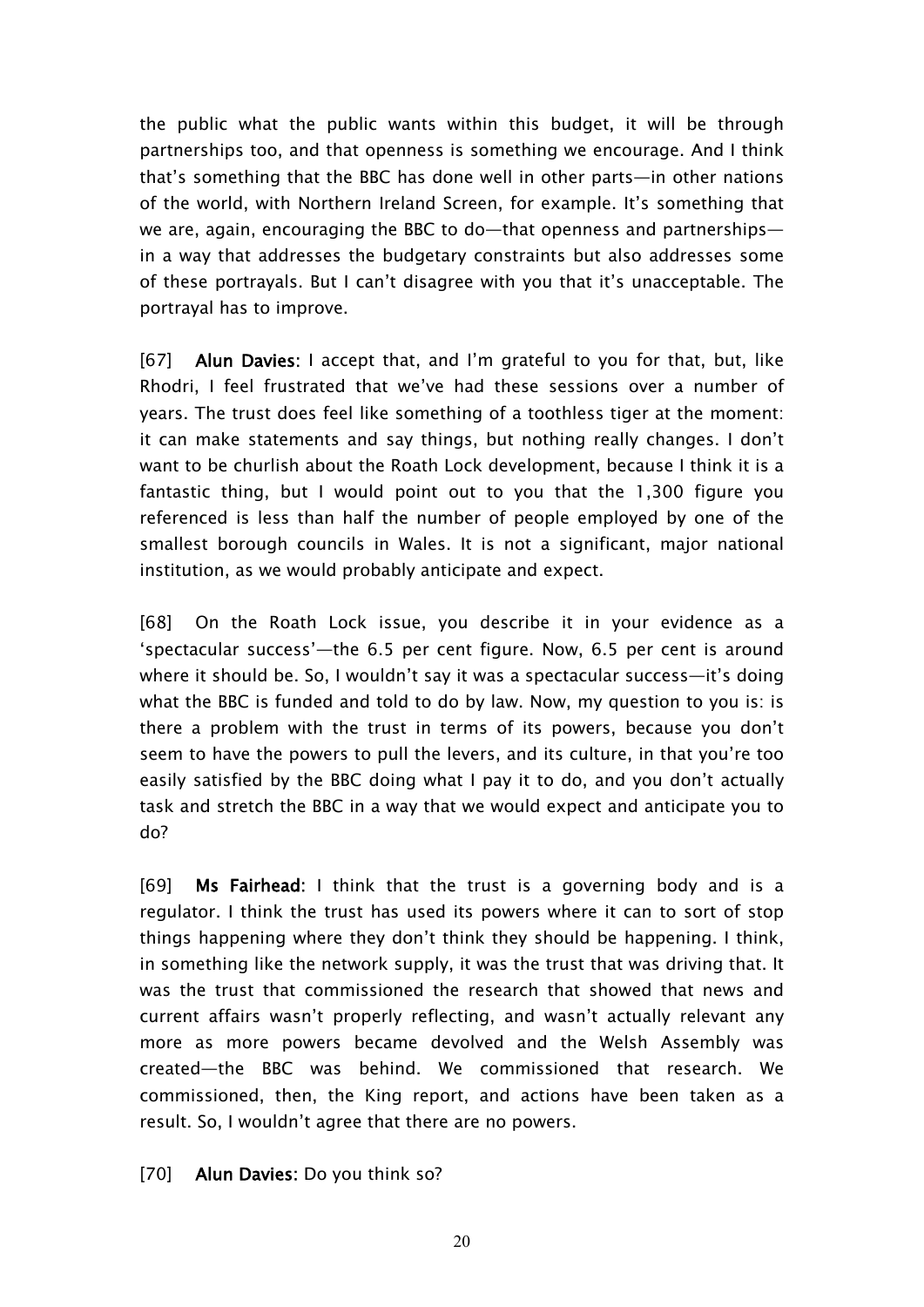the public what the public wants within this budget, it will be through partnerships too, and that openness is something we encourage. And I think that's something that the BBC has done well in other parts—in other nations of the world, with Northern Ireland Screen, for example. It's something that we are, again, encouraging the BBC to do—that openness and partnerships—in a way that addresses the budgetary constraints but also addresses some of these portrayals. But I can't disagree with you that it's unacceptable. The portrayal has to improve.

[67] **Alun Davies:** I accept that, and I'm grateful to you for that, but, like Rhodri, I feel frustrated that we've had these sessions over a number of years. The trust does feel like something of a toothless tiger at the moment: it can make statements and say things, but nothing really changes. I don't want to be churlish about the Roath Lock development, because I think it is a fantastic thing, but I would point out to you that the 1,300 figure you referenced is less than half the number of people employed by one of the smallest borough councils in Wales. It is not a significant, major national institution, as we would probably anticipate and expect.

[68] On the Roath Lock issue, you describe it in your evidence as a 'spectacular success'—the 6.5 per cent figure. Now, 6.5 per cent is around where it should be. So, I wouldn't say it was a spectacular success—it's doing what the BBC is funded and told to do by law. Now, my question to you is: is there a problem with the trust in terms of its powers, because you don't seem to have the powers to pull the levers, and its culture, in that you're too easily satisfied by the BBC doing what I pay it to do, and you don't actually task and stretch the BBC in a way that we would expect and anticipate you to do?

[69] **Ms Fairhead:** I think that the trust is a governing body and is a regulator. I think the trust has used its powers where it can to sort of stop things happening where they don't think they should be happening. I think, in something like the network supply, it was the trust that was driving that. It was the trust that commissioned the research that showed that news and current affairs wasn't properly reflecting, and wasn't actually relevant any more as more powers became devolved and the Welsh Assembly was created—the BBC was behind. We commissioned that research. We commissioned, then, the King report, and actions have been taken as a result. So, I wouldn't agree that there are no powers.

[70] **Alun Davies:** Do you think so?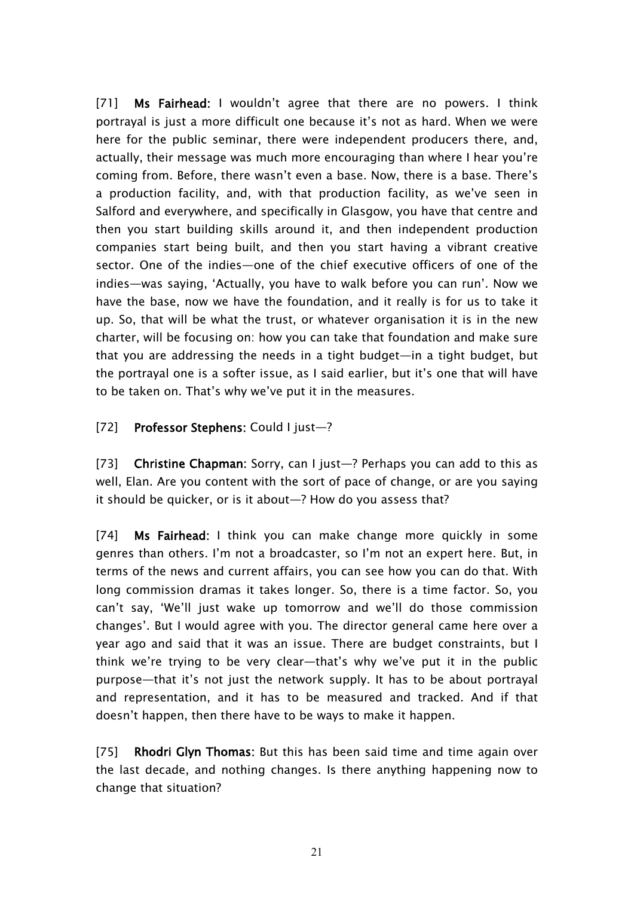[71] **Ms Fairhead:** I wouldn't agree that there are no powers. I think portrayal is just a more difficult one because it's not as hard. When we were here for the public seminar, there were independent producers there, and, actually, their message was much more encouraging than where I hear you're coming from. Before, there wasn't even a base. Now, there is a base. There's a production facility, and, with that production facility, as we've seen in Salford and everywhere, and specifically in Glasgow, you have that centre and then you start building skills around it, and then independent production companies start being built, and then you start having a vibrant creative sector. One of the indies—one of the chief executive officers of one of the indies—was saying, 'Actually, you have to walk before you can run'. Now we have the base, now we have the foundation, and it really is for us to take it up. So, that will be what the trust, or whatever organisation it is in the new charter, will be focusing on: how you can take that foundation and make sure that you are addressing the needs in a tight budget—in a tight budget, but the portrayal one is a softer issue, as I said earlier, but it's one that will have to be taken on. That's why we've put it in the measures.

[72] **Professor Stephens:** Could I just—?

[73] **Christine Chapman:** Sorry, can I just—? Perhaps you can add to this as well, Elan. Are you content with the sort of pace of change, or are you saying it should be quicker, or is it about—? How do you assess that?

[74] **Ms Fairhead:** I think you can make change more quickly in some genres than others. I'm not a broadcaster, so I'm not an expert here. But, in terms of the news and current affairs, you can see how you can do that. With long commission dramas it takes longer. So, there is a time factor. So, you can't say, 'We'll just wake up tomorrow and we'll do those commission changes'. But I would agree with you. The director general came here over a year ago and said that it was an issue. There are budget constraints, but I think we're trying to be very clear—that's why we've put it in the public purpose—that it's not just the network supply. It has to be about portrayal and representation, and it has to be measured and tracked. And if that doesn't happen, then there have to be ways to make it happen.

[75] **Rhodri Glyn Thomas:** But this has been said time and time again over the last decade, and nothing changes. Is there anything happening now to change that situation?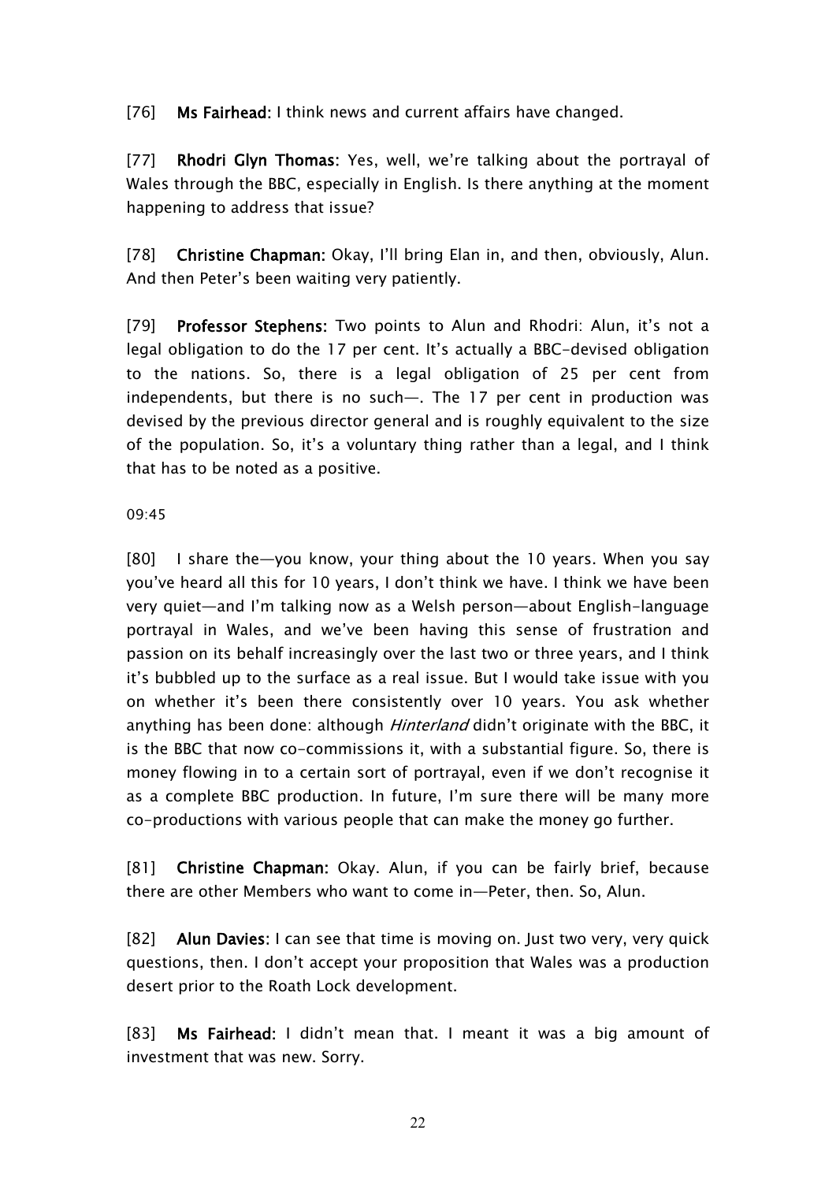[76] **Ms Fairhead:** I think news and current affairs have changed.

[77] **Rhodri Glyn Thomas:** Yes, well, we're talking about the portrayal of Wales through the BBC, especially in English. Is there anything at the moment happening to address that issue?

[78] **Christine Chapman:** Okay, I'll bring Elan in, and then, obviously, Alun. And then Peter's been waiting very patiently.

[79] **Professor Stephens:** Two points to Alun and Rhodri: Alun, it's not a legal obligation to do the 17 per cent. It's actually a BBC-devised obligation to the nations. So, there is a legal obligation of 25 per cent from independents, but there is no such—. The 17 per cent in production was devised by the previous director general and is roughly equivalent to the size of the population. So, it's a voluntary thing rather than a legal, and I think that has to be noted as a positive.

09:45

[80] I share the—you know, your thing about the 10 years. When you say you've heard all this for 10 years, I don't think we have. I think we have been very quiet—and I'm talking now as a Welsh person—about English-language portrayal in Wales, and we've been having this sense of frustration and passion on its behalf increasingly over the last two or three years, and I think it's bubbled up to the surface as a real issue. But I would take issue with you on whether it's been there consistently over 10 years. You ask whether anything has been done: although *Hinterland* didn't originate with the BBC, it is the BBC that now co-commissions it, with a substantial figure. So, there is money flowing in to a certain sort of portrayal, even if we don't recognise it as a complete BBC production. In future, I'm sure there will be many more co-productions with various people that can make the money go further.

[81] **Christine Chapman:** Okay. Alun, if you can be fairly brief, because there are other Members who want to come in—Peter, then. So, Alun.

[82] **Alun Davies:** I can see that time is moving on. Just two very, very quick questions, then. I don't accept your proposition that Wales was a production desert prior to the Roath Lock development.

[83] **Ms Fairhead:** I didn't mean that. I meant it was a big amount of investment that was new. Sorry.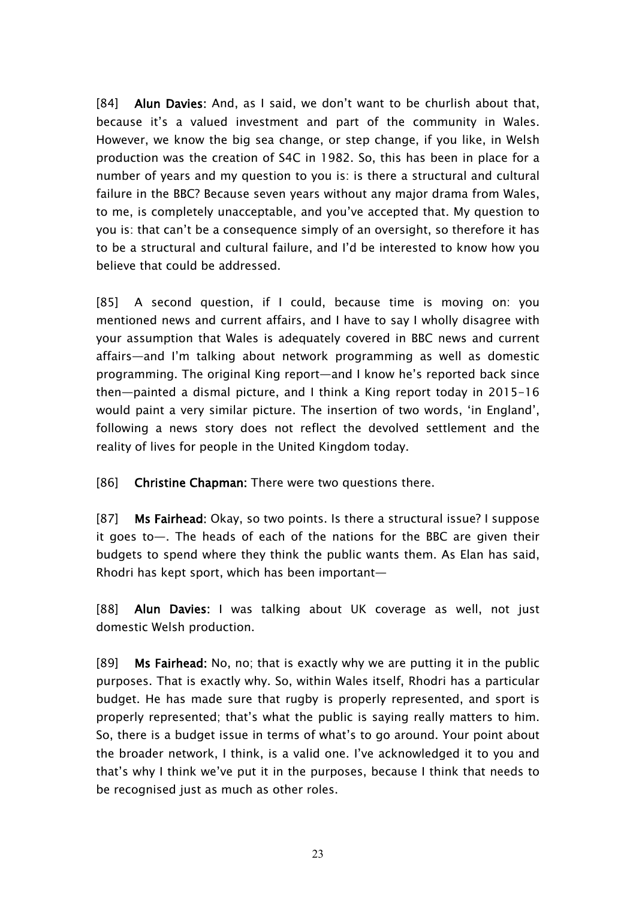[84] **Alun Davies:** And, as I said, we don't want to be churlish about that, because it's a valued investment and part of the community in Wales. However, we know the big sea change, or step change, if you like, in Welsh production was the creation of S4C in 1982. So, this has been in place for a number of years and my question to you is: is there a structural and cultural failure in the BBC? Because seven years without any major drama from Wales, to me, is completely unacceptable, and you've accepted that. My question to you is: that can't be a consequence simply of an oversight, so therefore it has to be a structural and cultural failure, and I'd be interested to know how you believe that could be addressed.

[85] A second question, if I could, because time is moving on: you mentioned news and current affairs, and I have to say I wholly disagree with your assumption that Wales is adequately covered in BBC news and current affairs—and I'm talking about network programming as well as domestic programming. The original King report—and I know he's reported back since then—painted a dismal picture, and I think a King report today in 2015-16 would paint a very similar picture. The insertion of two words, 'in England', following a news story does not reflect the devolved settlement and the reality of lives for people in the United Kingdom today.

[86] **Christine Chapman:** There were two questions there.

[87] **Ms Fairhead:** Okay, so two points. Is there a structural issue? I suppose it goes to—. The heads of each of the nations for the BBC are given their budgets to spend where they think the public wants them. As Elan has said, Rhodri has kept sport, which has been important—

[88] **Alun Davies:** I was talking about UK coverage as well, not just domestic Welsh production.

[89] **Ms Fairhead:** No, no; that is exactly why we are putting it in the public purposes. That is exactly why. So, within Wales itself, Rhodri has a particular budget. He has made sure that rugby is properly represented, and sport is properly represented; that's what the public is saying really matters to him. So, there is a budget issue in terms of what's to go around. Your point about the broader network, I think, is a valid one. I've acknowledged it to you and that's why I think we've put it in the purposes, because I think that needs to be recognised just as much as other roles.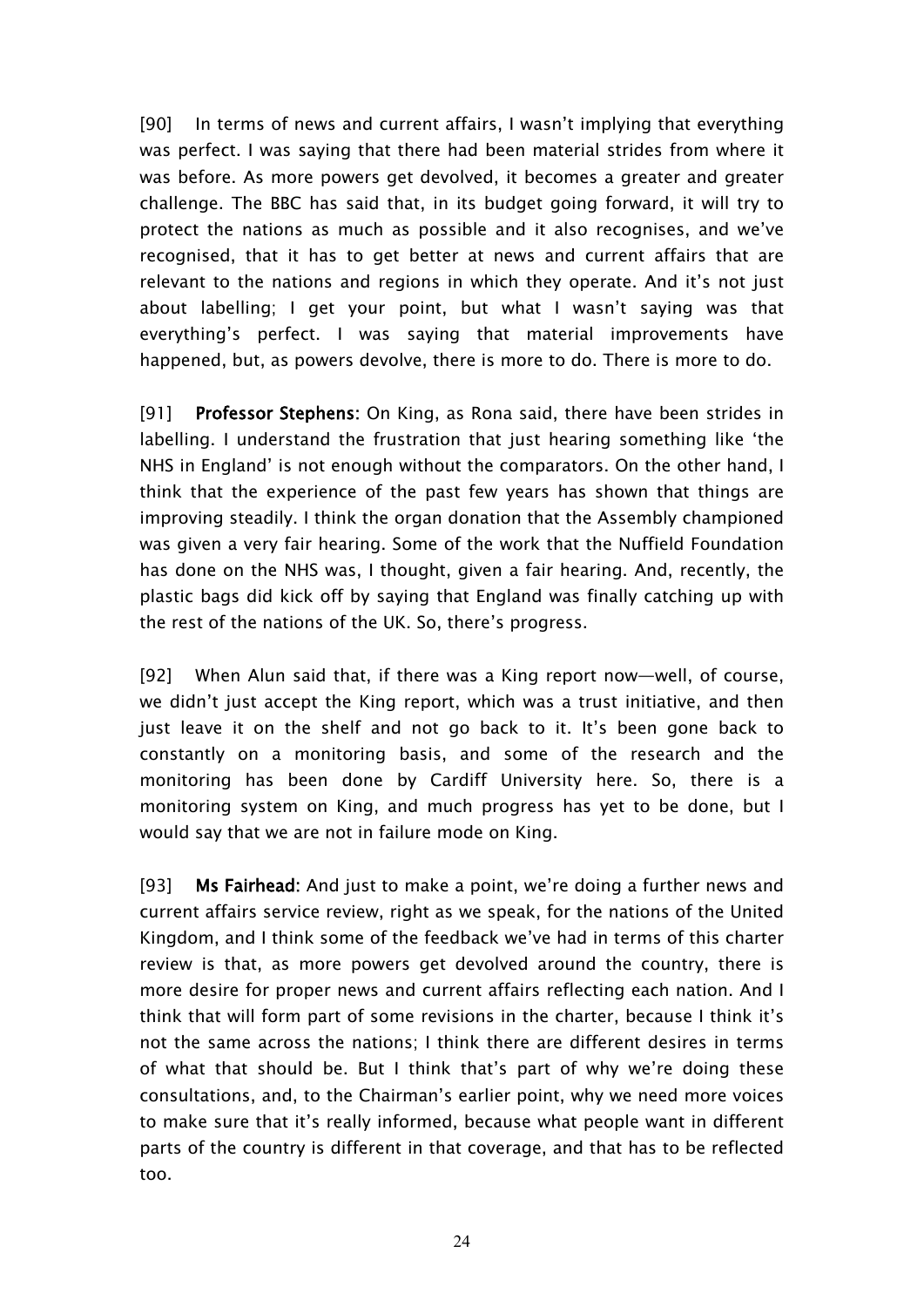[90] In terms of news and current affairs, I wasn't implying that everything was perfect. I was saying that there had been material strides from where it was before. As more powers get devolved, it becomes a greater and greater challenge. The BBC has said that, in its budget going forward, it will try to protect the nations as much as possible and it also recognises, and we've recognised, that it has to get better at news and current affairs that are relevant to the nations and regions in which they operate. And it's not just about labelling; I get your point, but what I wasn't saying was that everything's perfect. I was saying that material improvements have happened, but, as powers devolve, there is more to do. There is more to do.

[91] **Professor Stephens:** On King, as Rona said, there have been strides in labelling. I understand the frustration that just hearing something like 'the NHS in England' is not enough without the comparators. On the other hand, I think that the experience of the past few years has shown that things are improving steadily. I think the organ donation that the Assembly championed was given a very fair hearing. Some of the work that the Nuffield Foundation has done on the NHS was, I thought, given a fair hearing. And, recently, the plastic bags did kick off by saying that England was finally catching up with the rest of the nations of the UK. So, there's progress.

[92] When Alun said that, if there was a King report now—well, of course, we didn't just accept the King report, which was a trust initiative, and then just leave it on the shelf and not go back to it. It's been gone back to constantly on a monitoring basis, and some of the research and the monitoring has been done by Cardiff University here. So, there is a monitoring system on King, and much progress has yet to be done, but I would say that we are not in failure mode on King.

[93] **Ms Fairhead:** And just to make a point, we're doing a further news and current affairs service review, right as we speak, for the nations of the United Kingdom, and I think some of the feedback we've had in terms of this charter review is that, as more powers get devolved around the country, there is more desire for proper news and current affairs reflecting each nation. And I think that will form part of some revisions in the charter, because I think it's not the same across the nations; I think there are different desires in terms of what that should be. But I think that's part of why we're doing these consultations, and, to the Chairman's earlier point, why we need more voices to make sure that it's really informed, because what people want in different parts of the country is different in that coverage, and that has to be reflected too.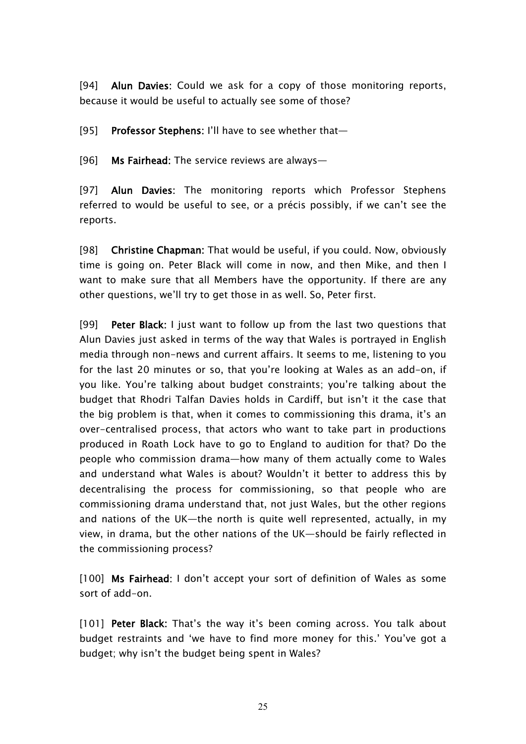[94] **Alun Davies**: Could we ask for a copy of those monitoring reports, because it would be useful to actually see some of those?

[95] **Professor Stephens:** I'll have to see whether that—

[96] **Ms Fairhead:** The service reviews are always—

[97] **Alun Davies**: The monitoring reports which Professor Stephens referred to would be useful to see, or a précis possibly, if we can't see the reports.

[98] **Christine Chapman:** That would be useful, if you could. Now, obviously time is going on. Peter Black will come in now, and then Mike, and then I want to make sure that all Members have the opportunity. If there are any other questions, we'll try to get those in as well. So, Peter first.

[99] **Peter Black**: I just want to follow up from the last two questions that Alun Davies just asked in terms of the way that Wales is portrayed in English media through non-news and current affairs. It seems to me, listening to you for the last 20 minutes or so, that you're looking at Wales as an add-on, if you like. You're talking about budget constraints; you're talking about the budget that Rhodri Talfan Davies holds in Cardiff, but isn't it the case that the big problem is that, when it comes to commissioning this drama, it's an over-centralised process, that actors who want to take part in productions produced in Roath Lock have to go to England to audition for that? Do the people who commission drama—how many of them actually come to Wales and understand what Wales is about? Wouldn't it better to address this by decentralising the process for commissioning, so that people who are commissioning drama understand that, not just Wales, but the other regions and nations of the UK—the north is quite well represented, actually, in my view, in drama, but the other nations of the UK—should be fairly reflected in the commissioning process?

[100] **Ms Fairhead**: I don't accept your sort of definition of Wales as some sort of add-on.

[101] **Peter Black**: That's the way it's been coming across. You talk about budget restraints and 'we have to find more money for this.' You've got a budget; why isn't the budget being spent in Wales?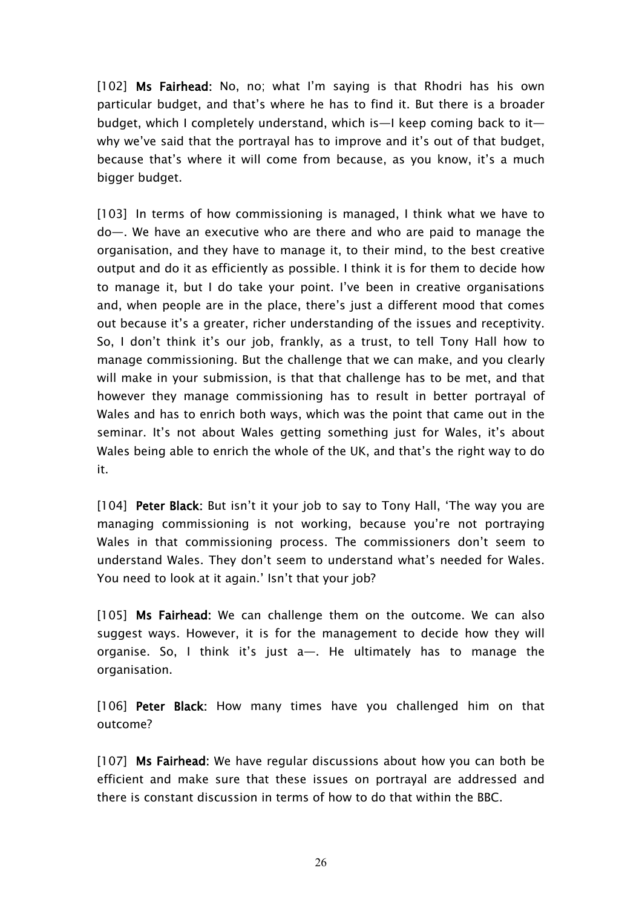[102] **Ms Fairhead:** No, no; what I'm saying is that Rhodri has his own particular budget, and that's where he has to find it. But there is a broader budget, which I completely understand, which is—I keep coming back to it—why we've said that the portrayal has to improve and it's out of that budget, because that's where it will come from because, as you know, it's a much bigger budget.

[103] In terms of how commissioning is managed, I think what we have to do—. We have an executive who are there and who are paid to manage the organisation, and they have to manage it, to their mind, to the best creative output and do it as efficiently as possible. I think it is for them to decide how to manage it, but I do take your point. I've been in creative organisations and, when people are in the place, there's just a different mood that comes out because it's a greater, richer understanding of the issues and receptivity. So, I don't think it's our job, frankly, as a trust, to tell Tony Hall how to manage commissioning. But the challenge that we can make, and you clearly will make in your submission, is that that challenge has to be met, and that however they manage commissioning has to result in better portrayal of Wales and has to enrich both ways, which was the point that came out in the seminar. It's not about Wales getting something just for Wales, it's about Wales being able to enrich the whole of the UK, and that's the right way to do it.

[104] **Peter Black:** But isn't it your job to say to Tony Hall, 'The way you are managing commissioning is not working, because you're not portraying Wales in that commissioning process. The commissioners don't seem to understand Wales. They don't seem to understand what's needed for Wales. You need to look at it again.' Isn't that your job?

[105] **Ms Fairhead:** We can challenge them on the outcome. We can also suggest ways. However, it is for the management to decide how they will organise. So, I think it's just a—. He ultimately has to manage the organisation.

[106] **Peter Black:** How many times have you challenged him on that outcome?

[107] **Ms Fairhead:** We have regular discussions about how you can both be efficient and make sure that these issues on portrayal are addressed and there is constant discussion in terms of how to do that within the BBC.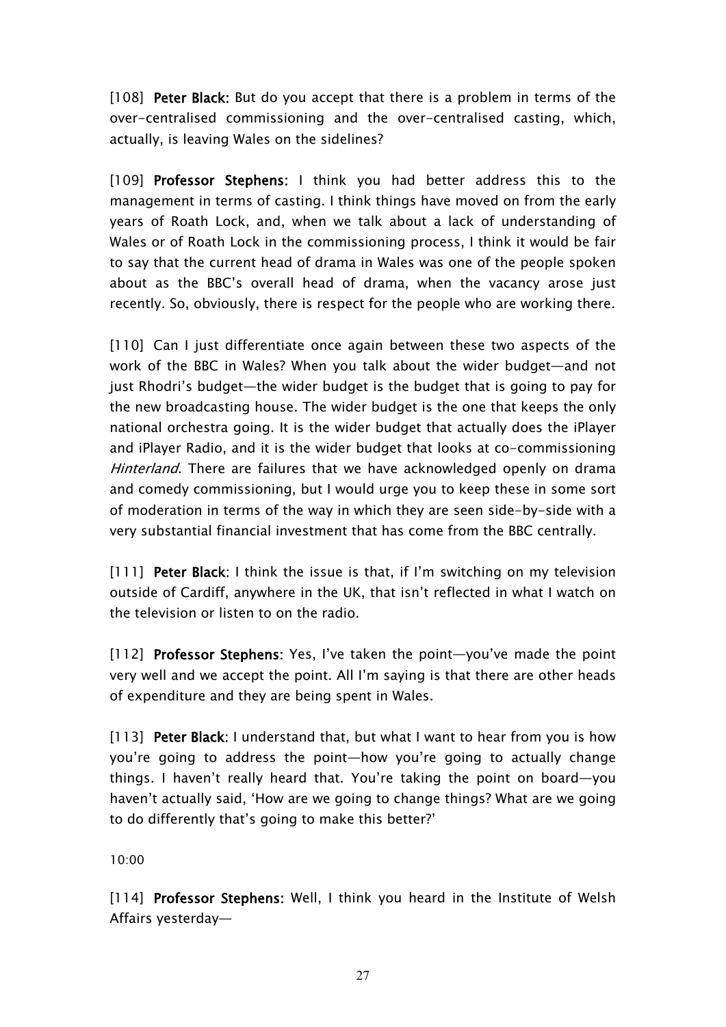[108] **Peter Black:** But do you accept that there is a problem in terms of the over-centralised commissioning and the over-centralised casting, which, actually, is leaving Wales on the sidelines?

[109] **Professor Stephens:** I think you had better address this to the management in terms of casting. I think things have moved on from the early years of Roath Lock, and, when we talk about a lack of understanding of Wales or of Roath Lock in the commissioning process, I think it would be fair to say that the current head of drama in Wales was one of the people spoken about as the BBC's overall head of drama, when the vacancy arose just recently. So, obviously, there is respect for the people who are working there.

[110] Can I just differentiate once again between these two aspects of the work of the BBC in Wales? When you talk about the wider budget—and not just Rhodri's budget—the wider budget is the budget that is going to pay for the new broadcasting house. The wider budget is the one that keeps the only national orchestra going. It is the wider budget that actually does the iPlayer and iPlayer Radio, and it is the wider budget that looks at co-commissioning *Hinterland*. There are failures that we have acknowledged openly on drama and comedy commissioning, but I would urge you to keep these in some sort of moderation in terms of the way in which they are seen side-by-side with a very substantial financial investment that has come from the BBC centrally.

[111] **Peter Black**: I think the issue is that, if I'm switching on my television outside of Cardiff, anywhere in the UK, that isn't reflected in what I watch on the television or listen to on the radio.

[112] **Professor Stephens:** Yes, I've taken the point—you've made the point very well and we accept the point. All I'm saying is that there are other heads of expenditure and they are being spent in Wales.

[113] **Peter Black**: I understand that, but what I want to hear from you is how you're going to address the point—how you're going to actually change things. I haven't really heard that. You're taking the point on board—you haven't actually said, 'How are we going to change things? What are we going to do differently that's going to make this better?'

10:00

[114] **Professor Stephens:** Well, I think you heard in the Institute of Welsh Affairs yesterday—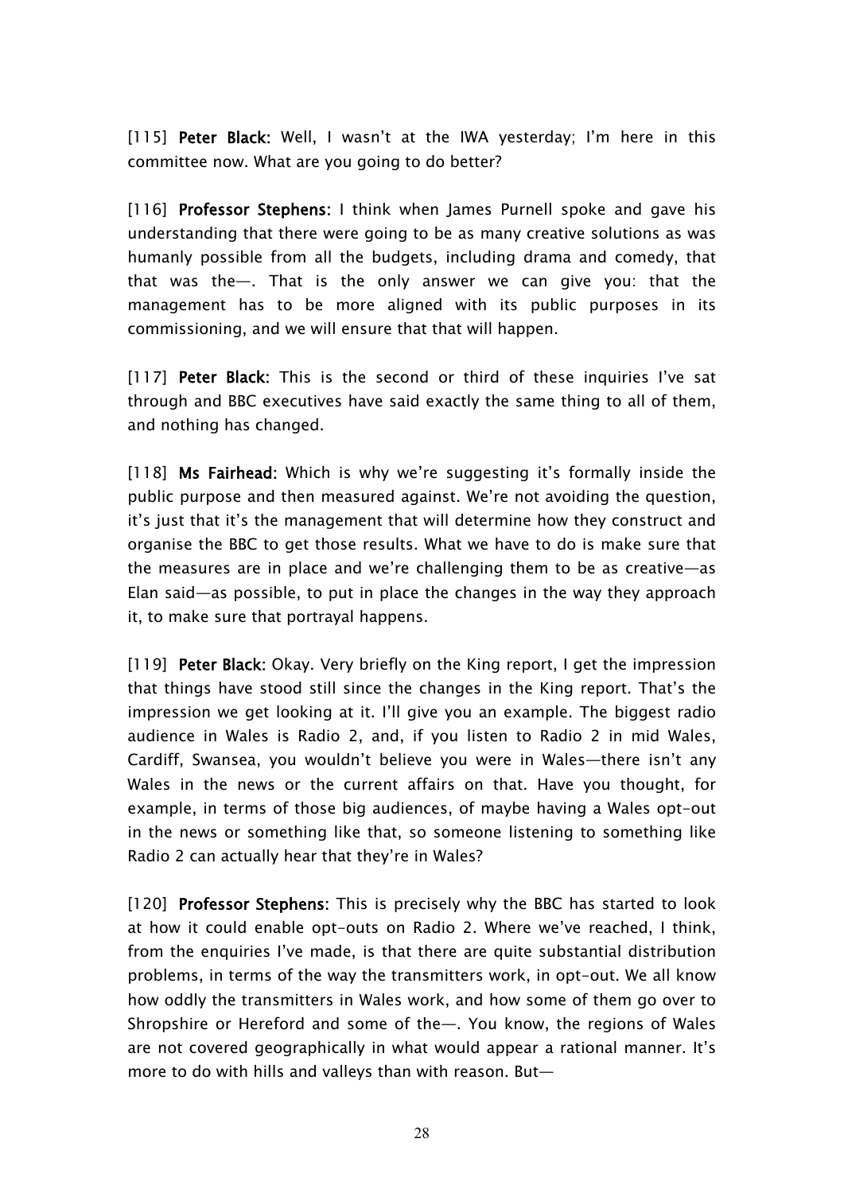[115] **Peter Black:** Well, I wasn't at the IWA yesterday; I'm here in this committee now. What are you going to do better?

[116] **Professor Stephens:** I think when James Purnell spoke and gave his understanding that there were going to be as many creative solutions as was humanly possible from all the budgets, including drama and comedy, that that was the—. That is the only answer we can give you: that the management has to be more aligned with its public purposes in its commissioning, and we will ensure that that will happen.

[117] **Peter Black:** This is the second or third of these inquiries I've sat through and BBC executives have said exactly the same thing to all of them, and nothing has changed.

[118] **Ms Fairhead:** Which is why we're suggesting it's formally inside the public purpose and then measured against. We're not avoiding the question, it's just that it's the management that will determine how they construct and organise the BBC to get those results. What we have to do is make sure that the measures are in place and we're challenging them to be as creative—as Elan said—as possible, to put in place the changes in the way they approach it, to make sure that portrayal happens.

[119] **Peter Black:** Okay. Very briefly on the King report, I get the impression that things have stood still since the changes in the King report. That's the impression we get looking at it. I'll give you an example. The biggest radio audience in Wales is Radio 2, and, if you listen to Radio 2 in mid Wales, Cardiff, Swansea, you wouldn't believe you were in Wales—there isn't any Wales in the news or the current affairs on that. Have you thought, for example, in terms of those big audiences, of maybe having a Wales opt-out in the news or something like that, so someone listening to something like Radio 2 can actually hear that they're in Wales?

[120] **Professor Stephens:** This is precisely why the BBC has started to look at how it could enable opt-outs on Radio 2. Where we've reached, I think, from the enquiries I've made, is that there are quite substantial distribution problems, in terms of the way the transmitters work, in opt-out. We all know how oddly the transmitters in Wales work, and how some of them go over to Shropshire or Hereford and some of the—. You know, the regions of Wales are not covered geographically in what would appear a rational manner. It's more to do with hills and valleys than with reason. But—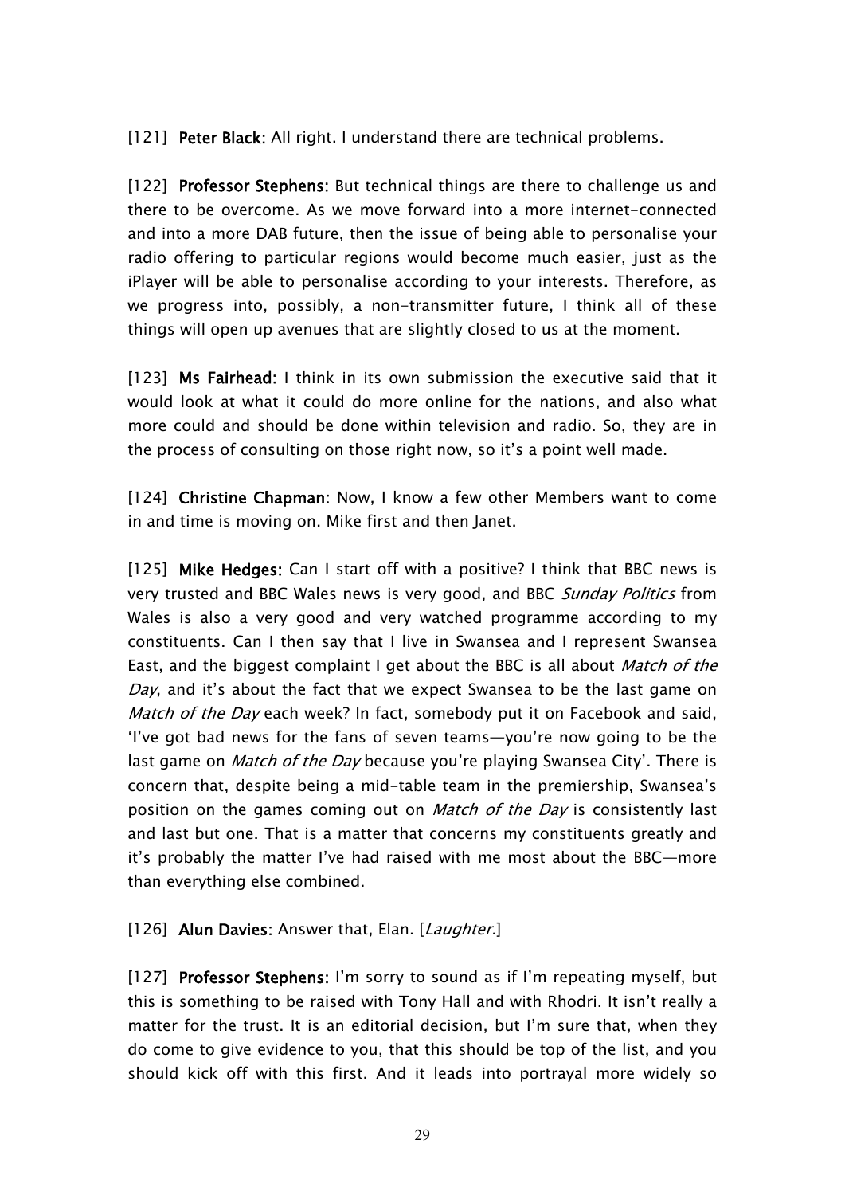[121] **Peter Black:** All right. I understand there are technical problems.

[122] **Professor Stephens:** But technical things are there to challenge us and there to be overcome. As we move forward into a more internet-connected and into a more DAB future, then the issue of being able to personalise your radio offering to particular regions would become much easier, just as the iPlayer will be able to personalise according to your interests. Therefore, as we progress into, possibly, a non-transmitter future, I think all of these things will open up avenues that are slightly closed to us at the moment.

[123] **Ms Fairhead:** I think in its own submission the executive said that it would look at what it could do more online for the nations, and also what more could and should be done within television and radio. So, they are in the process of consulting on those right now, so it's a point well made.

[124] **Christine Chapman:** Now, I know a few other Members want to come in and time is moving on. Mike first and then Janet.

[125] **Mike Hedges:** Can I start off with a positive? I think that BBC news is very trusted and BBC Wales news is very good, and BBC *Sunday Politics* from Wales is also a very good and very watched programme according to my constituents. Can I then say that I live in Swansea and I represent Swansea East, and the biggest complaint I get about the BBC is all about *Match of the Day*, and it's about the fact that we expect Swansea to be the last game on *Match of the Day* each week? In fact, somebody put it on Facebook and said, 'I've got bad news for the fans of seven teams—you're now going to be the last game on *Match of the Day* because you're playing Swansea City'. There is concern that, despite being a mid-table team in the premiership, Swansea's position on the games coming out on *Match of the Day* is consistently last and last but one. That is a matter that concerns my constituents greatly and it's probably the matter I've had raised with me most about the BBC—more than everything else combined.

[126] **Alun Davies:** Answer that, Elan. [*Laughter.*]

[127] **Professor Stephens:** I'm sorry to sound as if I'm repeating myself, but this is something to be raised with Tony Hall and with Rhodri. It isn't really a matter for the trust. It is an editorial decision, but I'm sure that, when they do come to give evidence to you, that this should be top of the list, and you should kick off with this first. And it leads into portrayal more widely so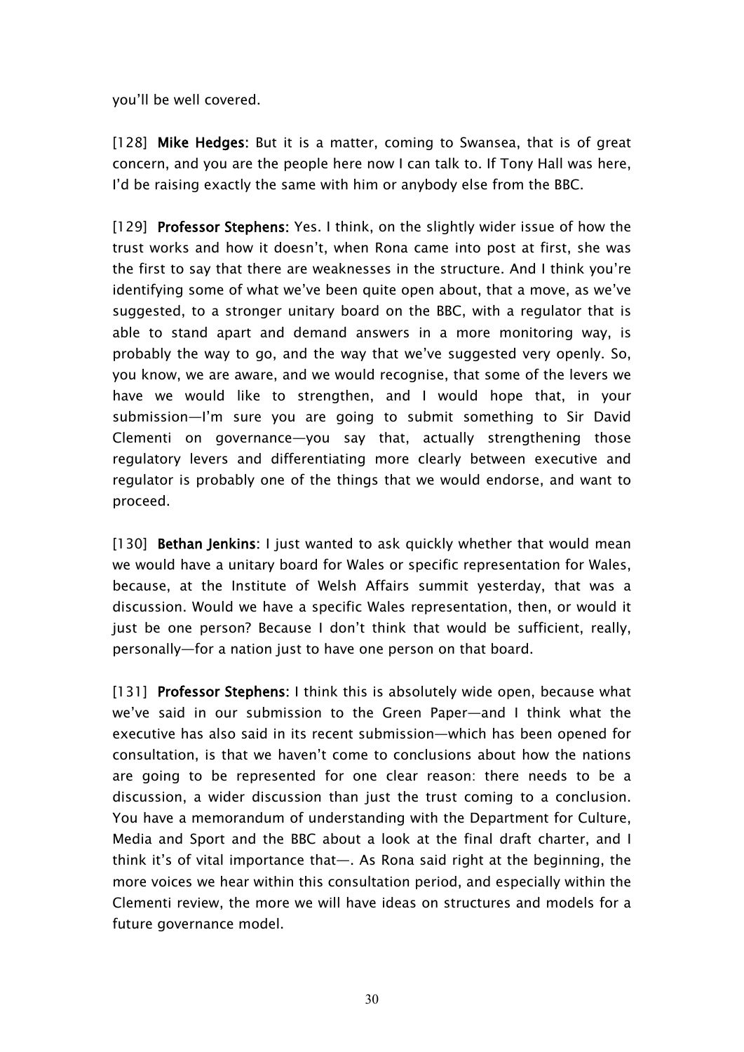you'll be well covered.

[128] **Mike Hedges:** But it is a matter, coming to Swansea, that is of great concern, and you are the people here now I can talk to. If Tony Hall was here, I'd be raising exactly the same with him or anybody else from the BBC.

[129] **Professor Stephens:** Yes. I think, on the slightly wider issue of how the trust works and how it doesn't, when Rona came into post at first, she was the first to say that there are weaknesses in the structure. And I think you're identifying some of what we've been quite open about, that a move, as we've suggested, to a stronger unitary board on the BBC, with a regulator that is able to stand apart and demand answers in a more monitoring way, is probably the way to go, and the way that we've suggested very openly. So, you know, we are aware, and we would recognise, that some of the levers we have we would like to strengthen, and I would hope that, in your submission—I'm sure you are going to submit something to Sir David Clementi on governance—you say that, actually strengthening those regulatory levers and differentiating more clearly between executive and regulator is probably one of the things that we would endorse, and want to proceed.

[130] **Bethan Jenkins:** I just wanted to ask quickly whether that would mean we would have a unitary board for Wales or specific representation for Wales, because, at the Institute of Welsh Affairs summit yesterday, that was a discussion. Would we have a specific Wales representation, then, or would it just be one person? Because I don't think that would be sufficient, really, personally—for a nation just to have one person on that board.

[131] **Professor Stephens:** I think this is absolutely wide open, because what we've said in our submission to the Green Paper—and I think what the executive has also said in its recent submission—which has been opened for consultation, is that we haven't come to conclusions about how the nations are going to be represented for one clear reason: there needs to be a discussion, a wider discussion than just the trust coming to a conclusion. You have a memorandum of understanding with the Department for Culture, Media and Sport and the BBC about a look at the final draft charter, and I think it's of vital importance that—. As Rona said right at the beginning, the more voices we hear within this consultation period, and especially within the Clementi review, the more we will have ideas on structures and models for a future governance model.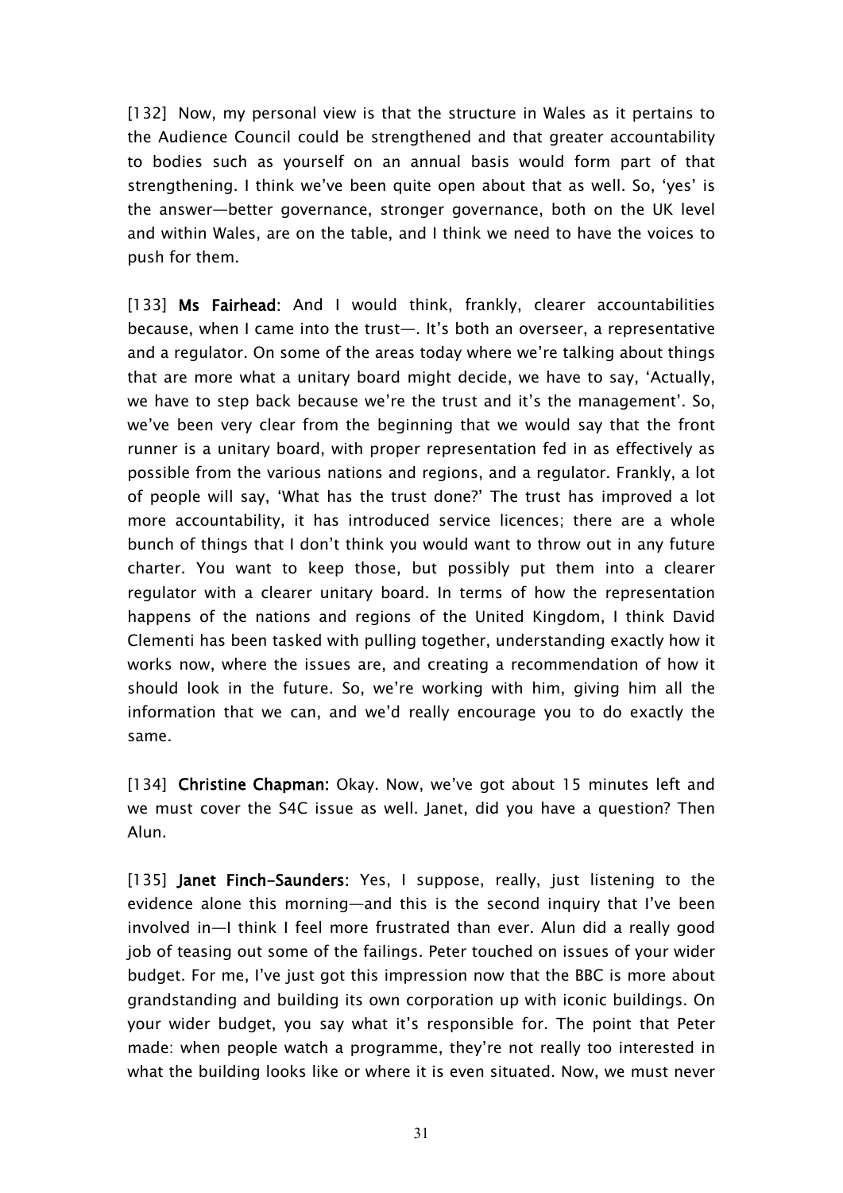[132] Now, my personal view is that the structure in Wales as it pertains to the Audience Council could be strengthened and that greater accountability to bodies such as yourself on an annual basis would form part of that strengthening. I think we've been quite open about that as well. So, 'yes' is the answer—better governance, stronger governance, both on the UK level and within Wales, are on the table, and I think we need to have the voices to push for them.

[133] **Ms Fairhead**: And I would think, frankly, clearer accountabilities because, when I came into the trust—. It's both an overseer, a representative and a regulator. On some of the areas today where we're talking about things that are more what a unitary board might decide, we have to say, 'Actually, we have to step back because we're the trust and it's the management'. So, we've been very clear from the beginning that we would say that the front runner is a unitary board, with proper representation fed in as effectively as possible from the various nations and regions, and a regulator. Frankly, a lot of people will say, 'What has the trust done?' The trust has improved a lot more accountability, it has introduced service licences; there are a whole bunch of things that I don't think you would want to throw out in any future charter. You want to keep those, but possibly put them into a clearer regulator with a clearer unitary board. In terms of how the representation happens of the nations and regions of the United Kingdom, I think David Clementi has been tasked with pulling together, understanding exactly how it works now, where the issues are, and creating a recommendation of how it should look in the future. So, we're working with him, giving him all the information that we can, and we'd really encourage you to do exactly the same.

[134] **Christine Chapman:** Okay. Now, we've got about 15 minutes left and we must cover the S4C issue as well. Janet, did you have a question? Then Alun.

[135] **Janet Finch-Saunders**: Yes, I suppose, really, just listening to the evidence alone this morning—and this is the second inquiry that I've been involved in—I think I feel more frustrated than ever. Alun did a really good job of teasing out some of the failings. Peter touched on issues of your wider budget. For me, I've just got this impression now that the BBC is more about grandstanding and building its own corporation up with iconic buildings. On your wider budget, you say what it's responsible for. The point that Peter made: when people watch a programme, they're not really too interested in what the building looks like or where it is even situated. Now, we must never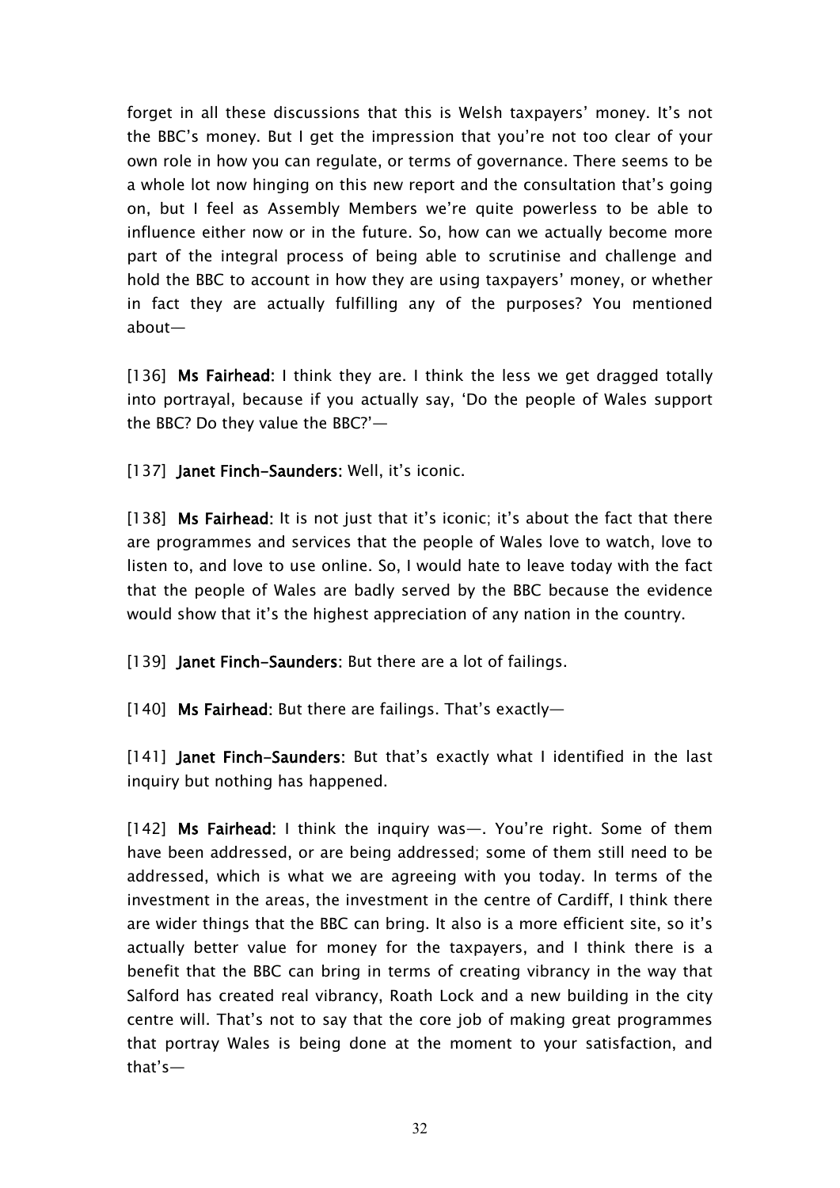forget in all these discussions that this is Welsh taxpayers' money. It's not the BBC's money. But I get the impression that you're not too clear of your own role in how you can regulate, or terms of governance. There seems to be a whole lot now hinging on this new report and the consultation that's going on, but I feel as Assembly Members we're quite powerless to be able to influence either now or in the future. So, how can we actually become more part of the integral process of being able to scrutinise and challenge and hold the BBC to account in how they are using taxpayers' money, or whether in fact they are actually fulfilling any of the purposes? You mentioned about—

[136] **Ms Fairhead:** I think they are. I think the less we get dragged totally into portrayal, because if you actually say, 'Do the people of Wales support the BBC? Do they value the BBC?'—

[137] **Janet Finch-Saunders:** Well, it's iconic.

[138] **Ms Fairhead:** It is not just that it's iconic; it's about the fact that there are programmes and services that the people of Wales love to watch, love to listen to, and love to use online. So, I would hate to leave today with the fact that the people of Wales are badly served by the BBC because the evidence would show that it's the highest appreciation of any nation in the country.

[139] **Janet Finch-Saunders:** But there are a lot of failings.

[140] **Ms Fairhead:** But there are failings. That's exactly—

[141] **Janet Finch-Saunders:** But that's exactly what I identified in the last inquiry but nothing has happened.

[142] **Ms Fairhead:** I think the inquiry was—. You're right. Some of them have been addressed, or are being addressed; some of them still need to be addressed, which is what we are agreeing with you today. In terms of the investment in the areas, the investment in the centre of Cardiff, I think there are wider things that the BBC can bring. It also is a more efficient site, so it's actually better value for money for the taxpayers, and I think there is a benefit that the BBC can bring in terms of creating vibrancy in the way that Salford has created real vibrancy, Roath Lock and a new building in the city centre will. That's not to say that the core job of making great programmes that portray Wales is being done at the moment to your satisfaction, and that's—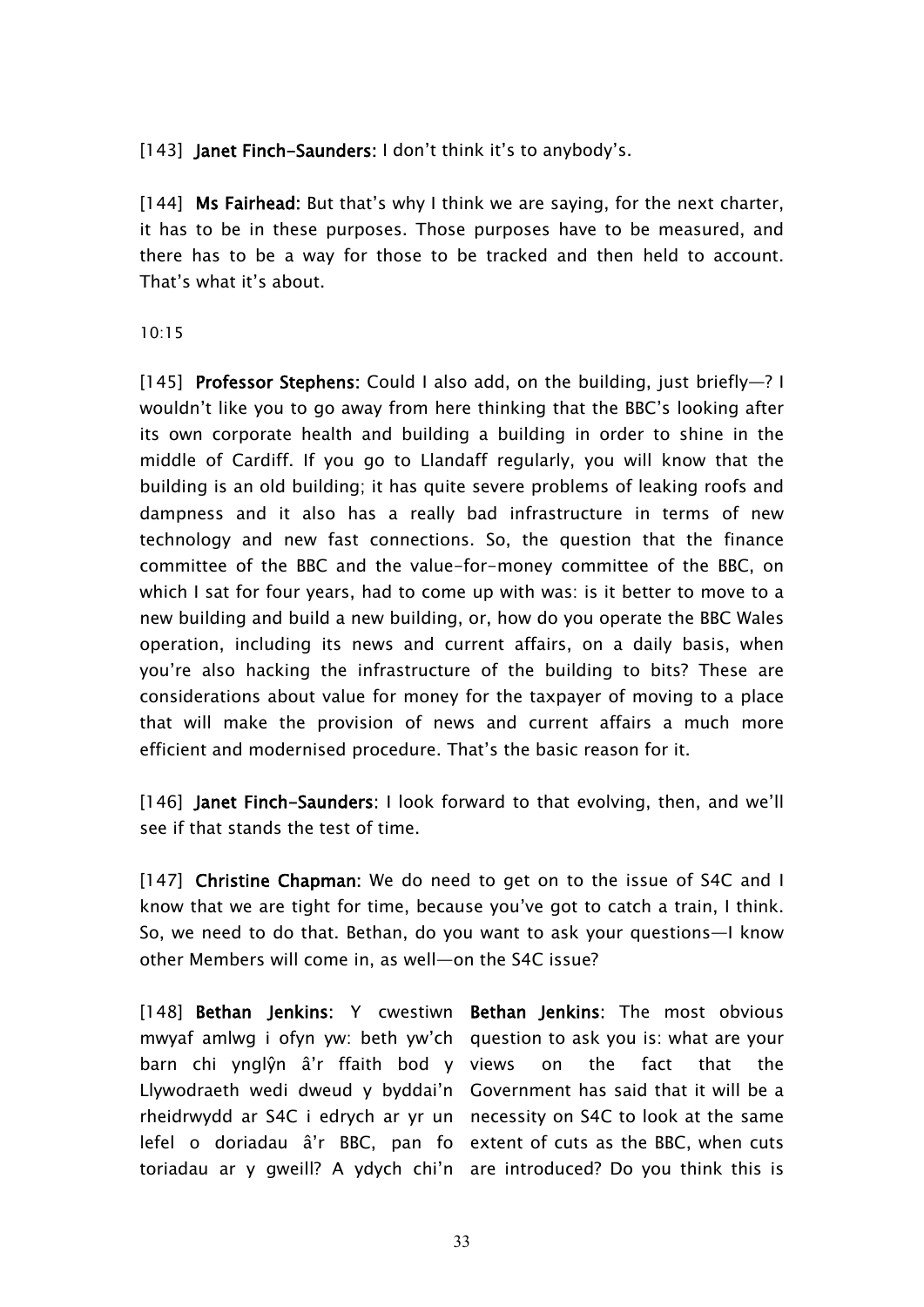[143] **Janet Finch-Saunders:** I don't think it's to anybody's.

[144] **Ms Fairhead:** But that's why I think we are saying, for the next charter, it has to be in these purposes. Those purposes have to be measured, and there has to be a way for those to be tracked and then held to account. That's what it's about.

10:15

[145] **Professor Stephens:** Could I also add, on the building, just briefly—? I wouldn't like you to go away from here thinking that the BBC's looking after its own corporate health and building a building in order to shine in the middle of Cardiff. If you go to Llandaff regularly, you will know that the building is an old building; it has quite severe problems of leaking roofs and dampness and it also has a really bad infrastructure in terms of new technology and new fast connections. So, the question that the finance committee of the BBC and the value-for-money committee of the BBC, on which I sat for four years, had to come up with was: is it better to move to a new building and build a new building, or, how do you operate the BBC Wales operation, including its news and current affairs, on a daily basis, when you're also hacking the infrastructure of the building to bits? These are considerations about value for money for the taxpayer of moving to a place that will make the provision of news and current affairs a much more efficient and modernised procedure. That's the basic reason for it.

[146] **Janet Finch-Saunders:** I look forward to that evolving, then, and we'll see if that stands the test of time.

[147] **Christine Chapman:** We do need to get on to the issue of S4C and I know that we are tight for time, because you've got to catch a train, I think. So, we need to do that. Bethan, do you want to ask your questions—I know other Members will come in, as well—on the S4C issue?

[148] **Bethan Jenkins:** Y cwestiwn mwyaf amlwg i ofyn yw: beth yw'ch barn chi ynglŷn â'r ffaith bod y Llywodraeth wedi dweud y byddai'n rheidrwydd ar S4C i edrych ar yr un lefel o doriadau â'r BBC, pan fo toriadau ar y gweill? A ydych chi'n

**Bethan Jenkins:** The most obvious question to ask you is: what are your views on the fact that the Government has said that it will be a necessity on S4C to look at the same extent of cuts as the BBC, when cuts are introduced? Do you think this is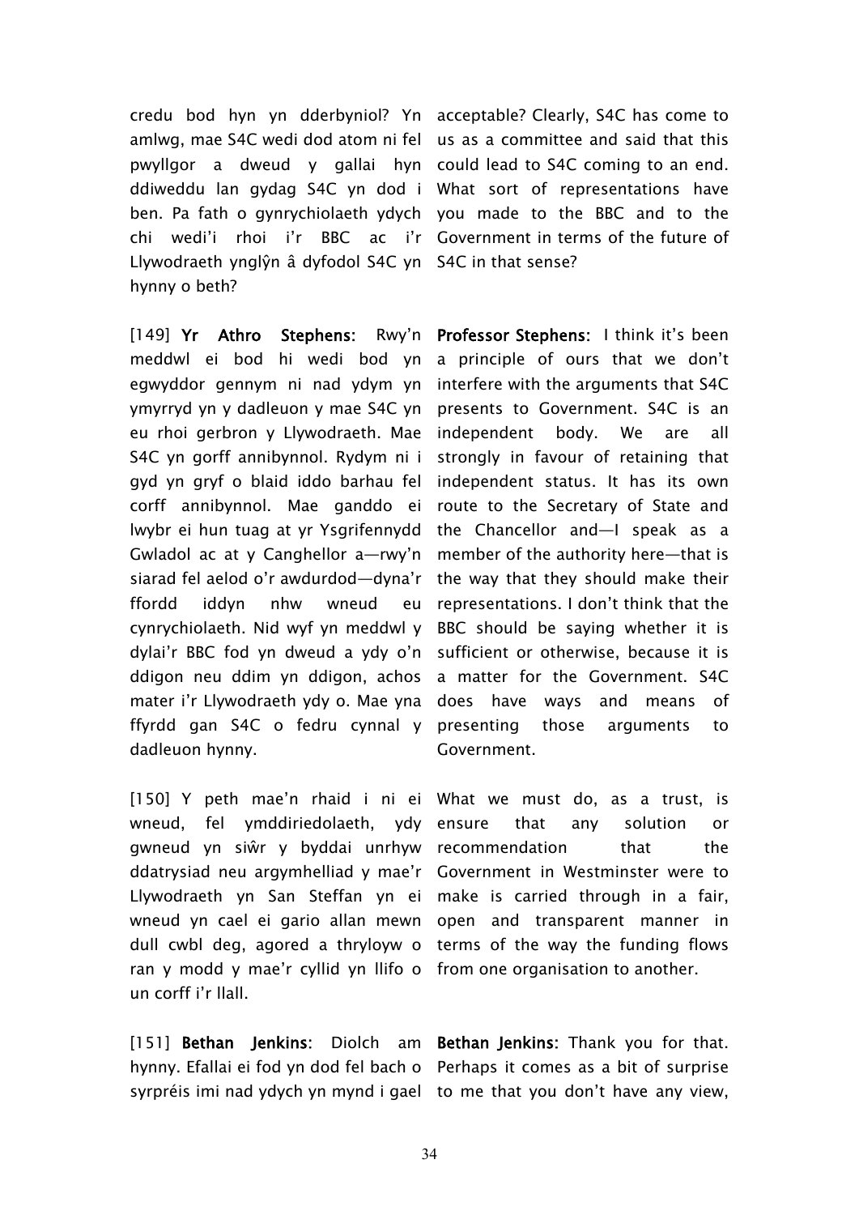| | |
|---|---|
| credu bod hyn yn dderbyniol? Yn amlwg, mae S4C wedi dod atom ni fel pwyllgor a dweud y gallai hyn ddiweddu lan gydag S4C yn dod i ben. Pa fath o gynrychiolaeth ydych chi wedi'i rhoi i'r BBC ac i'r Llywodraeth ynglŷn â dyfodol S4C yn hynny o beth? | acceptable? Clearly, S4C has come to us as a committee and said that this could lead to S4C coming to an end. What sort of representations have you made to the BBC and to the Government in terms of the future of S4C in that sense? |
| [149] **Yr Athro Stephens:** Rwy'n meddwl ei bod hi wedi bod yn egwyddor gennym ni nad ydym yn ymyrryd yn y dadleuon y mae S4C yn eu rhoi gerbron y Llywodraeth. Mae S4C yn gorff annibynnol. Rydym ni i gyd yn gryf o blaid iddo barhau fel corff annibynnol. Mae ganddo ei lwybr ei hun tuag at yr Ysgrifennydd Gwladol ac at y Canghellor a—rwy'n siarad fel aelod o'r awdurdod—dyna'r ffordd iddyn nhw wneud eu cynrychiolaeth. Nid wyf yn meddwl y dylai'r BBC fod yn dweud a ydy o'n ddigon neu ddim yn ddigon, achos mater i'r Llywodraeth ydy o. Mae yna ffyrdd gan S4C o fedru cynnal y dadleuon hynny. | **Professor Stephens:** I think it's been a principle of ours that we don't interfere with the arguments that S4C presents to Government. S4C is an independent body. We are all strongly in favour of retaining that independent status. It has its own route to the Secretary of State and the Chancellor and—I speak as a member of the authority here—that is the way that they should make their representations. I don't think that the BBC should be saying whether it is sufficient or otherwise, because it is a matter for the Government. S4C does have ways and means of presenting those arguments to Government. |
| [150] Y peth mae'n rhaid i ni ei wneud, fel ymddiriedolaeth, ydy gwneud yn siŵr y byddai unrhyw ddatrysiad neu argymhelliad y mae'r Llywodraeth yn San Steffan yn ei wneud yn cael ei gario allan mewn dull cwbl deg, agored a thryloyw o ran y modd y mae'r cyllid yn llifo o un corff i'r llall. | What we must do, as a trust, is ensure that any solution or recommendation that the Government in Westminster were to make is carried through in a fair, open and transparent manner in terms of the way the funding flows from one organisation to another. |
| [151] **Bethan Jenkins:** Diolch am hynny. Efallai ei fod yn dod fel bach o syrpréis imi nad ydych yn mynd i gael | **Bethan Jenkins:** Thank you for that. Perhaps it comes as a bit of surprise to me that you don't have any view, |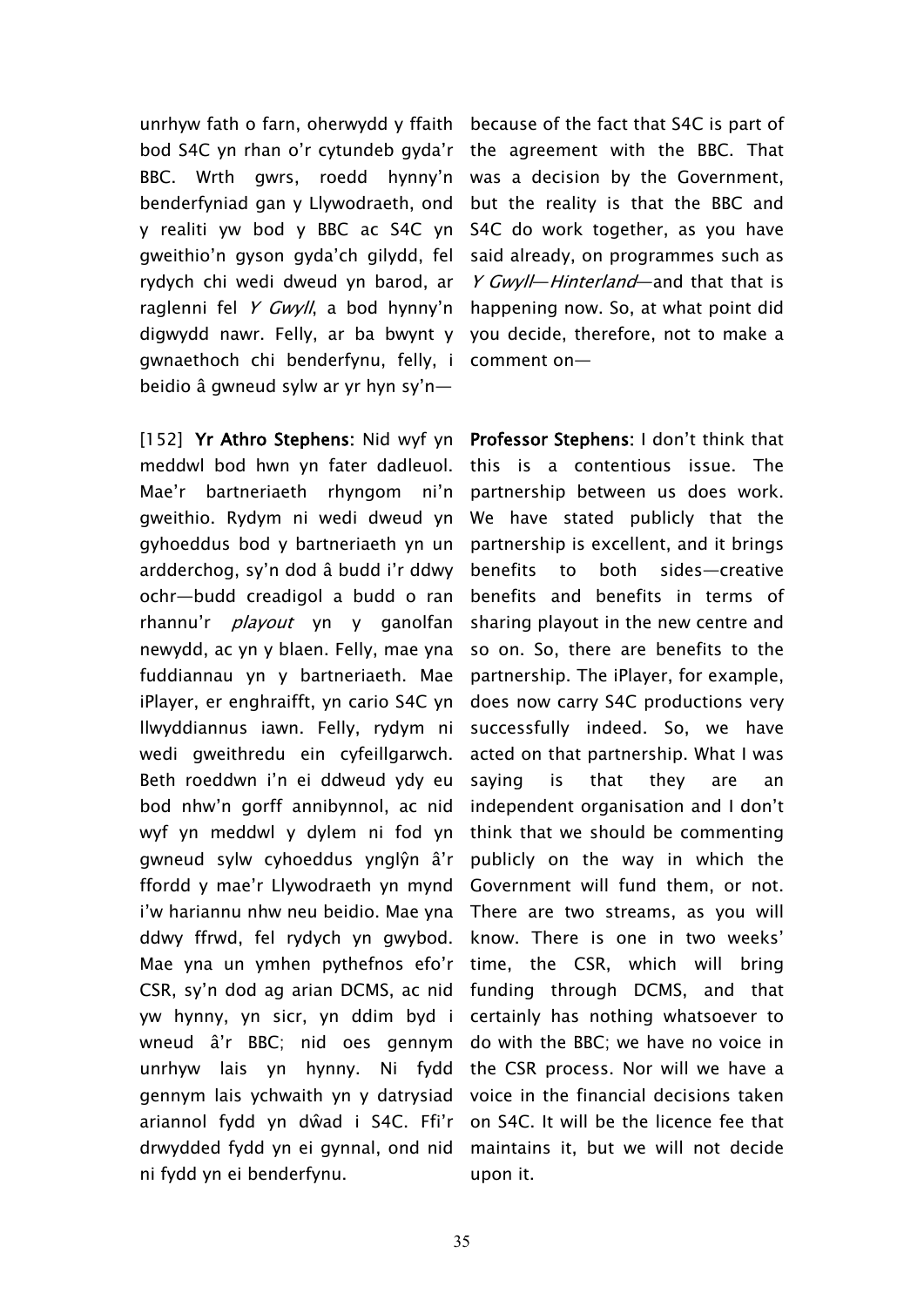unrhyw fath o farn, oherwydd y ffaith bod S4C yn rhan o'r cytundeb gyda'r BBC. Wrth gwrs, roedd hynny'n benderfyniad gan y Llywodraeth, ond y realiti yw bod y BBC ac S4C yn gweithio'n gyson gyda'ch gilydd, fel rydych chi wedi dweud yn barod, ar raglenni fel *Y Gwyll*, a bod hynny'n digwydd nawr. Felly, ar ba bwynt y gwnaethoch chi benderfynu, felly, i beidio â gwneud sylw ar yr hyn sy'n—

because of the fact that S4C is part of the agreement with the BBC. That was a decision by the Government, but the reality is that the BBC and S4C do work together, as you have said already, on programmes such as *Y Gwyll—Hinterland*—and that that is happening now. So, at what point did you decide, therefore, not to make a comment on—

[152] **Yr Athro Stephens:** Nid wyf yn meddwl bod hwn yn fater dadleuol. Mae'r bartneriaeth rhyngom ni'n gweithio. Rydym ni wedi dweud yn gyhoeddus bod y bartneriaeth yn un ardderchog, sy'n dod â budd i'r ddwy ochr—budd creadigol a budd o ran rhannu'r *playout* yn y ganolfan newydd, ac yn y blaen. Felly, mae yna fuddiannau yn y bartneriaeth. Mae iPlayer, er enghraifft, yn cario S4C yn llwyddiannus iawn. Felly, rydym ni wedi gweithredu ein cyfeillgarwch. Beth roeddwn i'n ei ddweud ydy eu bod nhw'n gorff annibynnol, ac nid wyf yn meddwl y dylem ni fod yn gwneud sylw cyhoeddus ynglŷn â'r ffordd y mae'r Llywodraeth yn mynd i'w hariannu nhw neu beidio. Mae yna ddwy ffrwd, fel rydych yn gwybod. Mae yna un ymhen pythefnos efo'r CSR, sy'n dod ag arian DCMS, ac nid yw hynny, yn sicr, yn ddim byd i wneud â'r BBC; nid oes gennym unrhyw lais yn hynny. Ni fydd gennym lais ychwaith yn y datrysiad ariannol fydd yn dŵad i S4C. Ffi'r drwydded fydd yn ei gynnal, ond nid ni fydd yn ei benderfynu.

**Professor Stephens:** I don't think that this is a contentious issue. The partnership between us does work. We have stated publicly that the partnership is excellent, and it brings benefits to both sides—creative benefits and benefits in terms of sharing playout in the new centre and so on. So, there are benefits to the partnership. The iPlayer, for example, does now carry S4C productions very successfully indeed. So, we have acted on that partnership. What I was saying is that they are an independent organisation and I don't think that we should be commenting publicly on the way in which the Government will fund them, or not. There are two streams, as you will know. There is one in two weeks' time, the CSR, which will bring funding through DCMS, and that certainly has nothing whatsoever to do with the BBC; we have no voice in the CSR process. Nor will we have a voice in the financial decisions taken on S4C. It will be the licence fee that maintains it, but we will not decide upon it.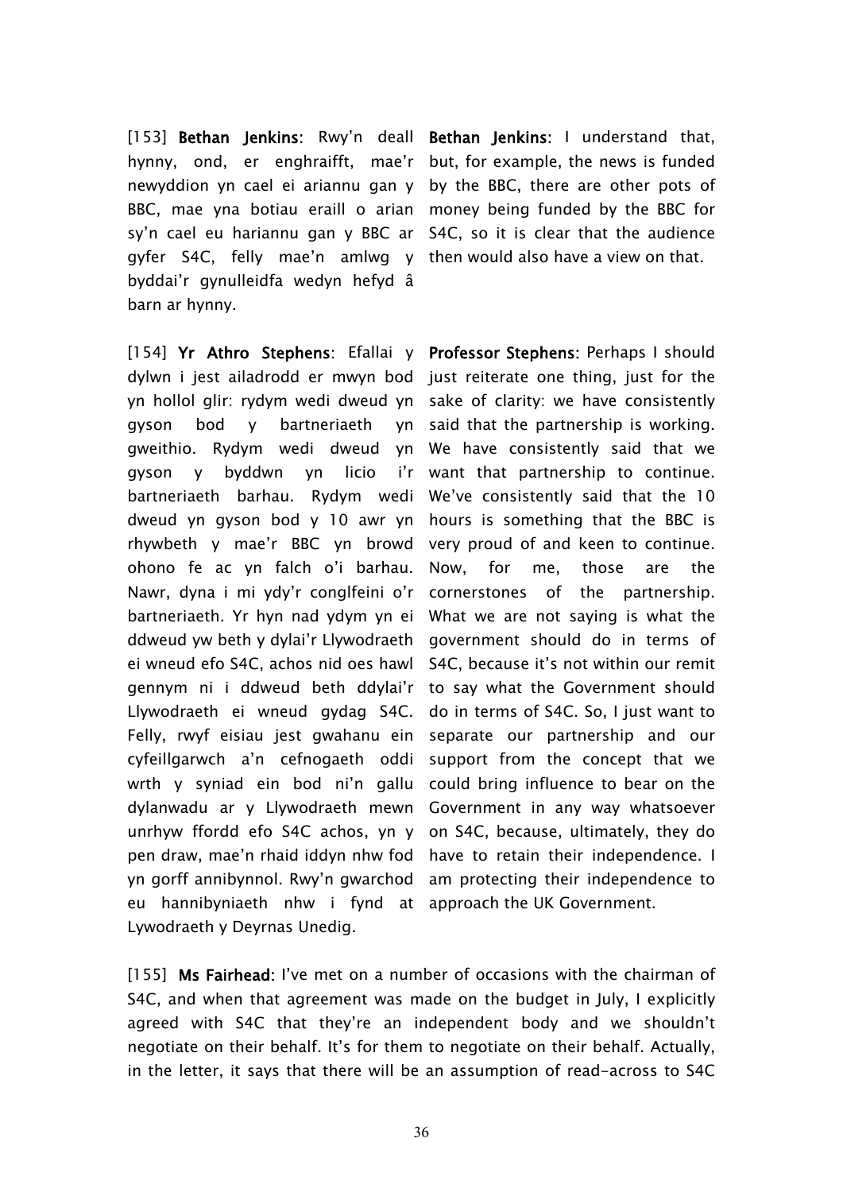[153] **Bethan Jenkins:** Rwy'n deall hynny, ond, er enghraifft, mae'r newyddion yn cael ei ariannu gan y BBC, mae yna botiau eraill o arian sy'n cael eu hariannu gan y BBC ar gyfer S4C, felly mae'n amlwg y byddai'r gynulleidfa wedyn hefyd â barn ar hynny.

**Bethan Jenkins:** I understand that, but, for example, the news is funded by the BBC, there are other pots of money being funded by the BBC for S4C, so it is clear that the audience then would also have a view on that.

[154] **Yr Athro Stephens**: Efallai y dylwn i jest ailadrodd er mwyn bod yn hollol glir: rydym wedi dweud yn gyson bod y bartneriaeth yn gweithio. Rydym wedi dweud yn gyson y byddwn yn licio i'r bartneriaeth barhau. Rydym wedi dweud yn gyson bod y 10 awr yn rhywbeth y mae'r BBC yn browd ohono fe ac yn falch o'i barhau. Nawr, dyna i mi ydy'r conglfeini o'r bartneriaeth. Yr hyn nad ydym yn ei ddweud yw beth y dylai'r Llywodraeth ei wneud efo S4C, achos nid oes hawl gennym ni i ddweud beth ddylai'r Llywodraeth ei wneud gydag S4C. Felly, rwyf eisiau jest gwahanu ein cyfeillgarwch a'n cefnogaeth oddi wrth y syniad ein bod ni'n gallu dylanwadu ar y Llywodraeth mewn unrhyw ffordd efo S4C achos, yn y pen draw, mae'n rhaid iddyn nhw fod yn gorff annibynnol. Rwy'n gwarchod eu hannibyniaeth nhw i fynd at Lywodraeth y Deyrnas Unedig.

**Professor Stephens:** Perhaps I should just reiterate one thing, just for the sake of clarity: we have consistently said that the partnership is working. We have consistently said that we want that partnership to continue. We've consistently said that the 10 hours is something that the BBC is very proud of and keen to continue. Now, for me, those are the cornerstones of the partnership. What we are not saying is what the government should do in terms of S4C, because it's not within our remit to say what the Government should do in terms of S4C. So, I just want to separate our partnership and our support from the concept that we could bring influence to bear on the Government in any way whatsoever on S4C, because, ultimately, they do have to retain their independence. I am protecting their independence to approach the UK Government.

[155] **Ms Fairhead:** I've met on a number of occasions with the chairman of S4C, and when that agreement was made on the budget in July, I explicitly agreed with S4C that they're an independent body and we shouldn't negotiate on their behalf. It's for them to negotiate on their behalf. Actually, in the letter, it says that there will be an assumption of read-across to S4C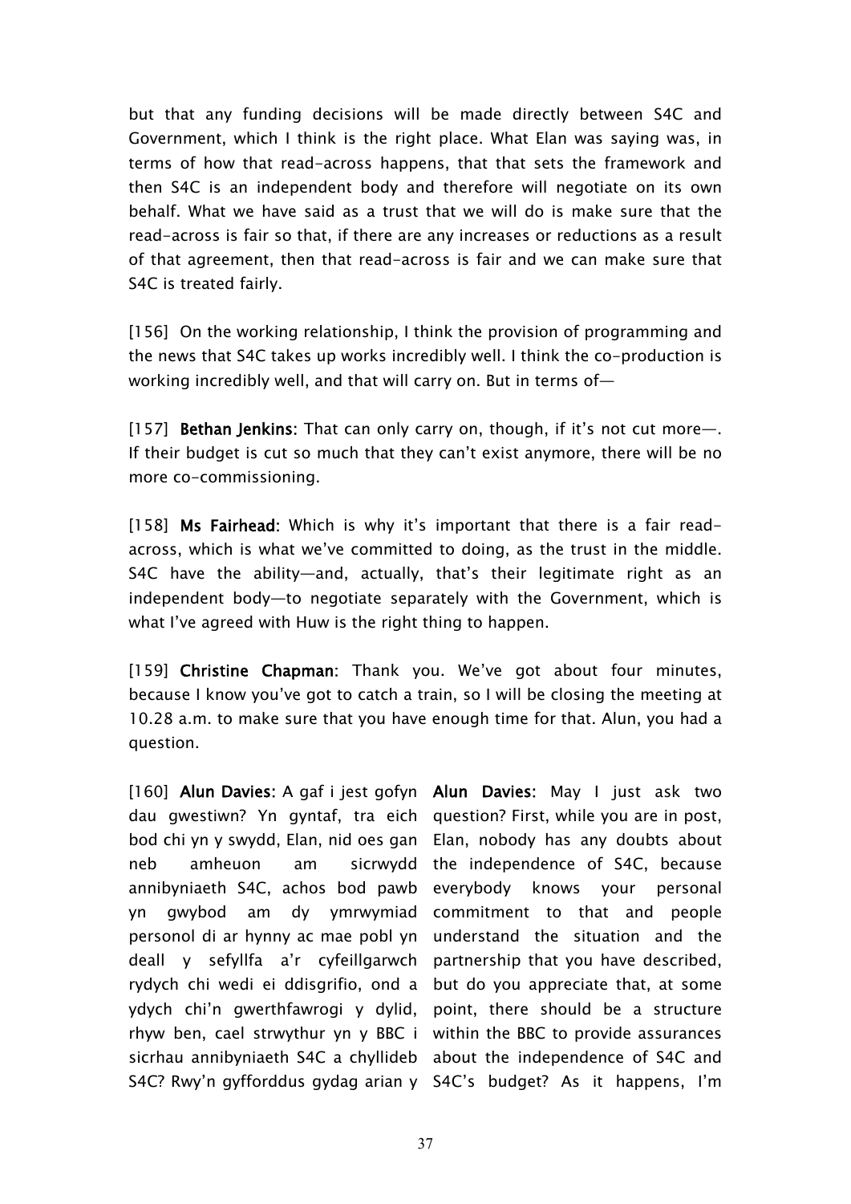but that any funding decisions will be made directly between S4C and Government, which I think is the right place. What Elan was saying was, in terms of how that read-across happens, that that sets the framework and then S4C is an independent body and therefore will negotiate on its own behalf. What we have said as a trust that we will do is make sure that the read-across is fair so that, if there are any increases or reductions as a result of that agreement, then that read-across is fair and we can make sure that S4C is treated fairly.

[156] On the working relationship, I think the provision of programming and the news that S4C takes up works incredibly well. I think the co-production is working incredibly well, and that will carry on. But in terms of—

[157] **Bethan Jenkins:** That can only carry on, though, if it's not cut more—. If their budget is cut so much that they can't exist anymore, there will be no more co-commissioning.

[158] **Ms Fairhead:** Which is why it's important that there is a fair read-across, which is what we've committed to doing, as the trust in the middle. S4C have the ability—and, actually, that's their legitimate right as an independent body—to negotiate separately with the Government, which is what I've agreed with Huw is the right thing to happen.

[159] **Christine Chapman:** Thank you. We've got about four minutes, because I know you've got to catch a train, so I will be closing the meeting at 10.28 a.m. to make sure that you have enough time for that. Alun, you had a question.

| | |
|---|---|
| [160] **Alun Davies:** A gaf i jest gofyn dau gwestiwn? Yn gyntaf, tra eich bod chi yn y swydd, Elan, nid oes gan neb amheuon am sicrwydd annibyniaeth S4C, achos bod pawb yn gwybod am dy ymrwymiad personol di ar hynny ac mae pobl yn deall y sefyllfa a'r cyfeillgarwch rydych chi wedi ei ddisgrifio, ond a ydych chi'n gwerthfawrogi y dylid, rhyw ben, cael strwythur yn y BBC i sicrhau annibyniaeth S4C a chyllideb S4C? Rwy'n gyfforddus gydag arian y | **Alun Davies:** May I just ask two question? First, while you are in post, Elan, nobody has any doubts about the independence of S4C, because everybody knows your personal commitment to that and people understand the situation and the partnership that you have described, but do you appreciate that, at some point, there should be a structure within the BBC to provide assurances about the independence of S4C and S4C's budget? As it happens, I'm |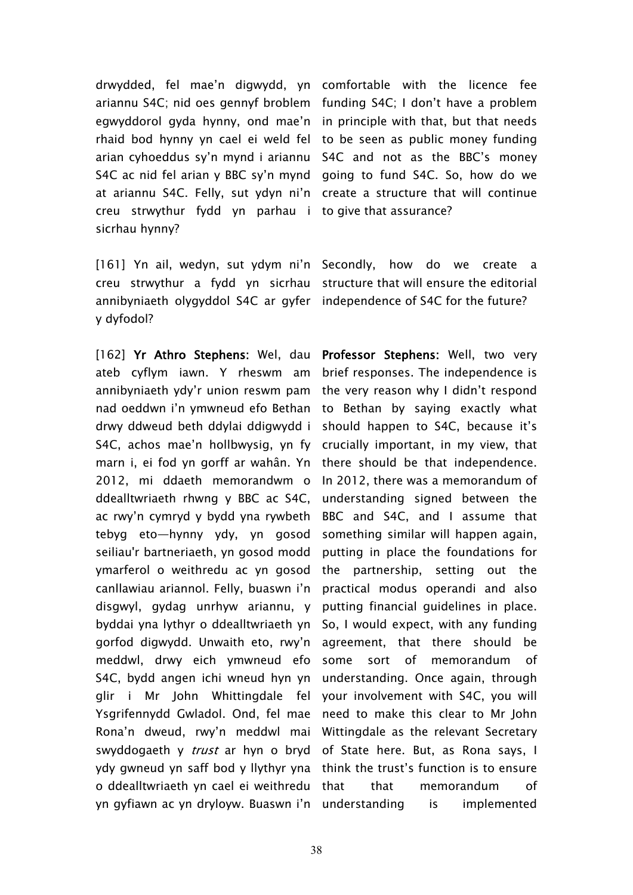drwydded, fel mae'n digwydd, yn ariannu S4C; nid oes gennyf broblem egwyddorol gyda hynny, ond mae'n rhaid bod hynny yn cael ei weld fel arian cyhoeddus sy'n mynd i ariannu S4C ac nid fel arian y BBC sy'n mynd at ariannu S4C. Felly, sut ydyn ni'n creu strwythur fydd yn parhau i sicrhau hynny?

comfortable with the licence fee funding S4C; I don't have a problem in principle with that, but that needs to be seen as public money funding S4C and not as the BBC's money going to fund S4C. So, how do we create a structure that will continue to give that assurance?

[161] Yn ail, wedyn, sut ydym ni'n creu strwythur a fydd yn sicrhau annibyniaeth olygyddol S4C ar gyfer y dyfodol?

Secondly, how do we create a structure that will ensure the editorial independence of S4C for the future?

[162] **Yr Athro Stephens:** Wel, dau ateb cyflym iawn. Y rheswm am annibyniaeth ydy'r union reswm pam nad oeddwn i'n ymwneud efo Bethan drwy ddweud beth ddylai ddigwydd i S4C, achos mae'n hollbwysig, yn fy marn i, ei fod yn gorff ar wahân. Yn 2012, mi ddaeth memorandwm o ddealltwriaeth rhwng y BBC ac S4C, ac rwy'n cymryd y bydd yna rywbeth tebyg eto—hynny ydy, yn gosod seiliau'r bartneriaeth, yn gosod modd ymarferol o weithredu ac yn gosod canllawiau ariannol. Felly, buaswn i'n disgwyl, gydag unrhyw ariannu, y byddai yna lythyr o ddealltwriaeth yn gorfod digwydd. Unwaith eto, rwy'n meddwl, drwy eich ymwneud efo S4C, bydd angen ichi wneud hyn yn glir i Mr John Whittingdale fel Ysgrifennydd Gwladol. Ond, fel mae Rona'n dweud, rwy'n meddwl mai swyddogaeth y *trust* ar hyn o bryd ydy gwneud yn saff bod y llythyr yna o ddealltwriaeth yn cael ei weithredu yn gyfiawn ac yn dryloyw. Buaswn i'n

**Professor Stephens:** Well, two very brief responses. The independence is the very reason why I didn't respond to Bethan by saying exactly what should happen to S4C, because it's crucially important, in my view, that there should be that independence. In 2012, there was a memorandum of understanding signed between the BBC and S4C, and I assume that something similar will happen again, putting in place the foundations for the partnership, setting out the practical modus operandi and also putting financial guidelines in place. So, I would expect, with any funding agreement, that there should be some sort of memorandum of understanding. Once again, through your involvement with S4C, you will need to make this clear to Mr John Wittingdale as the relevant Secretary of State here. But, as Rona says, I think the trust's function is to ensure that that memorandum of understanding is implemented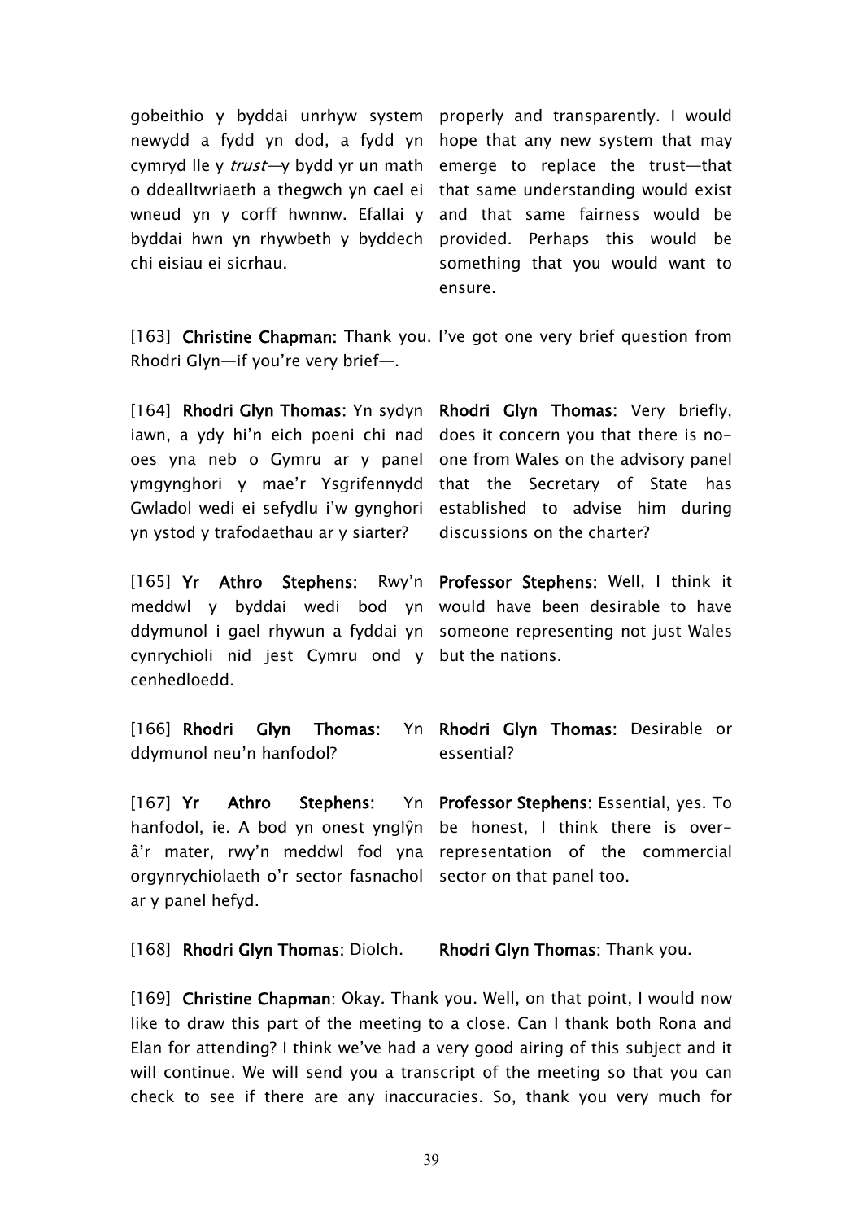| | |
|---|---|
| gobeithio y byddai unrhyw system newydd a fydd yn dod, a fydd yn cymryd lle y *trust*—y bydd yr un math o ddealltwriaeth a thegwch yn cael ei wneud yn y corff hwnnw. Efallai y byddai hwn yn rhywbeth y byddech chi eisiau ei sicrhau. | properly and transparently. I would hope that any new system that may emerge to replace the trust—that that same understanding would exist and that same fairness would be provided. Perhaps this would be something that you would want to ensure. |

[163] **Christine Chapman:** Thank you. I've got one very brief question from Rhodri Glyn—if you're very brief—.

| | |
|---|---|
| [164] **Rhodri Glyn Thomas**: Yn sydyn iawn, a ydy hi'n eich poeni chi nad oes yna neb o Gymru ar y panel ymgynghori y mae'r Ysgrifennydd Gwladol wedi ei sefydlu i'w gynghori yn ystod y trafodaethau ar y siarter? | **Rhodri Glyn Thomas**: Very briefly, does it concern you that there is no-one from Wales on the advisory panel that the Secretary of State has established to advise him during discussions on the charter? |
| [165] **Yr Athro Stephens:** Rwy'n meddwl y byddai wedi bod yn ddymunol i gael rhywun a fyddai yn cynrychioli nid jest Cymru ond y cenhedloedd. | **Professor Stephens:** Well, I think it would have been desirable to have someone representing not just Wales but the nations. |
| [166] **Rhodri Glyn Thomas**: Yn ddymunol neu'n hanfodol? | **Rhodri Glyn Thomas**: Desirable or essential? |
| [167] **Yr Athro Stephens**: Yn hanfodol, ie. A bod yn onest ynglŷn â'r mater, rwy'n meddwl fod yna orgynrychiolaeth o'r sector fasnachol ar y panel hefyd. | **Professor Stephens:** Essential, yes. To be honest, I think there is over-representation of the commercial sector on that panel too. |
| [168] **Rhodri Glyn Thomas**: Diolch. | **Rhodri Glyn Thomas**: Thank you. |

[169] **Christine Chapman**: Okay. Thank you. Well, on that point, I would now like to draw this part of the meeting to a close. Can I thank both Rona and Elan for attending? I think we've had a very good airing of this subject and it will continue. We will send you a transcript of the meeting so that you can check to see if there are any inaccuracies. So, thank you very much for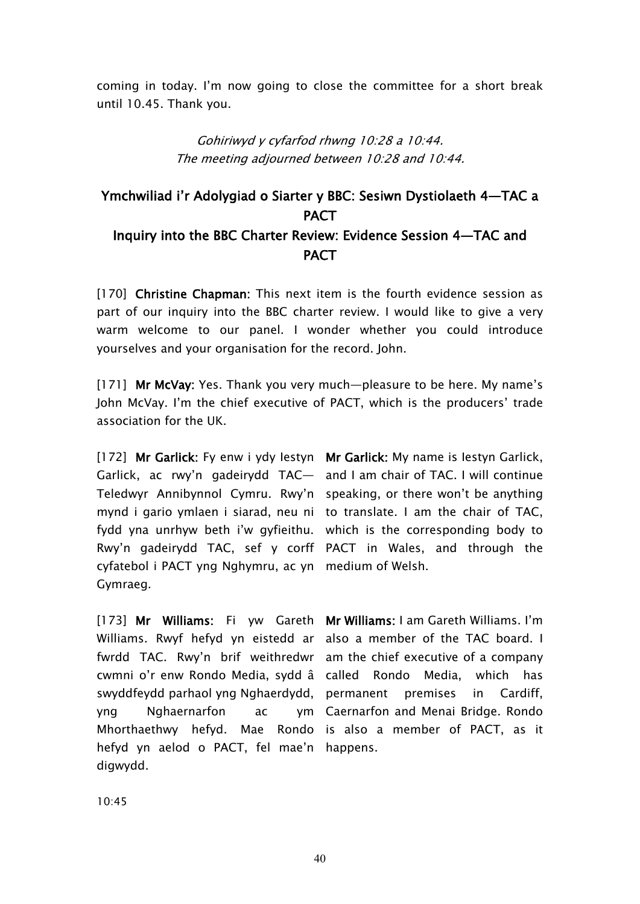coming in today. I'm now going to close the committee for a short break until 10.45. Thank you.

*Gohiriwyd y cyfarfod rhwng 10:28 a 10:44.*
*The meeting adjourned between 10:28 and 10:44.*

## Ymchwiliad i'r Adolygiad o Siarter y BBC: Sesiwn Dystiolaeth 4—TAC a PACT
## Inquiry into the BBC Charter Review: Evidence Session 4—TAC and PACT

[170] **Christine Chapman:** This next item is the fourth evidence session as part of our inquiry into the BBC charter review. I would like to give a very warm welcome to our panel. I wonder whether you could introduce yourselves and your organisation for the record. John.

[171] **Mr McVay:** Yes. Thank you very much—pleasure to be here. My name's John McVay. I'm the chief executive of PACT, which is the producers' trade association for the UK.

[172] **Mr Garlick:** Fy enw i ydy Iestyn Garlick, ac rwy'n gadeirydd TAC—Teledwyr Annibynnol Cymru. Rwy'n mynd i gario ymlaen i siarad, neu ni fydd yna unrhyw beth i'w gyfieithu. Rwy'n gadeirydd TAC, sef y corff cyfatebol i PACT yng Nghymru, ac yn Gymraeg.

**Mr Garlick:** My name is Iestyn Garlick, and I am chair of TAC. I will continue speaking, or there won't be anything to translate. I am the chair of TAC, which is the corresponding body to PACT in Wales, and through the medium of Welsh.

[173] **Mr Williams:** Fi yw Gareth Williams. Rwyf hefyd yn eistedd ar fwrdd TAC. Rwy'n brif weithredwr cwmni o'r enw Rondo Media, sydd â swyddfeydd parhaol yng Nghaerdydd, yng Nghaernarfon ac ym Mhorthaethwy hefyd. Mae Rondo hefyd yn aelod o PACT, fel mae'n digwydd.

**Mr Williams:** I am Gareth Williams. I'm also a member of the TAC board. I am the chief executive of a company called Rondo Media, which has permanent premises in Cardiff, Caernarfon and Menai Bridge. Rondo is also a member of PACT, as it happens.

10:45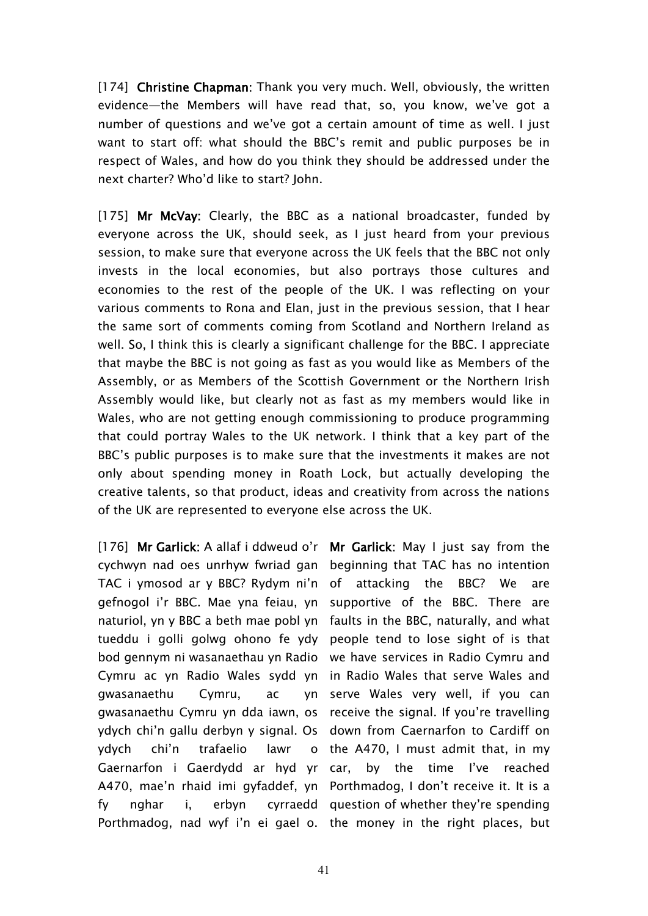[174] **Christine Chapman**: Thank you very much. Well, obviously, the written evidence—the Members will have read that, so, you know, we've got a number of questions and we've got a certain amount of time as well. I just want to start off: what should the BBC's remit and public purposes be in respect of Wales, and how do you think they should be addressed under the next charter? Who'd like to start? John.

[175] **Mr McVay**: Clearly, the BBC as a national broadcaster, funded by everyone across the UK, should seek, as I just heard from your previous session, to make sure that everyone across the UK feels that the BBC not only invests in the local economies, but also portrays those cultures and economies to the rest of the people of the UK. I was reflecting on your various comments to Rona and Elan, just in the previous session, that I hear the same sort of comments coming from Scotland and Northern Ireland as well. So, I think this is clearly a significant challenge for the BBC. I appreciate that maybe the BBC is not going as fast as you would like as Members of the Assembly, or as Members of the Scottish Government or the Northern Irish Assembly would like, but clearly not as fast as my members would like in Wales, who are not getting enough commissioning to produce programming that could portray Wales to the UK network. I think that a key part of the BBC's public purposes is to make sure that the investments it makes are not only about spending money in Roath Lock, but actually developing the creative talents, so that product, ideas and creativity from across the nations of the UK are represented to everyone else across the UK.

[176] **Mr Garlick**: A allaf i ddweud o'r cychwyn nad oes unrhyw fwriad gan TAC i ymosod ar y BBC? Rydym ni'n gefnogol i'r BBC. Mae yna feiau, yn naturiol, yn y BBC a beth mae pobl yn tueddu i golli golwg ohono fe ydy bod gennym ni wasanaethau yn Radio Cymru ac yn Radio Wales sydd yn gwasanaethu Cymru, ac yn gwasanaethu Cymru yn dda iawn, os ydych chi'n gallu derbyn y signal. Os ydych chi'n trafaelio lawr o Gaernarfon i Gaerdydd ar hyd yr A470, mae'n rhaid imi gyfaddef, yn fy nghar i, erbyn cyrraedd Porthmadog, nad wyf i'n ei gael o.

**Mr Garlick**: May I just say from the beginning that TAC has no intention of attacking the BBC? We are supportive of the BBC. There are faults in the BBC, naturally, and what people tend to lose sight of is that we have services in Radio Cymru and in Radio Wales that serve Wales and serve Wales very well, if you can receive the signal. If you're travelling down from Caernarfon to Cardiff on the A470, I must admit that, in my car, by the time I've reached Porthmadog, I don't receive it. It is a question of whether they're spending the money in the right places, but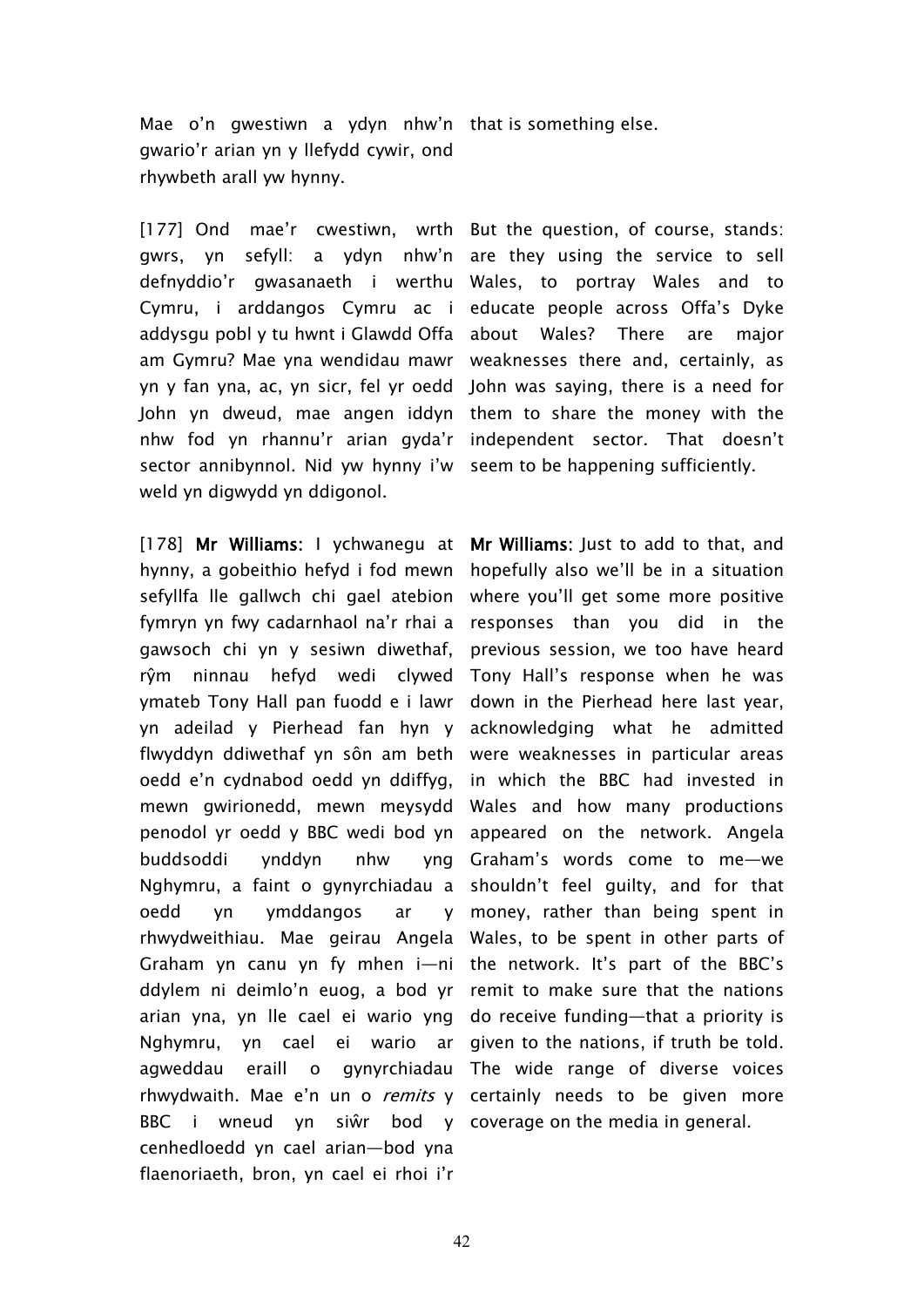Mae o'n gwestiwn a ydyn nhw'n gwario'r arian yn y llefydd cywir, ond rhywbeth arall yw hynny.

that is something else.

[177] Ond mae'r cwestiwn, wrth gwrs, yn sefyll: a ydyn nhw'n defnyddio'r gwasanaeth i werthu Cymru, i arddangos Cymru ac i addysgu pobl y tu hwnt i Glawdd Offa am Gymru? Mae yna wendidau mawr yn y fan yna, ac, yn sicr, fel yr oedd John yn dweud, mae angen iddyn nhw fod yn rhannu'r arian gyda'r sector annibynnol. Nid yw hynny i'w weld yn digwydd yn ddigonol.

But the question, of course, stands: are they using the service to sell Wales, to portray Wales and to educate people across Offa's Dyke about Wales? There are major weaknesses there and, certainly, as John was saying, there is a need for them to share the money with the independent sector. That doesn't seem to be happening sufficiently.

[178] **Mr Williams**: I ychwanegu at hynny, a gobeithio hefyd i fod mewn sefyllfa lle gallwch chi gael atebion fymryn yn fwy cadarnhaol na'r rhai a gawsoch chi yn y sesiwn diwethaf, rŷm ninnau hefyd wedi clywed ymateb Tony Hall pan fuodd e i lawr yn adeilad y Pierhead fan hyn y flwyddyn ddiwethaf yn sôn am beth oedd e'n cydnabod oedd yn ddiffyg, mewn gwirionedd, mewn meysydd penodol yr oedd y BBC wedi bod yn buddsoddi ynddyn nhw yng Nghymru, a faint o gynyrchiadau a oedd yn ymddangos ar y rhwydweithiau. Mae geirau Angela Graham yn canu yn fy mhen i—ni ddylem ni deimlo'n euog, a bod yr arian yna, yn lle cael ei wario yng Nghymru, yn cael ei wario ar agweddau eraill o gynyrchiadau rhwydwaith. Mae e'n un o *remits* y BBC i wneud yn siŵr bod y cenhedloedd yn cael arian—bod yna flaenoriaeth, bron, yn cael ei rhoi i'r

**Mr Williams**: Just to add to that, and hopefully also we'll be in a situation where you'll get some more positive responses than you did in the previous session, we too have heard Tony Hall's response when he was down in the Pierhead here last year, acknowledging what he admitted were weaknesses in particular areas in which the BBC had invested in Wales and how many productions appeared on the network. Angela Graham's words come to me—we shouldn't feel guilty, and for that money, rather than being spent in Wales, to be spent in other parts of the network. It's part of the BBC's remit to make sure that the nations do receive funding—that a priority is given to the nations, if truth be told. The wide range of diverse voices certainly needs to be given more coverage on the media in general.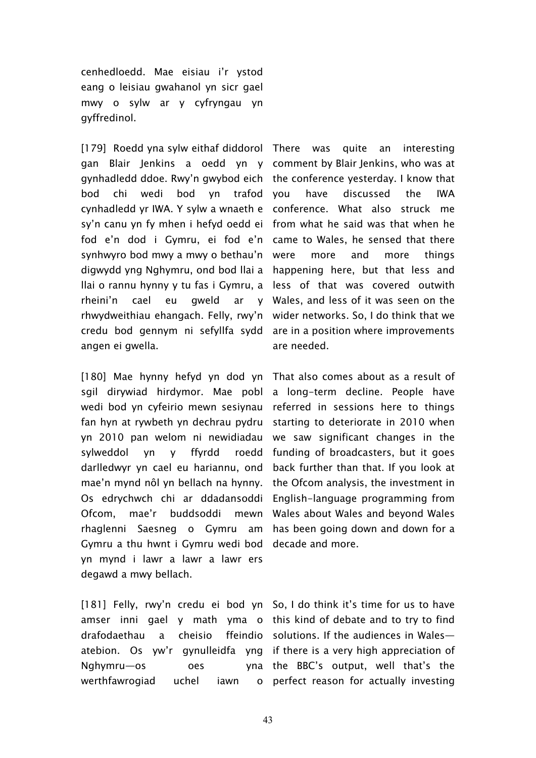cenhedloedd. Mae eisiau i'r ystod eang o leisiau gwahanol yn sicr gael mwy o sylw ar y cyfryngau yn gyffredinol.

[179] Roedd yna sylw eithaf diddorol gan Blair Jenkins a oedd yn y gynhadledd ddoe. Rwy'n gwybod eich bod chi wedi bod yn trafod cynhadledd yr IWA. Y sylw a wnaeth e sy'n canu yn fy mhen i hefyd oedd ei fod e'n dod i Gymru, ei fod e'n synhwyro bod mwy a mwy o bethau'n digwydd yng Nghymru, ond bod llai a llai o rannu hynny y tu fas i Gymru, a rheini'n cael eu gweld ar y rhwydweithiau ehangach. Felly, rwy'n credu bod gennym ni sefyllfa sydd angen ei gwella.

There was quite an interesting comment by Blair Jenkins, who was at the conference yesterday. I know that you have discussed the IWA conference. What also struck me from what he said was that when he came to Wales, he sensed that there were more and more things happening here, but that less and less of that was covered outwith Wales, and less of it was seen on the wider networks. So, I do think that we are in a position where improvements are needed.

[180] Mae hynny hefyd yn dod yn sgil dirywiad hirdymor. Mae pobl wedi bod yn cyfeirio mewn sesiynau fan hyn at rywbeth yn dechrau pydru yn 2010 pan welom ni newidiadau sylweddol yn y ffyrdd roedd darlledwyr yn cael eu hariannu, ond mae'n mynd nôl yn bellach na hynny. Os edrychwch chi ar ddadansoddi Ofcom, mae'r buddsoddi mewn rhaglenni Saesneg o Gymru am Gymru a thu hwnt i Gymru wedi bod yn mynd i lawr a lawr a lawr ers degawd a mwy bellach.

That also comes about as a result of a long-term decline. People have referred in sessions here to things starting to deteriorate in 2010 when we saw significant changes in the funding of broadcasters, but it goes back further than that. If you look at the Ofcom analysis, the investment in English-language programming from Wales about Wales and beyond Wales has been going down and down for a decade and more.

[181] Felly, rwy'n credu ei bod yn amser inni gael y math yma o drafodaethau a cheisio ffeindio atebion. Os yw'r gynulleidfa yng Nghymru—os oes yna werthfawrogiad uchel iawn o

So, I do think it's time for us to have this kind of debate and to try to find solutions. If the audiences in Wales—if there is a very high appreciation of the BBC's output, well that's the perfect reason for actually investing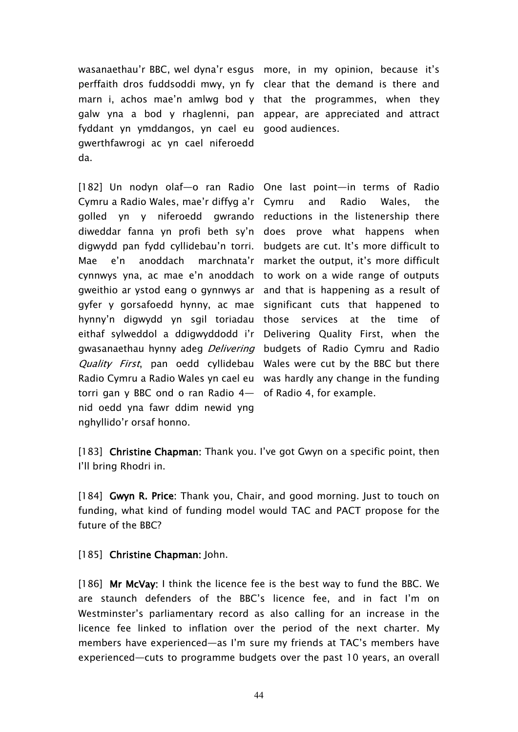wasanaethau'r BBC, wel dyna'r esgus perffaith dros fuddsoddi mwy, yn fy marn i, achos mae'n amlwg bod y galw yna a bod y rhaglenni, pan fyddant yn ymddangos, yn cael eu gwerthfawrogi ac yn cael niferoedd da.

more, in my opinion, because it's clear that the demand is there and that the programmes, when they appear, are appreciated and attract good audiences.

[182] Un nodyn olaf—o ran Radio Cymru a Radio Wales, mae'r diffyg a'r golled yn y niferoedd gwrando diweddar fanna yn profi beth sy'n digwydd pan fydd cyllidebau'n torri. Mae e'n anoddach marchnata'r cynnwys yna, ac mae e'n anoddach gweithio ar ystod eang o gynnwys ar gyfer y gorsafoedd hynny, ac mae hynny'n digwydd yn sgil toriadau eithaf sylweddol a ddigwyddodd i'r gwasanaethau hynny adeg *Delivering Quality First*, pan oedd cyllidebau Radio Cymru a Radio Wales yn cael eu torri gan y BBC ond o ran Radio 4—nid oedd yna fawr ddim newid yng nghyllido'r orsaf honno.

One last point—in terms of Radio Cymru and Radio Wales, the reductions in the listenership there does prove what happens when budgets are cut. It's more difficult to market the output, it's more difficult to work on a wide range of outputs and that is happening as a result of significant cuts that happened to those services at the time of Delivering Quality First, when the budgets of Radio Cymru and Radio Wales were cut by the BBC but there was hardly any change in the funding of Radio 4, for example.

[183] **Christine Chapman:** Thank you. I've got Gwyn on a specific point, then I'll bring Rhodri in.

[184] **Gwyn R. Price**: Thank you, Chair, and good morning. Just to touch on funding, what kind of funding model would TAC and PACT propose for the future of the BBC?

[185] **Christine Chapman:** John.

[186] **Mr McVay:** I think the licence fee is the best way to fund the BBC. We are staunch defenders of the BBC's licence fee, and in fact I'm on Westminster's parliamentary record as also calling for an increase in the licence fee linked to inflation over the period of the next charter. My members have experienced—as I'm sure my friends at TAC's members have experienced—cuts to programme budgets over the past 10 years, an overall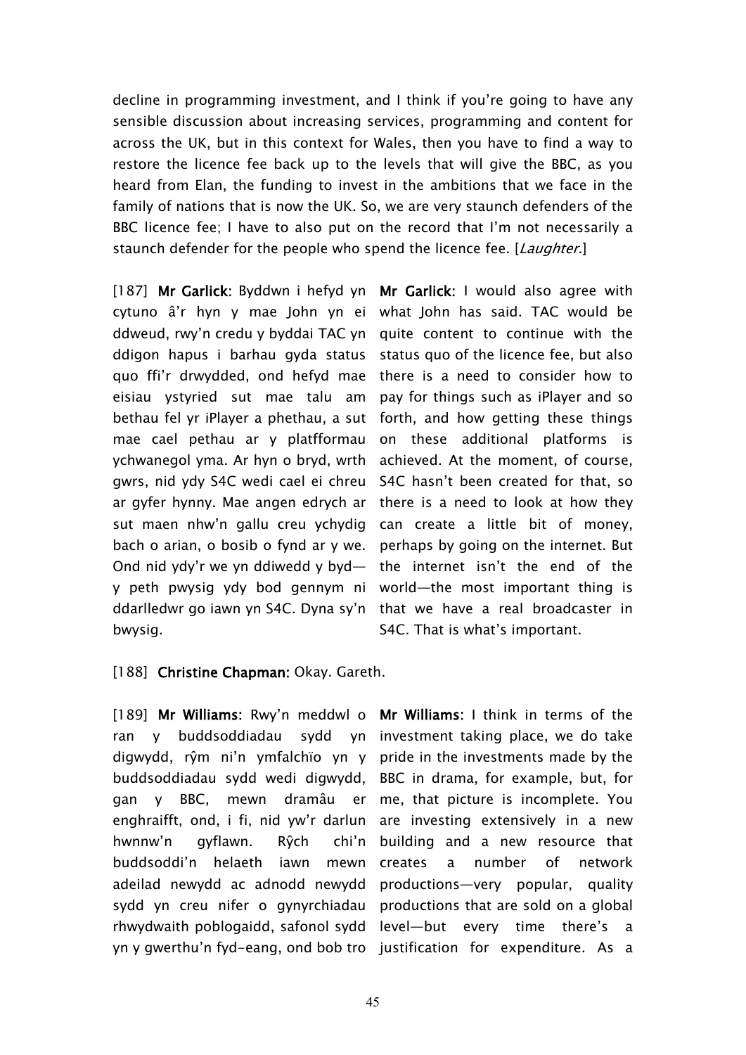decline in programming investment, and I think if you're going to have any sensible discussion about increasing services, programming and content for across the UK, but in this context for Wales, then you have to find a way to restore the licence fee back up to the levels that will give the BBC, as you heard from Elan, the funding to invest in the ambitions that we face in the family of nations that is now the UK. So, we are very staunch defenders of the BBC licence fee; I have to also put on the record that I'm not necessarily a staunch defender for the people who spend the licence fee. [*Laughter.*]

[187] **Mr Garlick**: Byddwn i hefyd yn cytuno â'r hyn y mae John yn ei ddweud, rwy'n credu y byddai TAC yn ddigon hapus i barhau gyda status quo ffi'r drwydded, ond hefyd mae eisiau ystyried sut mae talu am bethau fel yr iPlayer a phethau, a sut mae cael pethau ar y platfformau ychwanegol yma. Ar hyn o bryd, wrth gwrs, nid ydy S4C wedi cael ei chreu ar gyfer hynny. Mae angen edrych ar sut maen nhw'n gallu creu ychydig bach o arian, o bosib o fynd ar y we. Ond nid ydy'r we yn ddiwedd y byd—y peth pwysig ydy bod gennym ni ddarlledwr go iawn yn S4C. Dyna sy'n bwysig.

**Mr Garlick**: I would also agree with what John has said. TAC would be quite content to continue with the status quo of the licence fee, but also there is a need to consider how to pay for things such as iPlayer and so forth, and how getting these things on these additional platforms is achieved. At the moment, of course, S4C hasn't been created for that, so there is a need to look at how they can create a little bit of money, perhaps by going on the internet. But the internet isn't the end of the world—the most important thing is that we have a real broadcaster in S4C. That is what's important.

[188] **Christine Chapman**: Okay. Gareth.

[189] **Mr Williams**: Rwy'n meddwl o ran y buddsoddiadau sydd yn digwydd, rŷm ni'n ymfalchïo yn y buddsoddiadau sydd wedi digwydd, gan y BBC, mewn dramâu er enghraifft, ond, i fi, nid yw'r darlun hwnnw'n gyflawn. Rŷch chi'n buddsoddi'n helaeth iawn mewn adeilad newydd ac adnodd newydd sydd yn creu nifer o gynyrchiadau rhwydwaith poblogaidd, safonol sydd yn y gwerthu'n fyd-eang, ond bob tro

**Mr Williams**: I think in terms of the investment taking place, we do take pride in the investments made by the BBC in drama, for example, but, for me, that picture is incomplete. You are investing extensively in a new building and a new resource that creates a number of network productions—very popular, quality productions that are sold on a global level—but every time there's a justification for expenditure. As a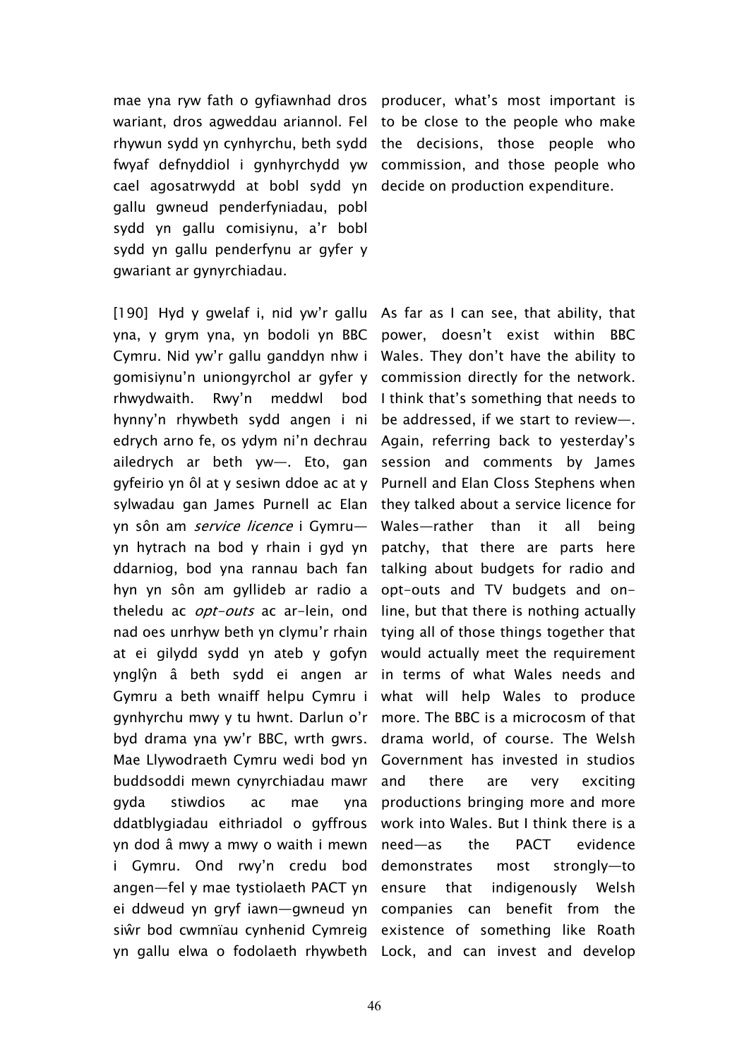| | |
|---|---|
| mae yna ryw fath o gyfiawnhad dros wariant, dros agweddau ariannol. Fel rhywun sydd yn cynhyrchu, beth sydd fwyaf defnyddiol i gynhyrchydd yw cael agosatrwydd at bobl sydd yn gallu gwneud penderfyniadau, pobl sydd yn gallu comisiynu, a'r bobl sydd yn gallu penderfynu ar gyfer y gwariant ar gynyrchiadau. | producer, what's most important is to be close to the people who make the decisions, those people who commission, and those people who decide on production expenditure. |
| [190] Hyd y gwelaf i, nid yw'r gallu yna, y grym yna, yn bodoli yn BBC Cymru. Nid yw'r gallu ganddyn nhw i gomisiynu'n uniongyrchol ar gyfer y rhwydwaith. Rwy'n meddwl bod hynny'n rhywbeth sydd angen i ni edrych arno fe, os ydym ni'n dechrau ailedrych ar beth yw—. Eto, gan gyfeirio yn ôl at y sesiwn ddoe ac at y sylwadau gan James Purnell ac Elan yn sôn am *service licence* i Gymru—yn hytrach na bod y rhain i gyd yn ddarniog, bod yna rannau bach fan hyn yn sôn am gyllideb ar radio a theledu ac *opt-outs* ac ar-lein, ond nad oes unrhyw beth yn clymu'r rhain at ei gilydd sydd yn ateb y gofyn ynglŷn â beth sydd ei angen ar Gymru a beth wnaiff helpu Cymru i gynhyrchu mwy y tu hwnt. Darlun o'r byd drama yna yw'r BBC, wrth gwrs. Mae Llywodraeth Cymru wedi bod yn buddsoddi mewn cynyrchiadau mawr gyda stiwdios ac mae yna ddatblygiadau eithriadol o gyffrous yn dod â mwy a mwy o waith i mewn i Gymru. Ond rwy'n credu bod angen—fel y mae tystiolaeth PACT yn ei ddweud yn gryf iawn—gwneud yn siŵr bod cwmnïau cynhenid Cymreig yn gallu elwa o fodolaeth rhywbeth | As far as I can see, that ability, that power, doesn't exist within BBC Wales. They don't have the ability to commission directly for the network. I think that's something that needs to be addressed, if we start to review—. Again, referring back to yesterday's session and comments by James Purnell and Elan Closs Stephens when they talked about a service licence for Wales—rather than it all being patchy, that there are parts here talking about budgets for radio and opt-outs and TV budgets and on-line, but that there is nothing actually tying all of those things together that would actually meet the requirement in terms of what Wales needs and what will help Wales to produce more. The BBC is a microcosm of that drama world, of course. The Welsh Government has invested in studios and there are very exciting productions bringing more and more work into Wales. But I think there is a need—as the PACT evidence demonstrates most strongly—to ensure that indigenously Welsh companies can benefit from the existence of something like Roath Lock, and can invest and develop |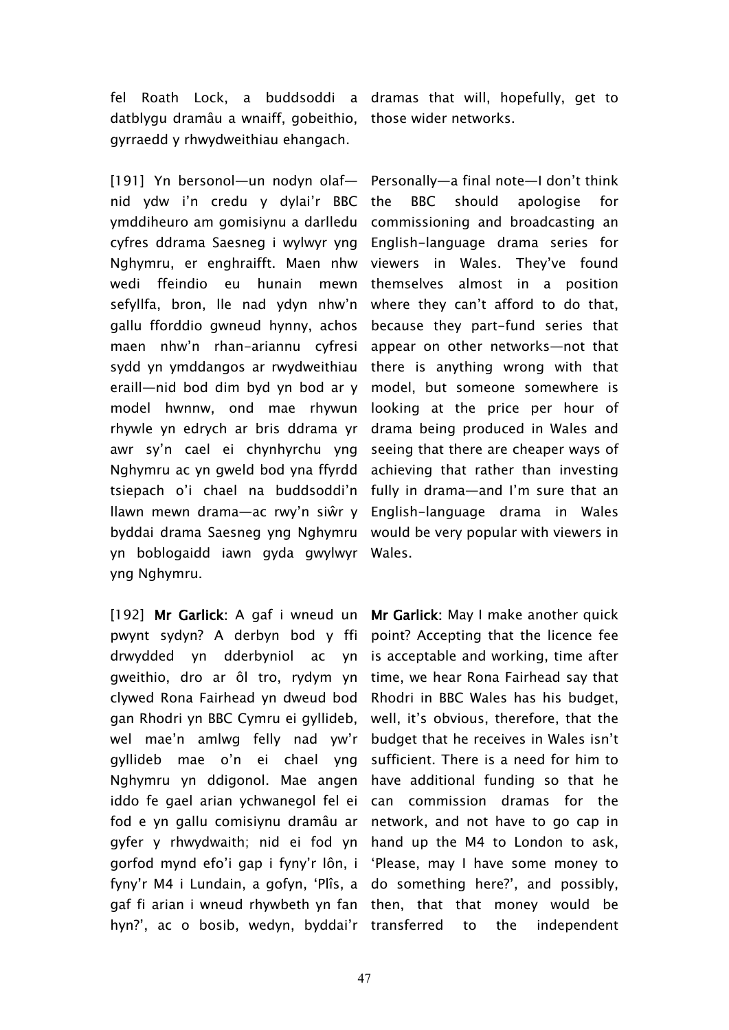fel Roath Lock, a buddsoddi a datblygu dramâu a wnaiff, gobeithio, gyrraedd y rhwydweithiau ehangach.

dramas that will, hopefully, get to those wider networks.

[191] Yn bersonol—un nodyn olaf—nid ydw i'n credu y dylai'r BBC ymddiheuro am gomisiynu a darlledu cyfres ddrama Saesneg i wylwyr yng Nghymru, er enghraifft. Maen nhw wedi ffeindio eu hunain mewn sefyllfa, bron, lle nad ydyn nhw'n gallu fforddio gwneud hynny, achos maen nhw'n rhan-ariannu cyfresi sydd yn ymddangos ar rwydweithiau eraill—nid bod dim byd yn bod ar y model hwnnw, ond mae rhywun rhywle yn edrych ar bris ddrama yr awr sy'n cael ei chynhyrchu yng Nghymru ac yn gweld bod yna ffyrdd tsiepach o'i chael na buddsoddi'n llawn mewn drama—ac rwy'n siŵr y byddai drama Saesneg yng Nghymru yn boblogaidd iawn gyda gwylwyr yng Nghymru.

Personally—a final note—I don't think the BBC should apologise for commissioning and broadcasting an English-language drama series for viewers in Wales. They've found themselves almost in a position where they can't afford to do that, because they part-fund series that appear on other networks—not that there is anything wrong with that model, but someone somewhere is looking at the price per hour of drama being produced in Wales and seeing that there are cheaper ways of achieving that rather than investing fully in drama—and I'm sure that an English-language drama in Wales would be very popular with viewers in Wales.

[192] **Mr Garlick**: A gaf i wneud un pwynt sydyn? A derbyn bod y ffi drwydded yn dderbyniol ac yn gweithio, dro ar ôl tro, rydym yn clywed Rona Fairhead yn dweud bod gan Rhodri yn BBC Cymru ei gyllideb, wel mae'n amlwg felly nad yw'r gyllideb mae o'n ei chael yng Nghymru yn ddigonol. Mae angen iddo fe gael arian ychwanegol fel ei fod e yn gallu comisiynu dramâu ar gyfer y rhwydwaith; nid ei fod yn gorfod mynd efo'i gap i fyny'r lôn, i fyny'r M4 i Lundain, a gofyn, 'Plîs, a gaf fi arian i wneud rhywbeth yn fan hyn?', ac o bosib, wedyn, byddai'r

**Mr Garlick**: May I make another quick point? Accepting that the licence fee is acceptable and working, time after time, we hear Rona Fairhead say that Rhodri in BBC Wales has his budget, well, it's obvious, therefore, that the budget that he receives in Wales isn't sufficient. There is a need for him to have additional funding so that he can commission dramas for the network, and not have to go cap in hand up the M4 to London to ask, 'Please, may I have some money to do something here?', and possibly, then, that that money would be transferred to the independent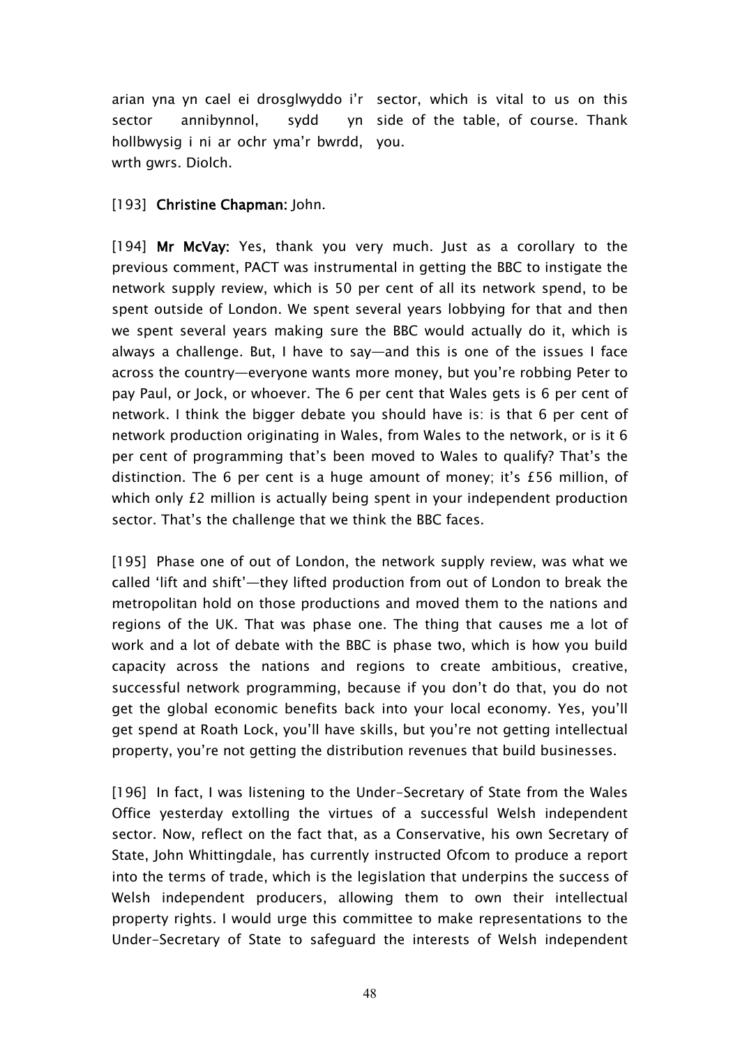| | |
|---|---|
| arian yna yn cael ei drosglwyddo i'r sector annibynnol, sydd yn hollbwysig i ni ar ochr yma'r bwrdd, wrth gwrs. Diolch. | sector, which is vital to us on this side of the table, of course. Thank you. |

[193] **Christine Chapman:** John.

[194] **Mr McVay:** Yes, thank you very much. Just as a corollary to the previous comment, PACT was instrumental in getting the BBC to instigate the network supply review, which is 50 per cent of all its network spend, to be spent outside of London. We spent several years lobbying for that and then we spent several years making sure the BBC would actually do it, which is always a challenge. But, I have to say—and this is one of the issues I face across the country—everyone wants more money, but you're robbing Peter to pay Paul, or Jock, or whoever. The 6 per cent that Wales gets is 6 per cent of network. I think the bigger debate you should have is: is that 6 per cent of network production originating in Wales, from Wales to the network, or is it 6 per cent of programming that's been moved to Wales to qualify? That's the distinction. The 6 per cent is a huge amount of money; it's £56 million, of which only £2 million is actually being spent in your independent production sector. That's the challenge that we think the BBC faces.

[195] Phase one of out of London, the network supply review, was what we called 'lift and shift'—they lifted production from out of London to break the metropolitan hold on those productions and moved them to the nations and regions of the UK. That was phase one. The thing that causes me a lot of work and a lot of debate with the BBC is phase two, which is how you build capacity across the nations and regions to create ambitious, creative, successful network programming, because if you don't do that, you do not get the global economic benefits back into your local economy. Yes, you'll get spend at Roath Lock, you'll have skills, but you're not getting intellectual property, you're not getting the distribution revenues that build businesses.

[196] In fact, I was listening to the Under-Secretary of State from the Wales Office yesterday extolling the virtues of a successful Welsh independent sector. Now, reflect on the fact that, as a Conservative, his own Secretary of State, John Whittingdale, has currently instructed Ofcom to produce a report into the terms of trade, which is the legislation that underpins the success of Welsh independent producers, allowing them to own their intellectual property rights. I would urge this committee to make representations to the Under-Secretary of State to safeguard the interests of Welsh independent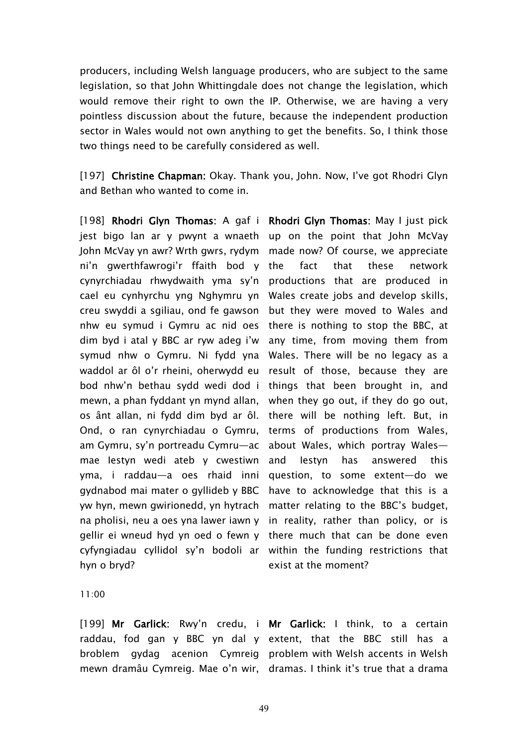producers, including Welsh language producers, who are subject to the same legislation, so that John Whittingdale does not change the legislation, which would remove their right to own the IP. Otherwise, we are having a very pointless discussion about the future, because the independent production sector in Wales would not own anything to get the benefits. So, I think those two things need to be carefully considered as well.

[197] **Christine Chapman:** Okay. Thank you, John. Now, I've got Rhodri Glyn and Bethan who wanted to come in.

[198] **Rhodri Glyn Thomas**: A gaf i jest bigo lan ar y pwynt a wnaeth John McVay yn awr? Wrth gwrs, rydym ni'n gwerthfawrogi'r ffaith bod y cynyrchiadau rhwydwaith yma sy'n cael eu cynhyrchu yng Nghymru yn creu swyddi a sgiliau, ond fe gawson nhw eu symud i Gymru ac nid oes dim byd i atal y BBC ar ryw adeg i'w symud nhw o Gymru. Ni fydd yna waddol ar ôl o'r rheini, oherwydd eu bod nhw'n bethau sydd wedi dod i mewn, a phan fyddant yn mynd allan, os ânt allan, ni fydd dim byd ar ôl. Ond, o ran cynyrchiadau o Gymru, am Gymru, sy'n portreadu Cymru—ac mae Iestyn wedi ateb y cwestiwn yma, i raddau—a oes rhaid inni gydnabod mai mater o gyllideb y BBC yw hyn, mewn gwirionedd, yn hytrach na pholisi, neu a oes yna lawer iawn y gellir ei wneud hyd yn oed o fewn y cyfyngiadau cyllidol sy'n bodoli ar hyn o bryd?

**Rhodri Glyn Thomas**: May I just pick up on the point that John McVay made now? Of course, we appreciate the fact that these network productions that are produced in Wales create jobs and develop skills, but they were moved to Wales and there is nothing to stop the BBC, at any time, from moving them from Wales. There will be no legacy as a result of those, because they are things that been brought in, and when they go out, if they do go out, there will be nothing left. But, in terms of productions from Wales, about Wales, which portray Wales—and Iestyn has answered this question, to some extent—do we have to acknowledge that this is a matter relating to the BBC's budget, in reality, rather than policy, or is there much that can be done even within the funding restrictions that exist at the moment?

11:00

[199] **Mr Garlick**: Rwy'n credu, i raddau, fod gan y BBC yn dal y broblem gydag acenion Cymreig mewn dramâu Cymreig. Mae o'n wir,

**Mr Garlick:** I think, to a certain extent, that the BBC still has a problem with Welsh accents in Welsh dramas. I think it's true that a drama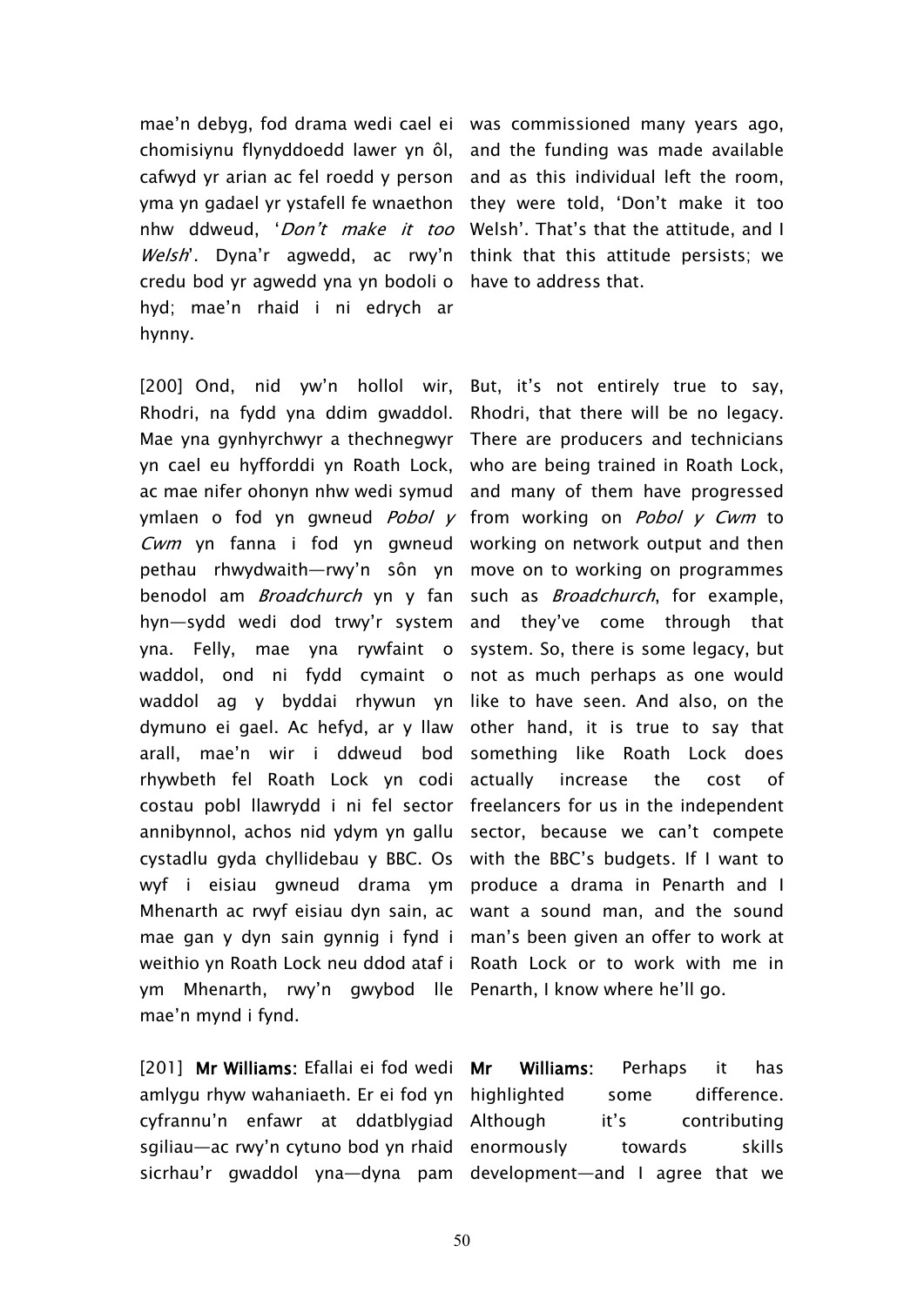mae'n debyg, fod drama wedi cael ei chomisiynu flynyddoedd lawer yn ôl, cafwyd yr arian ac fel roedd y person yma yn gadael yr ystafell fe wnaethon nhw ddweud, '*Don't make it too Welsh*'. Dyna'r agwedd, ac rwy'n credu bod yr agwedd yna yn bodoli o hyd; mae'n rhaid i ni edrych ar hynny.

was commissioned many years ago, and the funding was made available and as this individual left the room, they were told, 'Don't make it too Welsh'. That's that the attitude, and I think that this attitude persists; we have to address that.

[200] Ond, nid yw'n hollol wir, Rhodri, na fydd yna ddim gwaddol. Mae yna gynhyrchwyr a thechnegwyr yn cael eu hyfforddi yn Roath Lock, ac mae nifer ohonyn nhw wedi symud ymlaen o fod yn gwneud *Pobol y Cwm* yn fanna i fod yn gwneud pethau rhwydwaith—rwy'n sôn yn benodol am *Broadchurch* yn y fan hyn—sydd wedi dod trwy'r system yna. Felly, mae yna rywfaint o waddol, ond ni fydd cymaint o waddol ag y byddai rhywun yn dymuno ei gael. Ac hefyd, ar y llaw arall, mae'n wir i ddweud bod rhywbeth fel Roath Lock yn codi costau pobl llawrydd i ni fel sector annibynnol, achos nid ydym yn gallu cystadlu gyda chyllidebau y BBC. Os wyf i eisiau gwneud drama ym Mhenarth ac rwyf eisiau dyn sain, ac mae gan y dyn sain gynnig i fynd i weithio yn Roath Lock neu ddod ataf i ym Mhenarth, rwy'n gwybod lle mae'n mynd i fynd.

But, it's not entirely true to say, Rhodri, that there will be no legacy. There are producers and technicians who are being trained in Roath Lock, and many of them have progressed from working on *Pobol y Cwm* to working on network output and then move on to working on programmes such as *Broadchurch*, for example, and they've come through that system. So, there is some legacy, but not as much perhaps as one would like to have seen. And also, on the other hand, it is true to say that something like Roath Lock does actually increase the cost of freelancers for us in the independent sector, because we can't compete with the BBC's budgets. If I want to produce a drama in Penarth and I want a sound man, and the sound man's been given an offer to work at Roath Lock or to work with me in Penarth, I know where he'll go.

[201] **Mr Williams:** Efallai ei fod wedi amlygu rhyw wahaniaeth. Er ei fod yn cyfrannu'n enfawr at ddatblygiad sgiliau—ac rwy'n cytuno bod yn rhaid sicrhau'r gwaddol yna—dyna pam

**Mr Williams:** Perhaps it has highlighted some difference. Although it's contributing enormously towards skills development—and I agree that we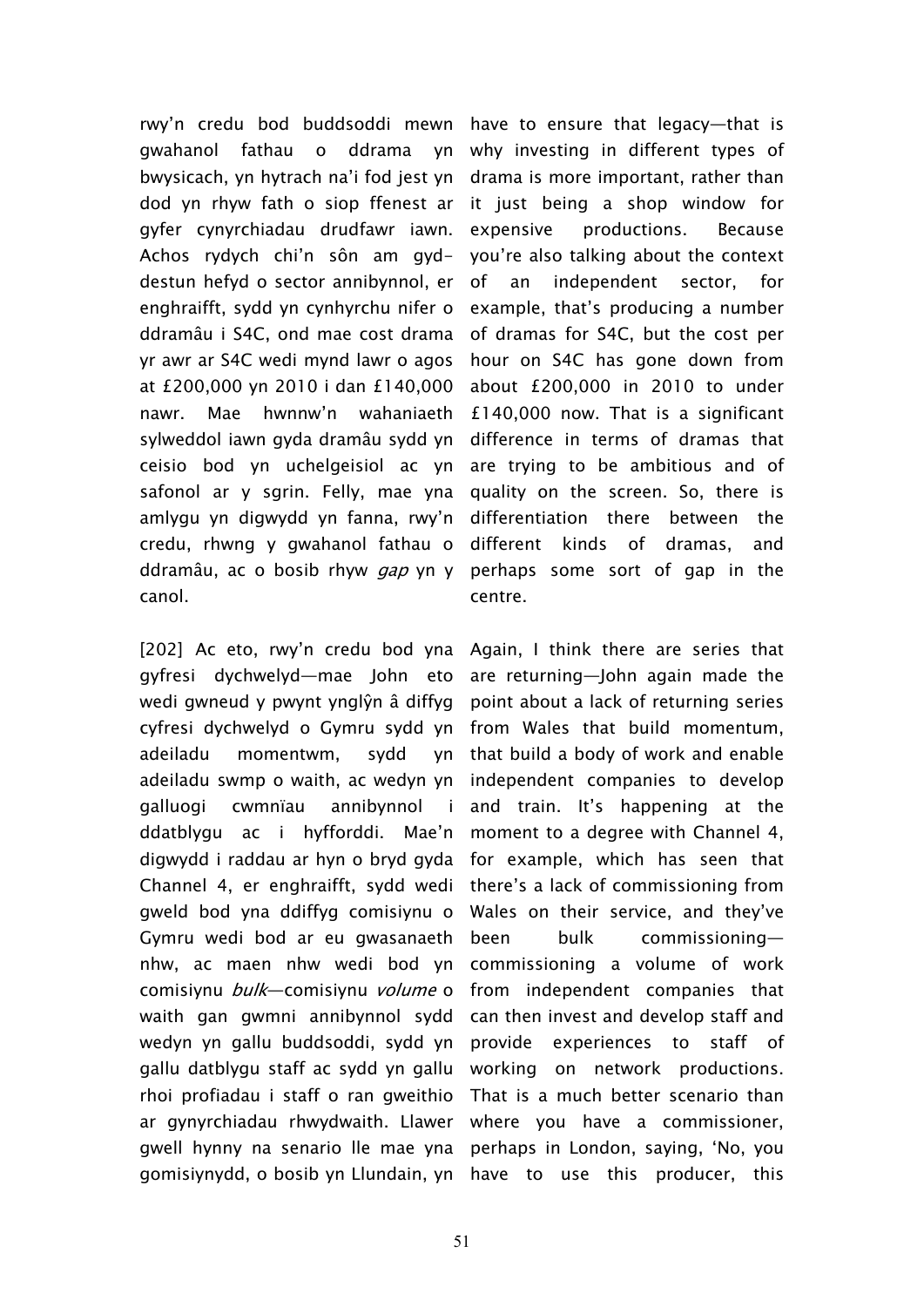rwy'n credu bod buddsoddi mewn gwahanol fathau o ddrama yn bwysicach, yn hytrach na'i fod jest yn dod yn rhyw fath o siop ffenest ar gyfer cynyrchiadau drudfawr iawn. Achos rydych chi'n sôn am gyd-destun hefyd o sector annibynnol, er enghraifft, sydd yn cynhyrchu nifer o ddramâu i S4C, ond mae cost drama yr awr ar S4C wedi mynd lawr o agos at £200,000 yn 2010 i dan £140,000 nawr. Mae hwnnw'n wahaniaeth sylweddol iawn gyda dramâu sydd yn ceisio bod yn uchelgeisiol ac yn safonol ar y sgrin. Felly, mae yna amlygu yn digwydd yn fanna, rwy'n credu, rhwng y gwahanol fathau o ddramâu, ac o bosib rhyw *gap* yn y canol.

have to ensure that legacy—that is why investing in different types of drama is more important, rather than it just being a shop window for expensive productions. Because you're also talking about the context of an independent sector, for example, that's producing a number of dramas for S4C, but the cost per hour on S4C has gone down from about £200,000 in 2010 to under £140,000 now. That is a significant difference in terms of dramas that are trying to be ambitious and of quality on the screen. So, there is differentiation there between the different kinds of dramas, and perhaps some sort of gap in the centre.

[202] Ac eto, rwy'n credu bod yna gyfresi dychwelyd—mae John eto wedi gwneud y pwynt ynglŷn â diffyg cyfresi dychwelyd o Gymru sydd yn adeiladu momentwm, sydd yn adeiladu swmp o waith, ac wedyn yn galluogi cwmnïau annibynnol i ddatblygu ac i hyfforddi. Mae'n digwydd i raddau ar hyn o bryd gyda Channel 4, er enghraifft, sydd wedi gweld bod yna ddiffyg comisiynu o Gymru wedi bod ar eu gwasanaeth nhw, ac maen nhw wedi bod yn comisiynu *bulk*—comisiynu *volume* o waith gan gwmni annibynnol sydd wedyn yn gallu buddsoddi, sydd yn gallu datblygu staff ac sydd yn gallu rhoi profiadau i staff o ran gweithio ar gynyrchiadau rhwydwaith. Llawer gwell hynny na senario lle mae yna gomisiynydd, o bosib yn Llundain, yn

Again, I think there are series that are returning—John again made the point about a lack of returning series from Wales that build momentum, that build a body of work and enable independent companies to develop and train. It's happening at the moment to a degree with Channel 4, for example, which has seen that there's a lack of commissioning from Wales on their service, and they've been bulk commissioning—commissioning a volume of work from independent companies that can then invest and develop staff and provide experiences to staff of working on network productions. That is a much better scenario than where you have a commissioner, perhaps in London, saying, 'No, you have to use this producer, this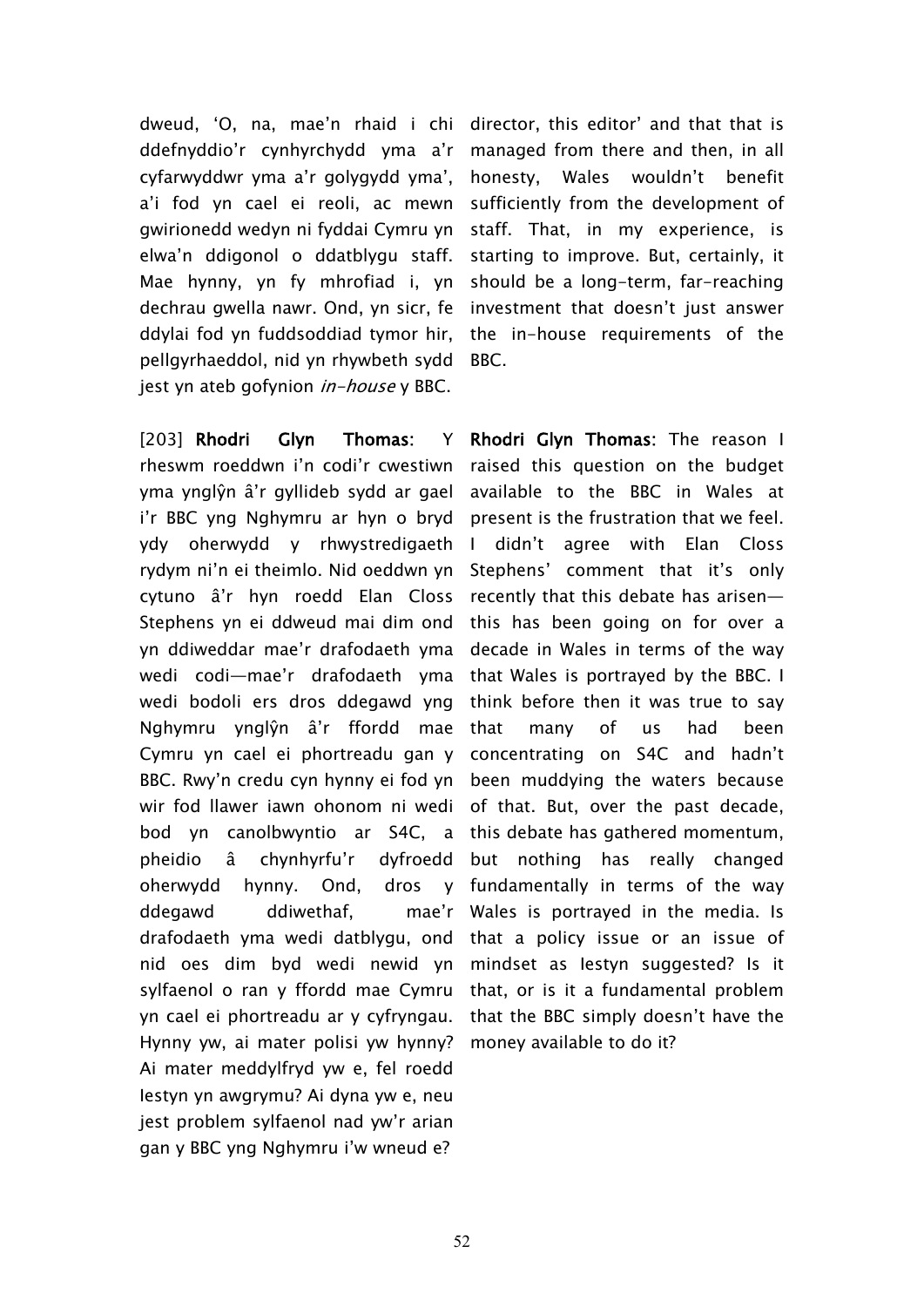dweud, 'O, na, mae'n rhaid i chi ddefnyddio'r cynhyrchydd yma a'r cyfarwyddwr yma a'r golygydd yma', a'i fod yn cael ei reoli, ac mewn gwirionedd wedyn ni fyddai Cymru yn elwa'n ddigonol o ddatblygu staff. Mae hynny, yn fy mhrofiad i, yn dechrau gwella nawr. Ond, yn sicr, fe ddylai fod yn fuddsoddiad tymor hir, pellgyrhaeddol, nid yn rhywbeth sydd jest yn ateb gofynion *in-house* y BBC.

director, this editor' and that that is managed from there and then, in all honesty, Wales wouldn't benefit sufficiently from the development of staff. That, in my experience, is starting to improve. But, certainly, it should be a long-term, far-reaching investment that doesn't just answer the in-house requirements of the BBC.

[203] **Rhodri Glyn Thomas**: Y rheswm roeddwn i'n codi'r cwestiwn yma ynglŷn â'r gyllideb sydd ar gael i'r BBC yng Nghymru ar hyn o bryd ydy oherwydd y rhwystredigaeth rydym ni'n ei theimlo. Nid oeddwn yn cytuno â'r hyn roedd Elan Closs Stephens yn ei ddweud mai dim ond yn ddiweddar mae'r drafodaeth yma wedi codi—mae'r drafodaeth yma wedi bodoli ers dros ddegawd yng Nghymru ynglŷn â'r ffordd mae Cymru yn cael ei phortreadu gan y BBC. Rwy'n credu cyn hynny ei fod yn wir fod llawer iawn ohonom ni wedi bod yn canolbwyntio ar S4C, a pheidio â chynhyrfu'r dyfroedd oherwydd hynny. Ond, dros y ddegawd ddiwethaf, mae'r drafodaeth yma wedi datblygu, ond nid oes dim byd wedi newid yn sylfaenol o ran y ffordd mae Cymru yn cael ei phortreadu ar y cyfryngau. Hynny yw, ai mater polisi yw hynny? Ai mater meddylfryd yw e, fel roedd Iestyn yn awgrymu? Ai dyna yw e, neu jest problem sylfaenol nad yw'r arian gan y BBC yng Nghymru i'w wneud e?

**Rhodri Glyn Thomas**: The reason I raised this question on the budget available to the BBC in Wales at present is the frustration that we feel. I didn't agree with Elan Closs Stephens' comment that it's only recently that this debate has arisen—this has been going on for over a decade in Wales in terms of the way that Wales is portrayed by the BBC. I think before then it was true to say that many of us had been concentrating on S4C and hadn't been muddying the waters because of that. But, over the past decade, this debate has gathered momentum, but nothing has really changed fundamentally in terms of the way Wales is portrayed in the media. Is that a policy issue or an issue of mindset as Iestyn suggested? Is it that, or is it a fundamental problem that the BBC simply doesn't have the money available to do it?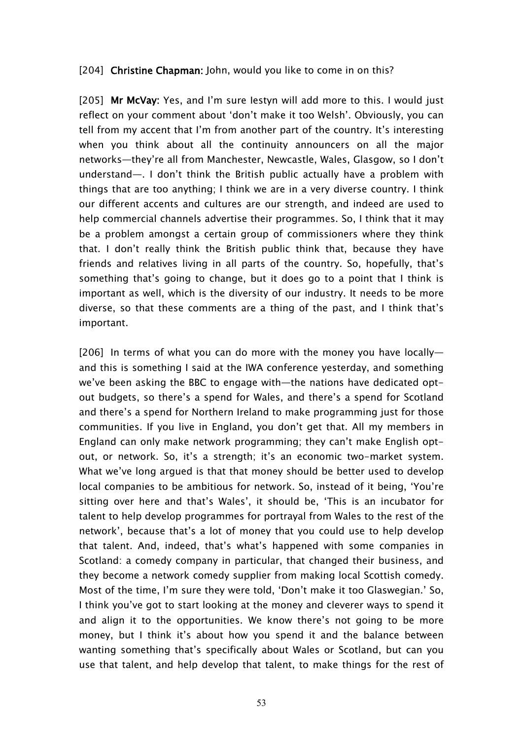[204] **Christine Chapman:** John, would you like to come in on this?

[205] **Mr McVay:** Yes, and I'm sure Iestyn will add more to this. I would just reflect on your comment about 'don't make it too Welsh'. Obviously, you can tell from my accent that I'm from another part of the country. It's interesting when you think about all the continuity announcers on all the major networks—they're all from Manchester, Newcastle, Wales, Glasgow, so I don't understand—. I don't think the British public actually have a problem with things that are too anything; I think we are in a very diverse country. I think our different accents and cultures are our strength, and indeed are used to help commercial channels advertise their programmes. So, I think that it may be a problem amongst a certain group of commissioners where they think that. I don't really think the British public think that, because they have friends and relatives living in all parts of the country. So, hopefully, that's something that's going to change, but it does go to a point that I think is important as well, which is the diversity of our industry. It needs to be more diverse, so that these comments are a thing of the past, and I think that's important.

[206] In terms of what you can do more with the money you have locally—and this is something I said at the IWA conference yesterday, and something we've been asking the BBC to engage with—the nations have dedicated opt-out budgets, so there's a spend for Wales, and there's a spend for Scotland and there's a spend for Northern Ireland to make programming just for those communities. If you live in England, you don't get that. All my members in England can only make network programming; they can't make English opt-out, or network. So, it's a strength; it's an economic two-market system. What we've long argued is that that money should be better used to develop local companies to be ambitious for network. So, instead of it being, 'You're sitting over here and that's Wales', it should be, 'This is an incubator for talent to help develop programmes for portrayal from Wales to the rest of the network', because that's a lot of money that you could use to help develop that talent. And, indeed, that's what's happened with some companies in Scotland: a comedy company in particular, that changed their business, and they become a network comedy supplier from making local Scottish comedy. Most of the time, I'm sure they were told, 'Don't make it too Glaswegian.' So, I think you've got to start looking at the money and cleverer ways to spend it and align it to the opportunities. We know there's not going to be more money, but I think it's about how you spend it and the balance between wanting something that's specifically about Wales or Scotland, but can you use that talent, and help develop that talent, to make things for the rest of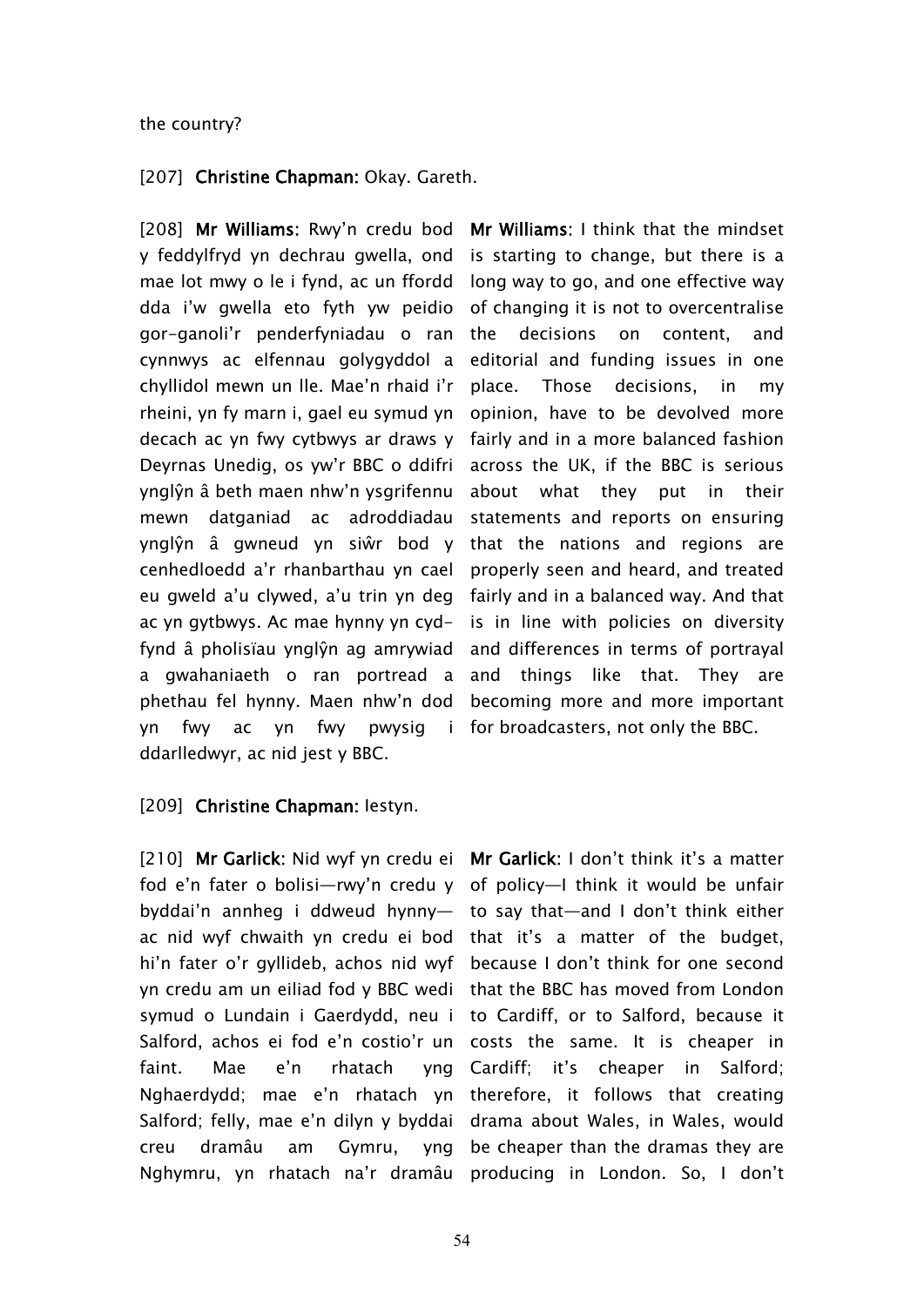the country?

[207] **Christine Chapman:** Okay. Gareth.

[208] **Mr Williams:** Rwy'n credu bod y feddylfryd yn dechrau gwella, ond mae lot mwy o le i fynd, ac un ffordd dda i'w gwella eto fyth yw peidio gor-ganoli'r penderfyniadau o ran cynnwys ac elfennau golygyddol a chyllidol mewn un lle. Mae'n rhaid i'r rheini, yn fy marn i, gael eu symud yn decach ac yn fwy cytbwys ar draws y Deyrnas Unedig, os yw'r BBC o ddifri ynglŷn â beth maen nhw'n ysgrifennu mewn datganiad ac adroddiadau ynglŷn â gwneud yn siŵr bod y cenhedloedd a'r rhanbarthau yn cael eu gweld a'u clywed, a'u trin yn deg ac yn gytbwys. Ac mae hynny yn cyd-fynd â pholisïau ynglŷn ag amrywiad a gwahaniaeth o ran portread a phethau fel hynny. Maen nhw'n dod yn fwy ac yn fwy pwysig i ddarlledwyr, ac nid jest y BBC.

**Mr Williams:** I think that the mindset is starting to change, but there is a long way to go, and one effective way of changing it is not to overcentralise the decisions on content, and editorial and funding issues in one place. Those decisions, in my opinion, have to be devolved more fairly and in a more balanced fashion across the UK, if the BBC is serious about what they put in their statements and reports on ensuring that the nations and regions are properly seen and heard, and treated fairly and in a balanced way. And that is in line with policies on diversity and differences in terms of portrayal and things like that. They are becoming more and more important for broadcasters, not only the BBC.

[209] **Christine Chapman:** Iestyn.

[210] **Mr Garlick:** Nid wyf yn credu ei fod e'n fater o bolisi—rwy'n credu y byddai'n annheg i ddweud hynny—ac nid wyf chwaith yn credu ei bod hi'n fater o'r gyllideb, achos nid wyf yn credu am un eiliad fod y BBC wedi symud o Lundain i Gaerdydd, neu i Salford, achos ei fod e'n costio'r un faint. Mae e'n rhatach yng Nghaerdydd; mae e'n rhatach yn Salford; felly, mae e'n dilyn y byddai creu dramâu am Gymru, yng Nghymru, yn rhatach na'r dramâu

**Mr Garlick:** I don't think it's a matter of policy—I think it would be unfair to say that—and I don't think either that it's a matter of the budget, because I don't think for one second that the BBC has moved from London to Cardiff, or to Salford, because it costs the same. It is cheaper in Cardiff; it's cheaper in Salford; therefore, it follows that creating drama about Wales, in Wales, would be cheaper than the dramas they are producing in London. So, I don't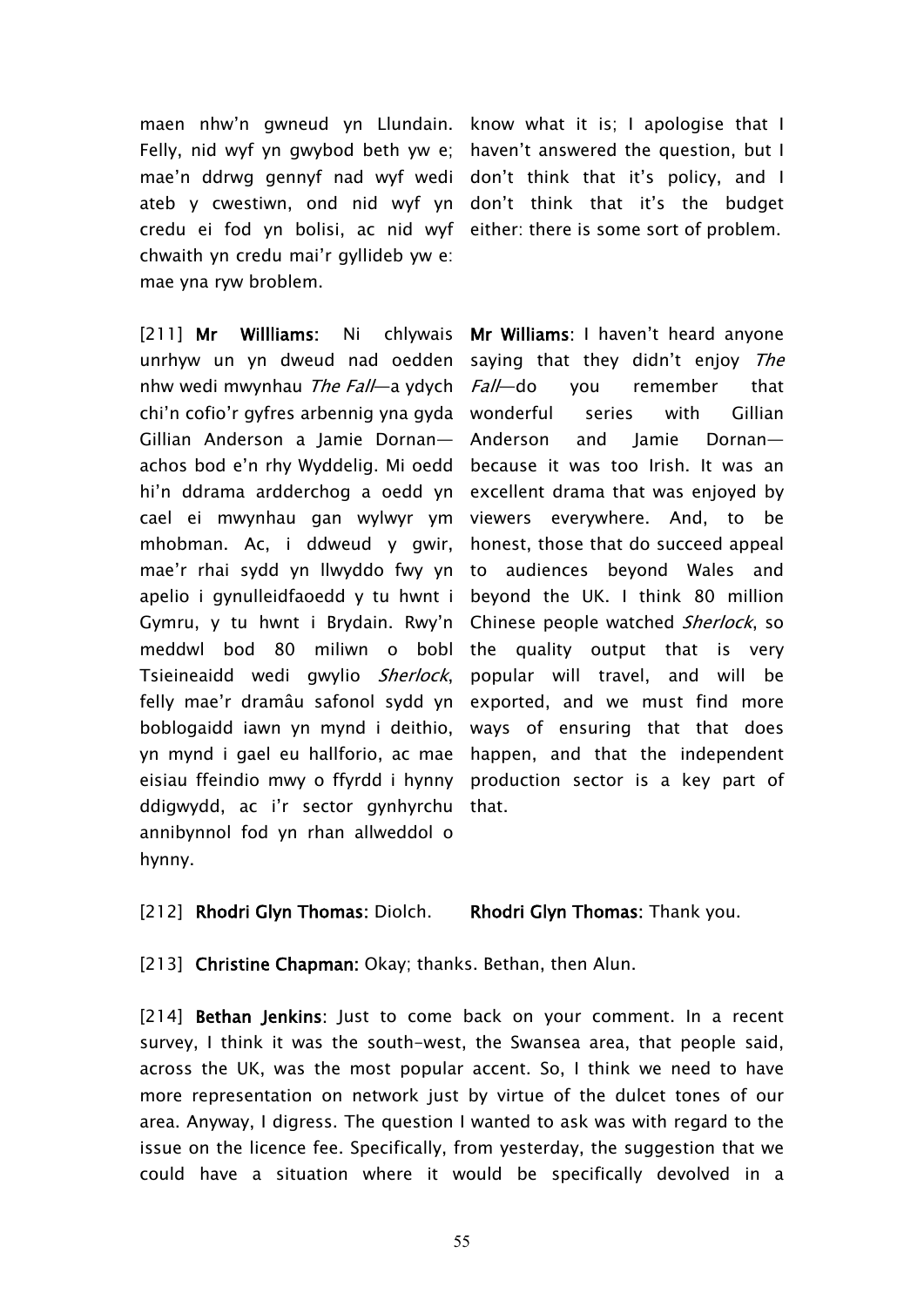maen nhw'n gwneud yn Llundain. Felly, nid wyf yn gwybod beth yw e; mae'n ddrwg gennyf nad wyf wedi ateb y cwestiwn, ond nid wyf yn credu ei fod yn bolisi, ac nid wyf chwaith yn credu mai'r gyllideb yw e: mae yna ryw broblem.

know what it is; I apologise that I haven't answered the question, but I don't think that it's policy, and I don't think that it's the budget either: there is some sort of problem.

[211] **Mr Willliams:** Ni chlywais unrhyw un yn dweud nad oedden nhw wedi mwynhau *The Fall*—a ydych chi'n cofio'r gyfres arbennig yna gyda Gillian Anderson a Jamie Dornan—achos bod e'n rhy Wyddelig. Mi oedd hi'n ddrama ardderchog a oedd yn cael ei mwynhau gan wylwyr ym mhobman. Ac, i ddweud y gwir, mae'r rhai sydd yn llwyddo fwy yn apelio i gynulleidfaoedd y tu hwnt i Gymru, y tu hwnt i Brydain. Rwy'n meddwl bod 80 miliwn o bobl Tsieineaidd wedi gwylio *Sherlock*, felly mae'r dramâu safonol sydd yn boblogaidd iawn yn mynd i deithio, yn mynd i gael eu hallforio, ac mae eisiau ffeindio mwy o ffyrdd i hynny ddigwydd, ac i'r sector gynhyrchu annibynnol fod yn rhan allweddol o hynny.

**Mr Williams**: I haven't heard anyone saying that they didn't enjoy *The Fall*—do you remember that wonderful series with Gillian Anderson and Jamie Dornan—because it was too Irish. It was an excellent drama that was enjoyed by viewers everywhere. And, to be honest, those that do succeed appeal to audiences beyond Wales and beyond the UK. I think 80 million Chinese people watched *Sherlock*, so the quality output that is very popular will travel, and will be exported, and we must find more ways of ensuring that that does happen, and that the independent production sector is a key part of that.

[212] **Rhodri Glyn Thomas:** Diolch.

**Rhodri Glyn Thomas**: Thank you.

[213] **Christine Chapman:** Okay; thanks. Bethan, then Alun.

[214] **Bethan Jenkins**: Just to come back on your comment. In a recent survey, I think it was the south-west, the Swansea area, that people said, across the UK, was the most popular accent. So, I think we need to have more representation on network just by virtue of the dulcet tones of our area. Anyway, I digress. The question I wanted to ask was with regard to the issue on the licence fee. Specifically, from yesterday, the suggestion that we could have a situation where it would be specifically devolved in a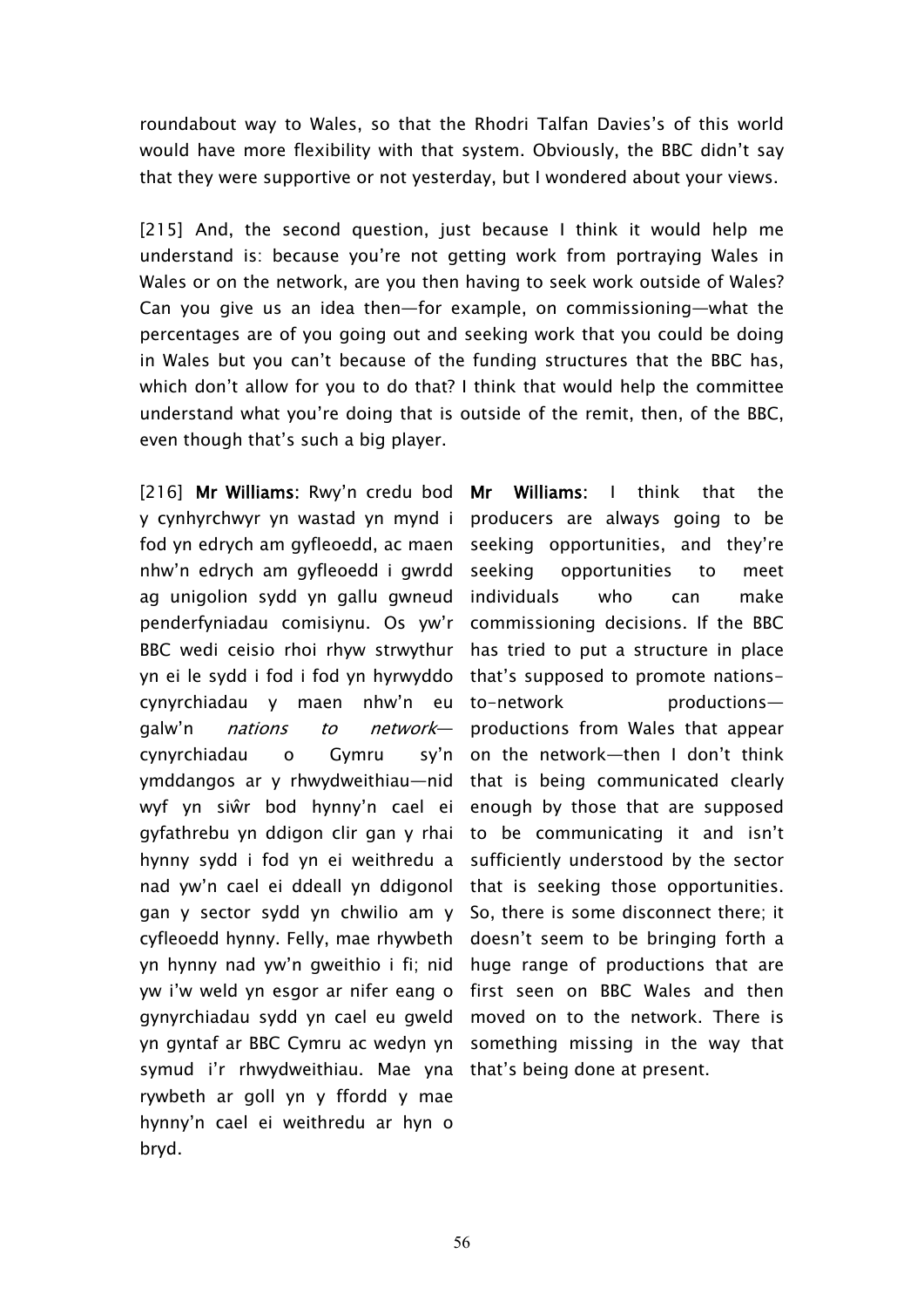roundabout way to Wales, so that the Rhodri Talfan Davies's of this world would have more flexibility with that system. Obviously, the BBC didn't say that they were supportive or not yesterday, but I wondered about your views.

[215] And, the second question, just because I think it would help me understand is: because you're not getting work from portraying Wales in Wales or on the network, are you then having to seek work outside of Wales? Can you give us an idea then—for example, on commissioning—what the percentages are of you going out and seeking work that you could be doing in Wales but you can't because of the funding structures that the BBC has, which don't allow for you to do that? I think that would help the committee understand what you're doing that is outside of the remit, then, of the BBC, even though that's such a big player.

[216] **Mr Williams:** Rwy'n credu bod y cynhyrchwyr yn wastad yn mynd i fod yn edrych am gyfleoedd, ac maen nhw'n edrych am gyfleoedd i gwrdd ag unigolion sydd yn gallu gwneud penderfyniadau comisiynu. Os yw'r BBC wedi ceisio rhoi rhyw strwythur yn ei le sydd i fod i fod yn hyrwyddo cynyrchiadau y maen nhw'n eu galw'n *nations to network*—cynyrchiadau o Gymru sy'n ymddangos ar y rhwydweithiau—nid wyf yn siŵr bod hynny'n cael ei gyfathrebu yn ddigon clir gan y rhai hynny sydd i fod yn ei weithredu a nad yw'n cael ei ddeall yn ddigonol gan y sector sydd yn chwilio am y cyfleoedd hynny. Felly, mae rhywbeth yn hynny nad yw'n gweithio i fi; nid yw i'w weld yn esgor ar nifer eang o gynyrchiadau sydd yn cael eu gweld yn gyntaf ar BBC Cymru ac wedyn yn symud i'r rhwydweithiau. Mae yna rywbeth ar goll yn y ffordd y mae hynny'n cael ei weithredu ar hyn o bryd.

**Mr Williams:** I think that the producers are always going to be seeking opportunities, and they're seeking opportunities to meet individuals who can make commissioning decisions. If the BBC has tried to put a structure in place that's supposed to promote nations-to-network productions—productions from Wales that appear on the network—then I don't think that is being communicated clearly enough by those that are supposed to be communicating it and isn't sufficiently understood by the sector that is seeking those opportunities. So, there is some disconnect there; it doesn't seem to be bringing forth a huge range of productions that are first seen on BBC Wales and then moved on to the network. There is something missing in the way that that's being done at present.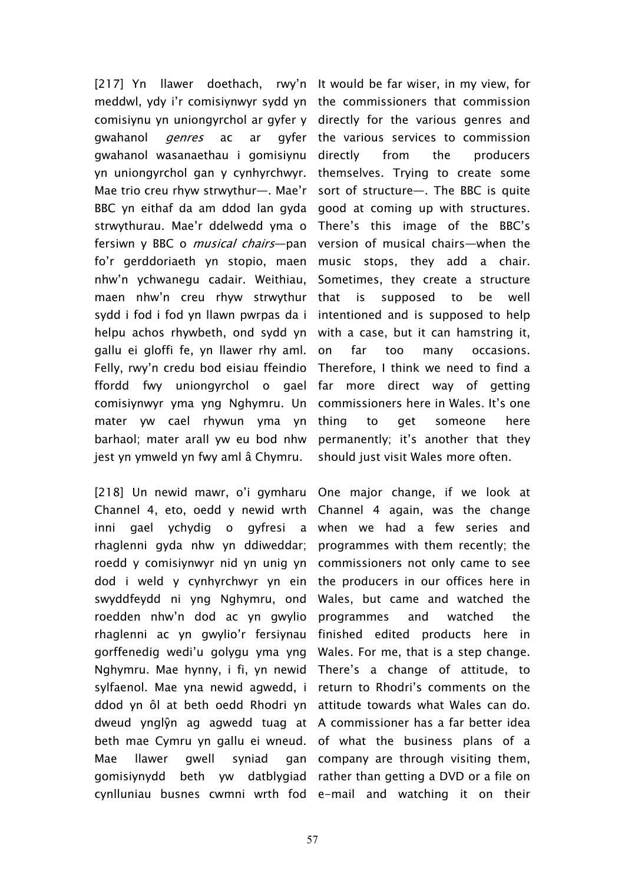[217] Yn llawer doethach, rwy'n meddwl, ydy i'r comisiynwyr sydd yn comisiynu yn uniongyrchol ar gyfer y gwahanol *genres* ac ar gyfer gwahanol wasanaethau i gomisiynu yn uniongyrchol gan y cynhyrchwyr. Mae trio creu rhyw strwythur—. Mae'r BBC yn eithaf da am ddod lan gyda strwythurau. Mae'r ddelwedd yma o fersiwn y BBC o *musical chairs*—pan fo'r gerddoriaeth yn stopio, maen nhw'n ychwanegu cadair. Weithiau, maen nhw'n creu rhyw strwythur sydd i fod i fod yn llawn pwrpas da i helpu achos rhywbeth, ond sydd yn gallu ei gloffi fe, yn llawer rhy aml. Felly, rwy'n credu bod eisiau ffeindio ffordd fwy uniongyrchol o gael comisiynwyr yma yng Nghymru. Un mater yw cael rhywun yma yn barhaol; mater arall yw eu bod nhw jest yn ymweld yn fwy aml â Chymru.

It would be far wiser, in my view, for the commissioners that commission directly for the various genres and the various services to commission directly from the producers themselves. Trying to create some sort of structure—. The BBC is quite good at coming up with structures. There's this image of the BBC's version of musical chairs—when the music stops, they add a chair. Sometimes, they create a structure that is supposed to be well intentioned and is supposed to help with a case, but it can hamstring it, on far too many occasions. Therefore, I think we need to find a far more direct way of getting commissioners here in Wales. It's one thing to get someone here permanently; it's another that they should just visit Wales more often.

[218] Un newid mawr, o'i gymharu Channel 4, eto, oedd y newid wrth inni gael ychydig o gyfresi a rhaglenni gyda nhw yn ddiweddar; roedd y comisiynwyr nid yn unig yn dod i weld y cynhyrchwyr yn ein swyddfeydd ni yng Nghymru, ond roedden nhw'n dod ac yn gwylio rhaglenni ac yn gwylio'r fersiynau gorffenedig wedi'u golygu yma yng Nghymru. Mae hynny, i fi, yn newid sylfaenol. Mae yna newid agwedd, i ddod yn ôl at beth oedd Rhodri yn dweud ynglŷn ag agwedd tuag at beth mae Cymru yn gallu ei wneud. Mae llawer gwell syniad gan gomisiynydd beth yw datblygiad cynlluniau busnes cwmni wrth fod

One major change, if we look at Channel 4 again, was the change when we had a few series and programmes with them recently; the commissioners not only came to see the producers in our offices here in Wales, but came and watched the programmes and watched the finished edited products here in Wales. For me, that is a step change. There's a change of attitude, to return to Rhodri's comments on the attitude towards what Wales can do. A commissioner has a far better idea of what the business plans of a company are through visiting them, rather than getting a DVD or a file on e-mail and watching it on their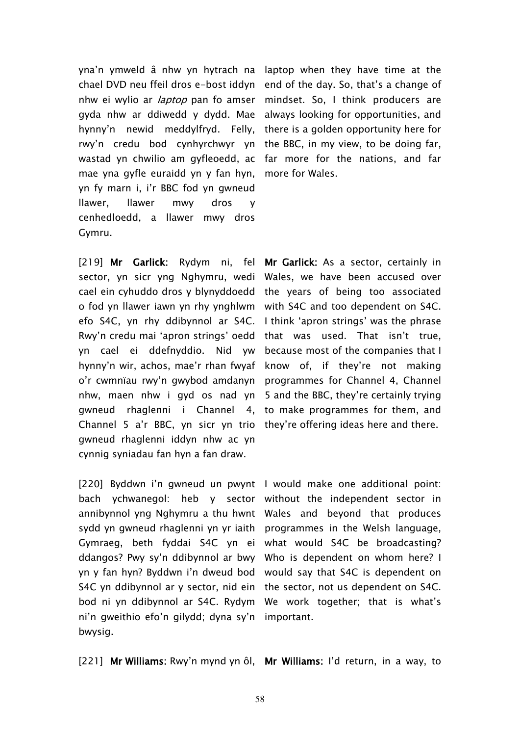yna'n ymweld â nhw yn hytrach na chael DVD neu ffeil dros e-bost iddyn nhw ei wylio ar *laptop* pan fo amser gyda nhw ar ddiwedd y dydd. Mae hynny'n newid meddylfryd. Felly, rwy'n credu bod cynhyrchwyr yn wastad yn chwilio am gyfleoedd, ac mae yna gyfle euraidd yn y fan hyn, yn fy marn i, i'r BBC fod yn gwneud llawer, llawer mwy dros y cenhedloedd, a llawer mwy dros Gymru.

laptop when they have time at the end of the day. So, that's a change of mindset. So, I think producers are always looking for opportunities, and there is a golden opportunity here for the BBC, in my view, to be doing far, far more for the nations, and far more for Wales.

[219] **Mr Garlick:** Rydym ni, fel sector, yn sicr yng Nghymru, wedi cael ein cyhuddo dros y blynyddoedd o fod yn llawer iawn yn rhy ynghlwm efo S4C, yn rhy ddibynnol ar S4C. Rwy'n credu mai 'apron strings' oedd yn cael ei ddefnyddio. Nid yw hynny'n wir, achos, mae'r rhan fwyaf o'r cwmnïau rwy'n gwybod amdanyn nhw, maen nhw i gyd os nad yn gwneud rhaglenni i Channel 4, Channel 5 a'r BBC, yn sicr yn trio gwneud rhaglenni iddyn nhw ac yn cynnig syniadau fan hyn a fan draw.

**Mr Garlick:** As a sector, certainly in Wales, we have been accused over the years of being too associated with S4C and too dependent on S4C. I think 'apron strings' was the phrase that was used. That isn't true, because most of the companies that I know of, if they're not making programmes for Channel 4, Channel 5 and the BBC, they're certainly trying to make programmes for them, and they're offering ideas here and there.

[220] Byddwn i'n gwneud un pwynt bach ychwanegol: heb y sector annibynnol yng Nghymru a thu hwnt sydd yn gwneud rhaglenni yn yr iaith Gymraeg, beth fyddai S4C yn ei ddangos? Pwy sy'n ddibynnol ar bwy yn y fan hyn? Byddwn i'n dweud bod S4C yn ddibynnol ar y sector, nid ein bod ni yn ddibynnol ar S4C. Rydym ni'n gweithio efo'n gilydd; dyna sy'n bwysig.

I would make one additional point: without the independent sector in Wales and beyond that produces programmes in the Welsh language, what would S4C be broadcasting? Who is dependent on whom here? I would say that S4C is dependent on the sector, not us dependent on S4C. We work together; that is what's important.

[221] **Mr Williams:** Rwy'n mynd yn ôl,

**Mr Williams:** I'd return, in a way, to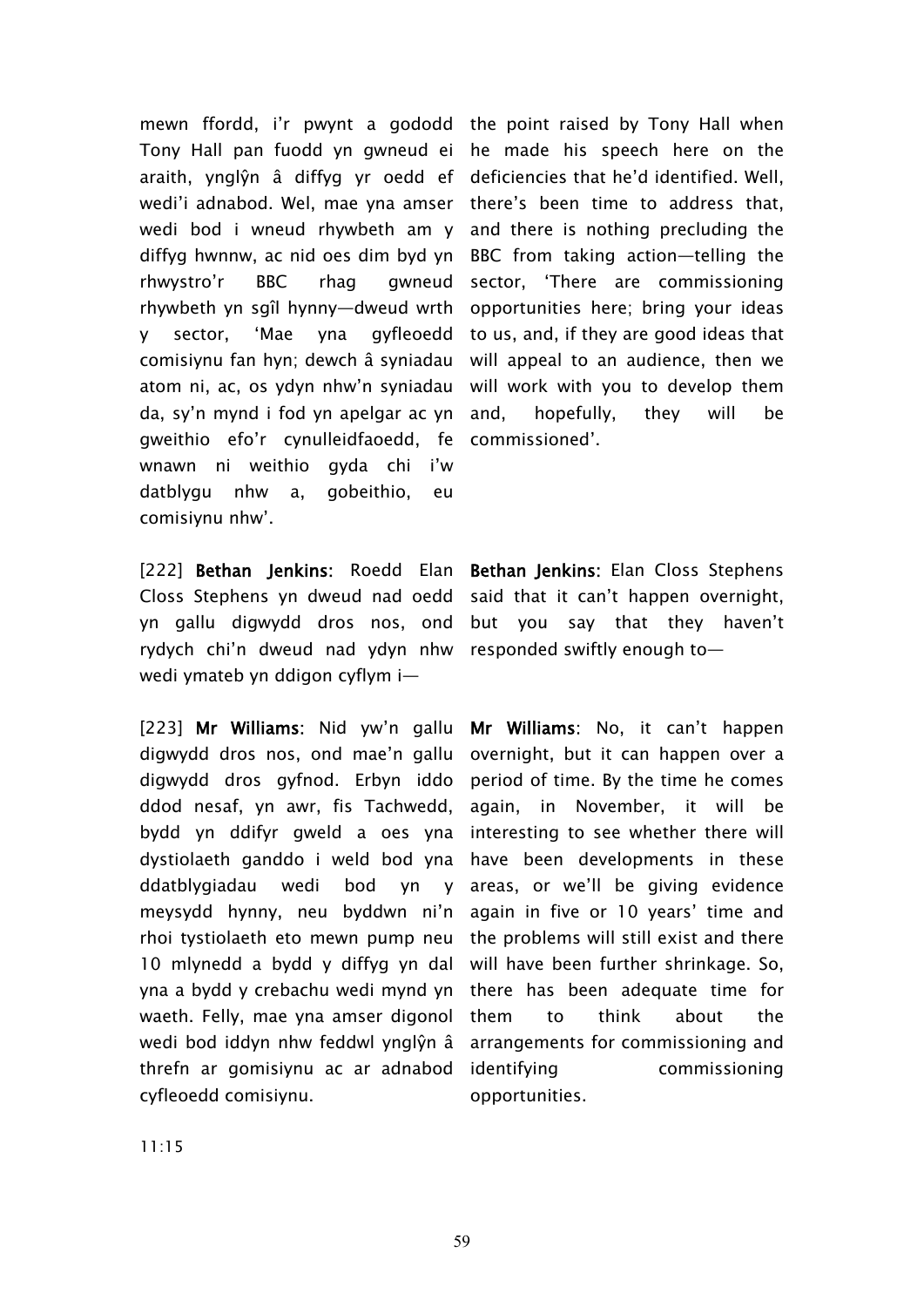mewn ffordd, i'r pwynt a gododd Tony Hall pan fuodd yn gwneud ei araith, ynglŷn â diffyg yr oedd ef wedi'i adnabod. Wel, mae yna amser wedi bod i wneud rhywbeth am y diffyg hwnnw, ac nid oes dim byd yn rhwystro'r BBC rhag gwneud rhywbeth yn sgîl hynny—dweud wrth y sector, 'Mae yna gyfleoedd comisiynu fan hyn; dewch â syniadau atom ni, ac, os ydyn nhw'n syniadau da, sy'n mynd i fod yn apelgar ac yn gweithio efo'r cynulleidfaoedd, fe wnawn ni weithio gyda chi i'w datblygu nhw a, gobeithio, eu comisiynu nhw'.

the point raised by Tony Hall when he made his speech here on the deficiencies that he'd identified. Well, there's been time to address that, and there is nothing precluding the BBC from taking action—telling the sector, 'There are commissioning opportunities here; bring your ideas to us, and, if they are good ideas that will appeal to an audience, then we will work with you to develop them and, hopefully, they will be commissioned'.

[222] **Bethan Jenkins**: Roedd Elan Closs Stephens yn dweud nad oedd yn gallu digwydd dros nos, ond rydych chi'n dweud nad ydyn nhw wedi ymateb yn ddigon cyflym i—

**Bethan Jenkins**: Elan Closs Stephens said that it can't happen overnight, but you say that they haven't responded swiftly enough to—

[223] **Mr Williams**: Nid yw'n gallu digwydd dros nos, ond mae'n gallu digwydd dros gyfnod. Erbyn iddo ddod nesaf, yn awr, fis Tachwedd, bydd yn ddifyr gweld a oes yna dystiolaeth ganddo i weld bod yna ddatblygiadau wedi bod yn y meysydd hynny, neu byddwn ni'n rhoi tystiolaeth eto mewn pump neu 10 mlynedd a bydd y diffyg yn dal yna a bydd y crebachu wedi mynd yn waeth. Felly, mae yna amser digonol wedi bod iddyn nhw feddwl ynglŷn â threfn ar gomisiynu ac ar adnabod cyfleoedd comisiynu.

**Mr Williams**: No, it can't happen overnight, but it can happen over a period of time. By the time he comes again, in November, it will be interesting to see whether there will have been developments in these areas, or we'll be giving evidence again in five or 10 years' time and the problems will still exist and there will have been further shrinkage. So, there has been adequate time for them to think about the arrangements for commissioning and identifying commissioning opportunities.

11:15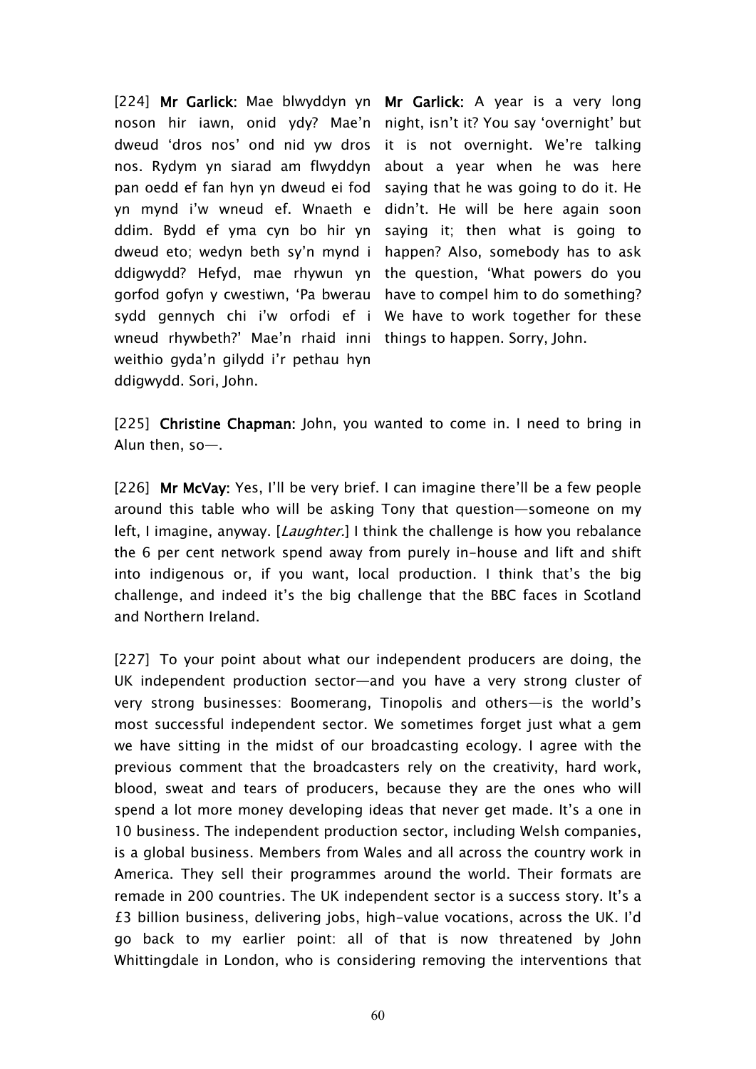| | |
|---|---|
| [224] **Mr Garlick**: Mae blwyddyn yn noson hir iawn, onid ydy? Mae'n dweud 'dros nos' ond nid yw dros nos. Rydym yn siarad am flwyddyn pan oedd ef fan hyn yn dweud ei fod yn mynd i'w wneud ef. Wnaeth e ddim. Bydd ef yma cyn bo hir yn dweud eto; wedyn beth sy'n mynd i ddigwydd? Hefyd, mae rhywun yn gorfod gofyn y cwestiwn, 'Pa bwerau sydd gennych chi i'w orfodi ef i wneud rhywbeth?' Mae'n rhaid inni weithio gyda'n gilydd i'r pethau hyn ddigwydd. Sori, John. | **Mr Garlick**: A year is a very long night, isn't it? You say 'overnight' but it is not overnight. We're talking about a year when he was here saying that he was going to do it. He didn't. He will be here again soon saying it; then what is going to happen? Also, somebody has to ask the question, 'What powers do you have to compel him to do something? We have to work together for these things to happen. Sorry, John. |

[225] **Christine Chapman**: John, you wanted to come in. I need to bring in Alun then, so—.

[226] **Mr McVay**: Yes, I'll be very brief. I can imagine there'll be a few people around this table who will be asking Tony that question—someone on my left, I imagine, anyway. [*Laughter*.] I think the challenge is how you rebalance the 6 per cent network spend away from purely in-house and lift and shift into indigenous or, if you want, local production. I think that's the big challenge, and indeed it's the big challenge that the BBC faces in Scotland and Northern Ireland.

[227] To your point about what our independent producers are doing, the UK independent production sector—and you have a very strong cluster of very strong businesses: Boomerang, Tinopolis and others—is the world's most successful independent sector. We sometimes forget just what a gem we have sitting in the midst of our broadcasting ecology. I agree with the previous comment that the broadcasters rely on the creativity, hard work, blood, sweat and tears of producers, because they are the ones who will spend a lot more money developing ideas that never get made. It's a one in 10 business. The independent production sector, including Welsh companies, is a global business. Members from Wales and all across the country work in America. They sell their programmes around the world. Their formats are remade in 200 countries. The UK independent sector is a success story. It's a £3 billion business, delivering jobs, high-value vocations, across the UK. I'd go back to my earlier point: all of that is now threatened by John Whittingdale in London, who is considering removing the interventions that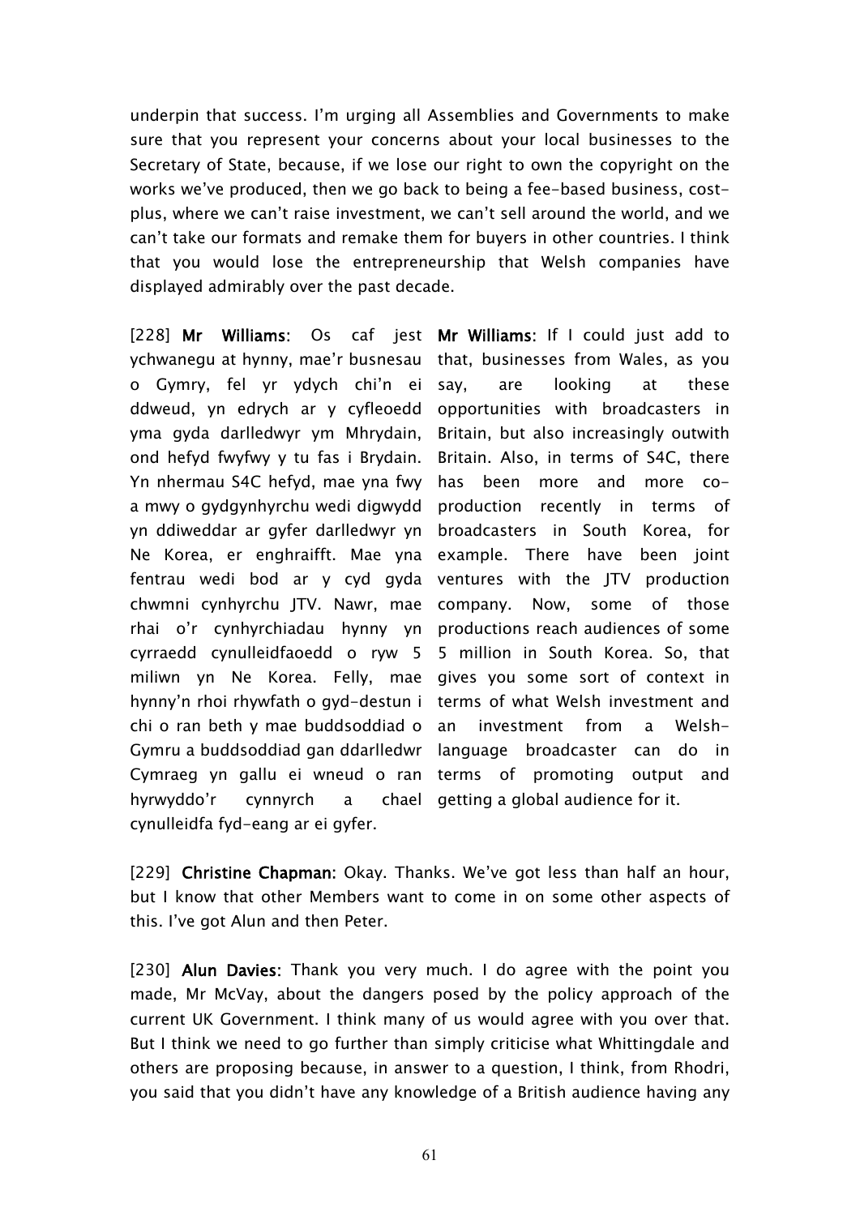underpin that success. I'm urging all Assemblies and Governments to make sure that you represent your concerns about your local businesses to the Secretary of State, because, if we lose our right to own the copyright on the works we've produced, then we go back to being a fee-based business, cost-plus, where we can't raise investment, we can't sell around the world, and we can't take our formats and remake them for buyers in other countries. I think that you would lose the entrepreneurship that Welsh companies have displayed admirably over the past decade.

[228] **Mr Williams**: Os caf jest ychwanegu at hynny, mae'r busnesau o Gymry, fel yr ydych chi'n ei ddweud, yn edrych ar y cyfleoedd yma gyda darlledwyr ym Mhrydain, ond hefyd fwyfwy y tu fas i Brydain. Yn nhermau S4C hefyd, mae yna fwy a mwy o gydgynhyrchu wedi digwydd yn ddiweddar ar gyfer darlledwyr yn Ne Korea, er enghraifft. Mae yna fentrau wedi bod ar y cyd gyda chwmni cynhyrchu JTV. Nawr, mae rhai o'r cynhyrchiadau hynny yn cyrraedd cynulleidfaoedd o ryw 5 miliwn yn Ne Korea. Felly, mae hynny'n rhoi rhywfath o gyd-destun i chi o ran beth y mae buddsoddiad o Gymru a buddsoddiad gan ddarlledwr Cymraeg yn gallu ei wneud o ran hyrwyddo'r cynnyrch a chael cynulleidfa fyd-eang ar ei gyfer.

**Mr Williams**: If I could just add to that, businesses from Wales, as you say, are looking at these opportunities with broadcasters in Britain, but also increasingly outwith Britain. Also, in terms of S4C, there has been more and more co-production recently in terms of broadcasters in South Korea, for example. There have been joint ventures with the JTV production company. Now, some of those productions reach audiences of some 5 million in South Korea. So, that gives you some sort of context in terms of what Welsh investment and an investment from a Welsh-language broadcaster can do in terms of promoting output and getting a global audience for it.

[229] **Christine Chapman:** Okay. Thanks. We've got less than half an hour, but I know that other Members want to come in on some other aspects of this. I've got Alun and then Peter.

[230] **Alun Davies**: Thank you very much. I do agree with the point you made, Mr McVay, about the dangers posed by the policy approach of the current UK Government. I think many of us would agree with you over that. But I think we need to go further than simply criticise what Whittingdale and others are proposing because, in answer to a question, I think, from Rhodri, you said that you didn't have any knowledge of a British audience having any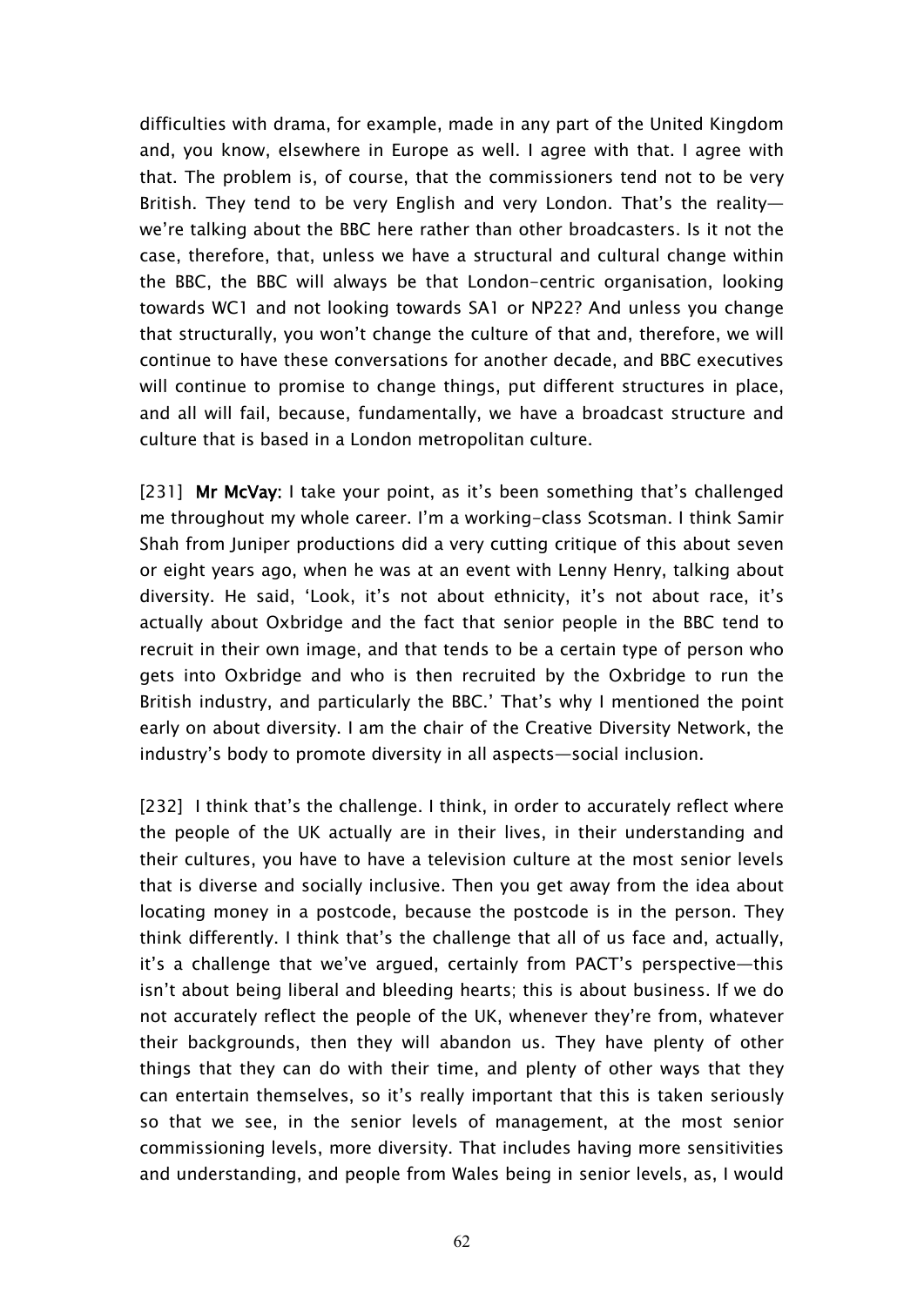difficulties with drama, for example, made in any part of the United Kingdom and, you know, elsewhere in Europe as well. I agree with that. I agree with that. The problem is, of course, that the commissioners tend not to be very British. They tend to be very English and very London. That's the reality—we're talking about the BBC here rather than other broadcasters. Is it not the case, therefore, that, unless we have a structural and cultural change within the BBC, the BBC will always be that London-centric organisation, looking towards WC1 and not looking towards SA1 or NP22? And unless you change that structurally, you won't change the culture of that and, therefore, we will continue to have these conversations for another decade, and BBC executives will continue to promise to change things, put different structures in place, and all will fail, because, fundamentally, we have a broadcast structure and culture that is based in a London metropolitan culture.

[231] **Mr McVay:** I take your point, as it's been something that's challenged me throughout my whole career. I'm a working-class Scotsman. I think Samir Shah from Juniper productions did a very cutting critique of this about seven or eight years ago, when he was at an event with Lenny Henry, talking about diversity. He said, 'Look, it's not about ethnicity, it's not about race, it's actually about Oxbridge and the fact that senior people in the BBC tend to recruit in their own image, and that tends to be a certain type of person who gets into Oxbridge and who is then recruited by the Oxbridge to run the British industry, and particularly the BBC.' That's why I mentioned the point early on about diversity. I am the chair of the Creative Diversity Network, the industry's body to promote diversity in all aspects—social inclusion.

[232] I think that's the challenge. I think, in order to accurately reflect where the people of the UK actually are in their lives, in their understanding and their cultures, you have to have a television culture at the most senior levels that is diverse and socially inclusive. Then you get away from the idea about locating money in a postcode, because the postcode is in the person. They think differently. I think that's the challenge that all of us face and, actually, it's a challenge that we've argued, certainly from PACT's perspective—this isn't about being liberal and bleeding hearts; this is about business. If we do not accurately reflect the people of the UK, whenever they're from, whatever their backgrounds, then they will abandon us. They have plenty of other things that they can do with their time, and plenty of other ways that they can entertain themselves, so it's really important that this is taken seriously so that we see, in the senior levels of management, at the most senior commissioning levels, more diversity. That includes having more sensitivities and understanding, and people from Wales being in senior levels, as, I would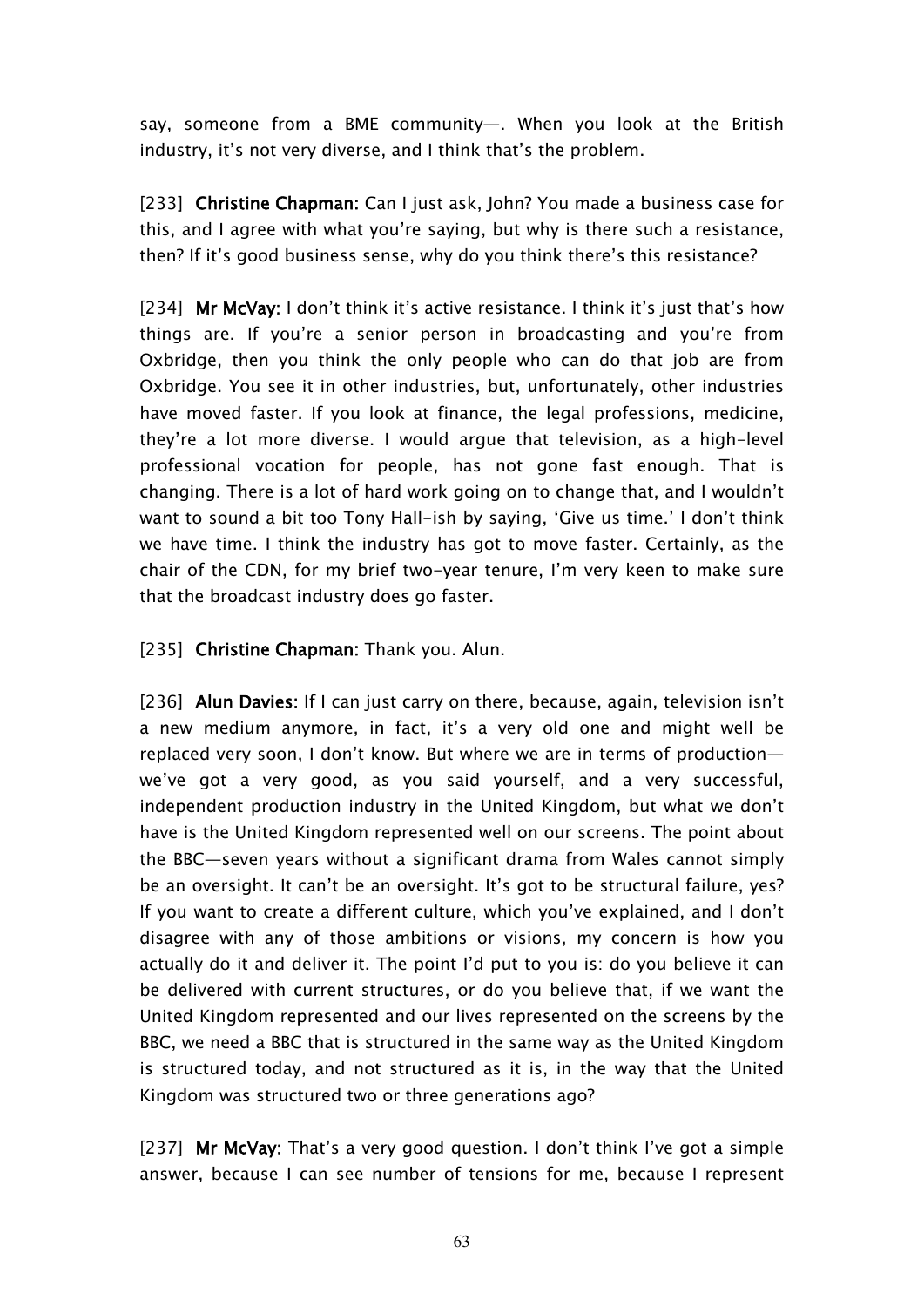say, someone from a BME community—. When you look at the British industry, it's not very diverse, and I think that's the problem.

[233] **Christine Chapman:** Can I just ask, John? You made a business case for this, and I agree with what you're saying, but why is there such a resistance, then? If it's good business sense, why do you think there's this resistance?

[234] **Mr McVay:** I don't think it's active resistance. I think it's just that's how things are. If you're a senior person in broadcasting and you're from Oxbridge, then you think the only people who can do that job are from Oxbridge. You see it in other industries, but, unfortunately, other industries have moved faster. If you look at finance, the legal professions, medicine, they're a lot more diverse. I would argue that television, as a high-level professional vocation for people, has not gone fast enough. That is changing. There is a lot of hard work going on to change that, and I wouldn't want to sound a bit too Tony Hall-ish by saying, 'Give us time.' I don't think we have time. I think the industry has got to move faster. Certainly, as the chair of the CDN, for my brief two-year tenure, I'm very keen to make sure that the broadcast industry does go faster.

[235] **Christine Chapman:** Thank you. Alun.

[236] **Alun Davies:** If I can just carry on there, because, again, television isn't a new medium anymore, in fact, it's a very old one and might well be replaced very soon, I don't know. But where we are in terms of production—we've got a very good, as you said yourself, and a very successful, independent production industry in the United Kingdom, but what we don't have is the United Kingdom represented well on our screens. The point about the BBC—seven years without a significant drama from Wales cannot simply be an oversight. It can't be an oversight. It's got to be structural failure, yes? If you want to create a different culture, which you've explained, and I don't disagree with any of those ambitions or visions, my concern is how you actually do it and deliver it. The point I'd put to you is: do you believe it can be delivered with current structures, or do you believe that, if we want the United Kingdom represented and our lives represented on the screens by the BBC, we need a BBC that is structured in the same way as the United Kingdom is structured today, and not structured as it is, in the way that the United Kingdom was structured two or three generations ago?

[237] **Mr McVay:** That's a very good question. I don't think I've got a simple answer, because I can see number of tensions for me, because I represent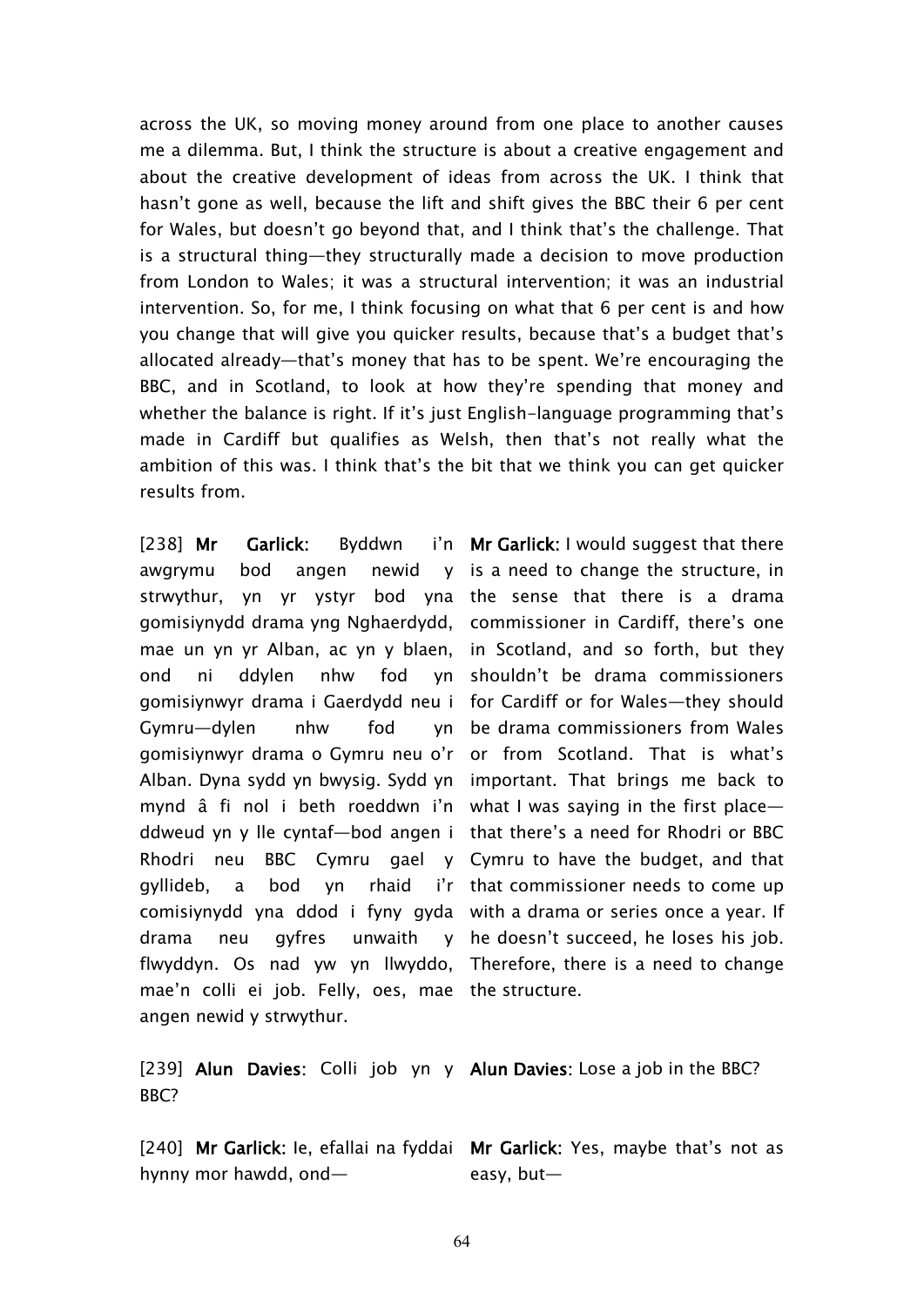across the UK, so moving money around from one place to another causes me a dilemma. But, I think the structure is about a creative engagement and about the creative development of ideas from across the UK. I think that hasn't gone as well, because the lift and shift gives the BBC their 6 per cent for Wales, but doesn't go beyond that, and I think that's the challenge. That is a structural thing—they structurally made a decision to move production from London to Wales; it was a structural intervention; it was an industrial intervention. So, for me, I think focusing on what that 6 per cent is and how you change that will give you quicker results, because that's a budget that's allocated already—that's money that has to be spent. We're encouraging the BBC, and in Scotland, to look at how they're spending that money and whether the balance is right. If it's just English-language programming that's made in Cardiff but qualifies as Welsh, then that's not really what the ambition of this was. I think that's the bit that we think you can get quicker results from.

| | |
|---|---|
| [238] **Mr Garlick**: Byddwn i'n awgrymu bod angen newid y strwythur, yn yr ystyr bod yna gomisiynydd drama yng Nghaerdydd, mae un yn yr Alban, ac yn y blaen, ond ni ddylen nhw fod yn gomisiynwyr drama i Gaerdydd neu i Gymru—dylen nhw fod yn gomisiynwyr drama o Gymru neu o'r Alban. Dyna sydd yn bwysig. Sydd yn mynd â fi nol i beth roeddwn i'n ddweud yn y lle cyntaf—bod angen i Rhodri neu BBC Cymru gael y gyllideb, a bod yn rhaid i'r comisiynydd yna ddod i fyny gyda drama neu gyfres unwaith y flwyddyn. Os nad yw yn llwyddo, mae'n colli ei job. Felly, oes, mae angen newid y strwythur. | **Mr Garlick**: I would suggest that there is a need to change the structure, in the sense that there is a drama commissioner in Cardiff, there's one in Scotland, and so forth, but they shouldn't be drama commissioners for Cardiff or for Wales—they should be drama commissioners from Wales or from Scotland. That is what's important. That brings me back to what I was saying in the first place—that there's a need for Rhodri or BBC Cymru to have the budget, and that that commissioner needs to come up with a drama or series once a year. If he doesn't succeed, he loses his job. Therefore, there is a need to change the structure. |
| [239] **Alun Davies**: Colli job yn y BBC? | **Alun Davies**: Lose a job in the BBC? |
| [240] **Mr Garlick:** Ie, efallai na fyddai hynny mor hawdd, ond— | **Mr Garlick:** Yes, maybe that's not as easy, but— |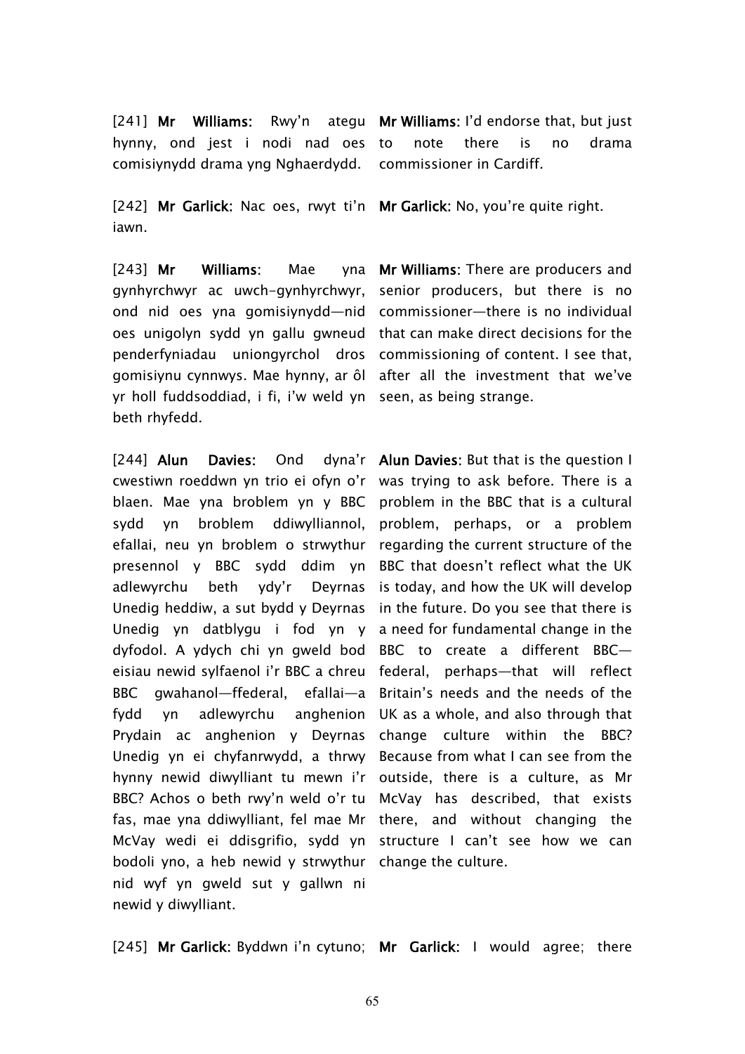| | |
|---|---|
| [241] **Mr Williams:** Rwy'n ategu hynny, ond jest i nodi nad oes comisiynydd drama yng Nghaerdydd. | **Mr Williams:** I'd endorse that, but just to note there is no drama commissioner in Cardiff. |
| [242] **Mr Garlick:** Nac oes, rwyt ti'n iawn. | **Mr Garlick:** No, you're quite right. |
| [243] **Mr Williams**: Mae yna gynhyrchwyr ac uwch-gynhyrchwyr, ond nid oes yna gomisiynydd—nid oes unigolyn sydd yn gallu gwneud penderfyniadau uniongyrchol dros gomisiynu cynnwys. Mae hynny, ar ôl yr holl fuddsoddiad, i fi, i'w weld yn beth rhyfedd. | **Mr Williams**: There are producers and senior producers, but there is no commissioner—there is no individual that can make direct decisions for the commissioning of content. I see that, after all the investment that we've seen, as being strange. |
| [244] **Alun Davies:** Ond dyna'r cwestiwn roeddwn yn trio ei ofyn o'r blaen. Mae yna broblem yn y BBC sydd yn broblem ddiwylliannol, efallai, neu yn broblem o strwythur presennol y BBC sydd ddim yn adlewyrchu beth ydy'r Deyrnas Unedig heddiw, a sut bydd y Deyrnas Unedig yn datblygu i fod yn y dyfodol. A ydych chi yn gweld bod eisiau newid sylfaenol i'r BBC a chreu BBC gwahanol—ffederal, efallai—a fydd yn adlewyrchu anghenion Prydain ac anghenion y Deyrnas Unedig yn ei chyfanrwydd, a thrwy hynny newid diwylliant tu mewn i'r BBC? Achos o beth rwy'n weld o'r tu fas, mae yna ddiwylliant, fel mae Mr McVay wedi ei ddisgrifio, sydd yn bodoli yno, a heb newid y strwythur nid wyf yn gweld sut y gallwn ni newid y diwylliant. | **Alun Davies**: But that is the question I was trying to ask before. There is a problem in the BBC that is a cultural problem, perhaps, or a problem regarding the current structure of the BBC that doesn't reflect what the UK is today, and how the UK will develop in the future. Do you see that there is a need for fundamental change in the BBC to create a different BBC—federal, perhaps—that will reflect Britain's needs and the needs of the UK as a whole, and also through that change culture within the BBC? Because from what I can see from the outside, there is a culture, as Mr McVay has described, that exists there, and without changing the structure I can't see how we can change the culture. |
| [245] **Mr Garlick:** Byddwn i'n cytuno; | **Mr Garlick:** I would agree; there |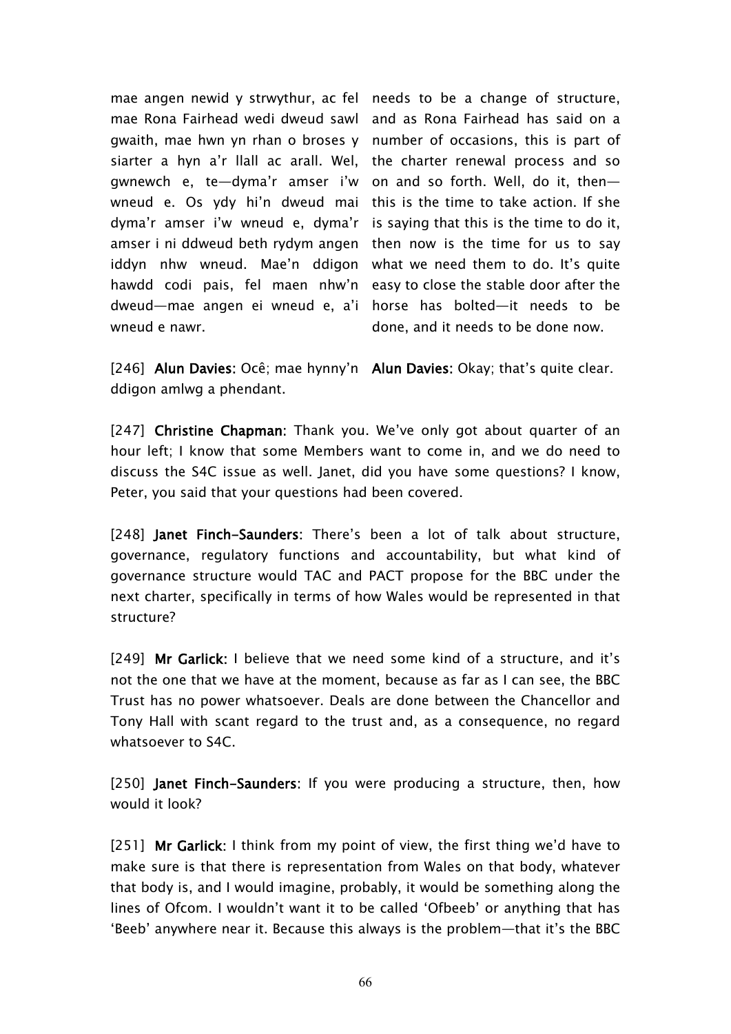| | |
|---|---|
| mae angen newid y strwythur, ac fel mae Rona Fairhead wedi dweud sawl gwaith, mae hwn yn rhan o broses y siarter a hyn a'r llall ac arall. Wel, gwnewch e, te—dyma'r amser i'w wneud e. Os ydy hi'n dweud mai dyma'r amser i'w wneud e, dyma'r amser i ni ddweud beth rydym angen iddyn nhw wneud. Mae'n ddigon hawdd codi pais, fel maen nhw'n dweud—mae angen ei wneud e, a'i wneud e nawr. | needs to be a change of structure, and as Rona Fairhead has said on a number of occasions, this is part of the charter renewal process and so on and so forth. Well, do it, then—this is the time to take action. If she is saying that this is the time to do it, then now is the time for us to say what we need them to do. It's quite easy to close the stable door after the horse has bolted—it needs to be done, and it needs to be done now. |
| [246] **Alun Davies:** Ocê; mae hynny'n ddigon amlwg a phendant. | **Alun Davies:** Okay; that's quite clear. |

[247] **Christine Chapman:** Thank you. We've only got about quarter of an hour left; I know that some Members want to come in, and we do need to discuss the S4C issue as well. Janet, did you have some questions? I know, Peter, you said that your questions had been covered.

[248] **Janet Finch-Saunders:** There's been a lot of talk about structure, governance, regulatory functions and accountability, but what kind of governance structure would TAC and PACT propose for the BBC under the next charter, specifically in terms of how Wales would be represented in that structure?

[249] **Mr Garlick:** I believe that we need some kind of a structure, and it's not the one that we have at the moment, because as far as I can see, the BBC Trust has no power whatsoever. Deals are done between the Chancellor and Tony Hall with scant regard to the trust and, as a consequence, no regard whatsoever to S4C.

[250] **Janet Finch-Saunders:** If you were producing a structure, then, how would it look?

[251] **Mr Garlick:** I think from my point of view, the first thing we'd have to make sure is that there is representation from Wales on that body, whatever that body is, and I would imagine, probably, it would be something along the lines of Ofcom. I wouldn't want it to be called 'Ofbeeb' or anything that has 'Beeb' anywhere near it. Because this always is the problem—that it's the BBC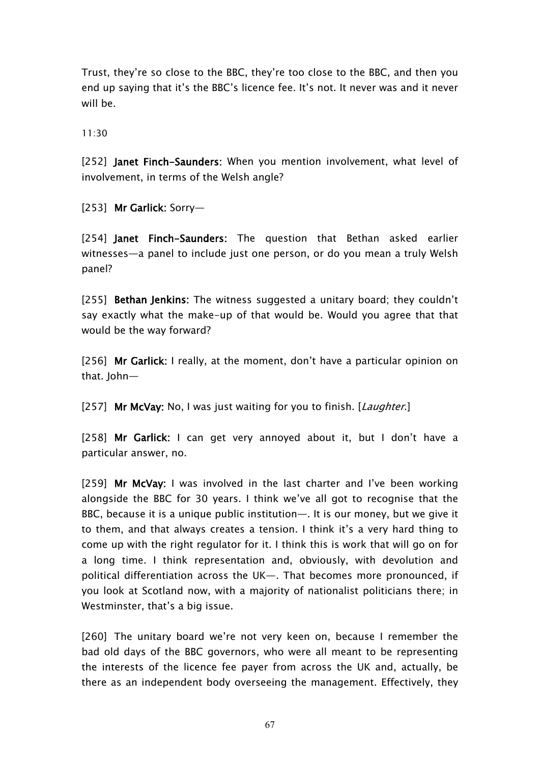Trust, they're so close to the BBC, they're too close to the BBC, and then you end up saying that it's the BBC's licence fee. It's not. It never was and it never will be.

11:30

[252] **Janet Finch-Saunders:** When you mention involvement, what level of involvement, in terms of the Welsh angle?

[253] **Mr Garlick:** Sorry—

[254] **Janet Finch-Saunders:** The question that Bethan asked earlier witnesses—a panel to include just one person, or do you mean a truly Welsh panel?

[255] **Bethan Jenkins:** The witness suggested a unitary board; they couldn't say exactly what the make-up of that would be. Would you agree that that would be the way forward?

[256] **Mr Garlick:** I really, at the moment, don't have a particular opinion on that. John—

[257] **Mr McVay:** No, I was just waiting for you to finish. [*Laughter*.]

[258] **Mr Garlick:** I can get very annoyed about it, but I don't have a particular answer, no.

[259] **Mr McVay:** I was involved in the last charter and I've been working alongside the BBC for 30 years. I think we've all got to recognise that the BBC, because it is a unique public institution—. It is our money, but we give it to them, and that always creates a tension. I think it's a very hard thing to come up with the right regulator for it. I think this is work that will go on for a long time. I think representation and, obviously, with devolution and political differentiation across the UK—. That becomes more pronounced, if you look at Scotland now, with a majority of nationalist politicians there; in Westminster, that's a big issue.

[260] The unitary board we're not very keen on, because I remember the bad old days of the BBC governors, who were all meant to be representing the interests of the licence fee payer from across the UK and, actually, be there as an independent body overseeing the management. Effectively, they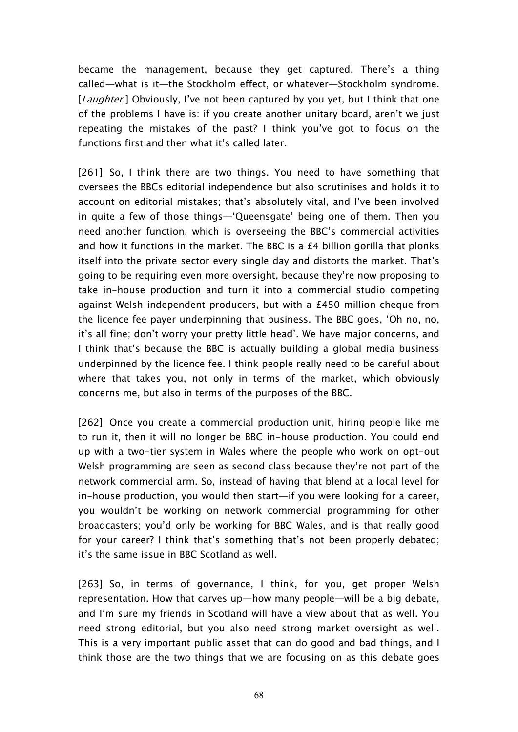became the management, because they get captured. There's a thing called—what is it—the Stockholm effect, or whatever—Stockholm syndrome. [*Laughter*.] Obviously, I've not been captured by you yet, but I think that one of the problems I have is: if you create another unitary board, aren't we just repeating the mistakes of the past? I think you've got to focus on the functions first and then what it's called later.

[261] So, I think there are two things. You need to have something that oversees the BBCs editorial independence but also scrutinises and holds it to account on editorial mistakes; that's absolutely vital, and I've been involved in quite a few of those things—'Queensgate' being one of them. Then you need another function, which is overseeing the BBC's commercial activities and how it functions in the market. The BBC is a £4 billion gorilla that plonks itself into the private sector every single day and distorts the market. That's going to be requiring even more oversight, because they're now proposing to take in-house production and turn it into a commercial studio competing against Welsh independent producers, but with a £450 million cheque from the licence fee payer underpinning that business. The BBC goes, 'Oh no, no, it's all fine; don't worry your pretty little head'. We have major concerns, and I think that's because the BBC is actually building a global media business underpinned by the licence fee. I think people really need to be careful about where that takes you, not only in terms of the market, which obviously concerns me, but also in terms of the purposes of the BBC.

[262] Once you create a commercial production unit, hiring people like me to run it, then it will no longer be BBC in-house production. You could end up with a two-tier system in Wales where the people who work on opt-out Welsh programming are seen as second class because they're not part of the network commercial arm. So, instead of having that blend at a local level for in-house production, you would then start—if you were looking for a career, you wouldn't be working on network commercial programming for other broadcasters; you'd only be working for BBC Wales, and is that really good for your career? I think that's something that's not been properly debated; it's the same issue in BBC Scotland as well.

[263] So, in terms of governance, I think, for you, get proper Welsh representation. How that carves up—how many people—will be a big debate, and I'm sure my friends in Scotland will have a view about that as well. You need strong editorial, but you also need strong market oversight as well. This is a very important public asset that can do good and bad things, and I think those are the two things that we are focusing on as this debate goes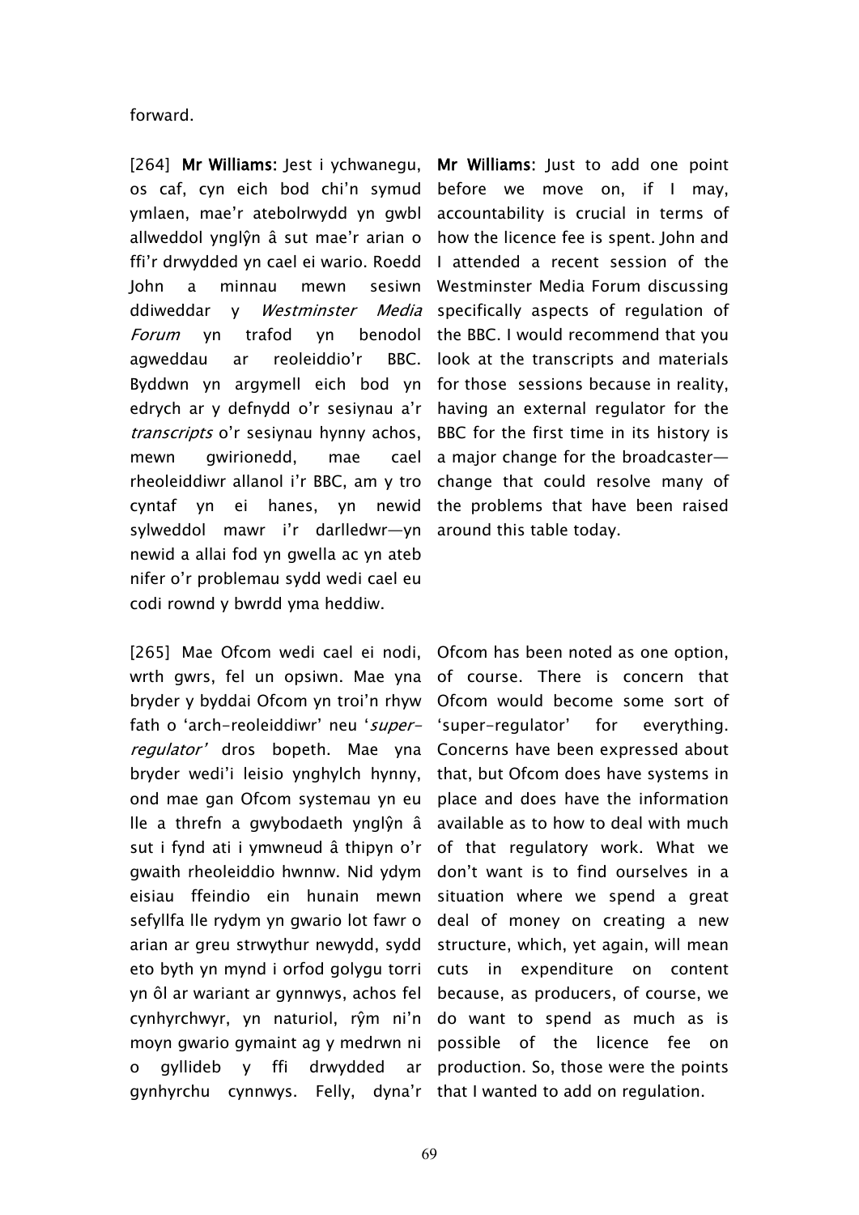forward.

[264] **Mr Williams:** Jest i ychwanegu, os caf, cyn eich bod chi'n symud ymlaen, mae'r atebolrwydd yn gwbl allweddol ynglŷn â sut mae'r arian o ffi'r drwydded yn cael ei wario. Roedd John a minnau mewn sesiwn ddiweddar y *Westminster Media Forum* yn trafod yn benodol agweddau ar reoleiddio'r BBC. Byddwn yn argymell eich bod yn edrych ar y defnydd o'r sesiynau a'r *transcripts* o'r sesiynau hynny achos, mewn gwirionedd, mae cael rheoleiddiwr allanol i'r BBC, am y tro cyntaf yn ei hanes, yn newid sylweddol mawr i'r darlledwr—yn newid a allai fod yn gwella ac yn ateb nifer o'r problemau sydd wedi cael eu codi rownd y bwrdd yma heddiw.

**Mr Williams:** Just to add one point before we move on, if I may, accountability is crucial in terms of how the licence fee is spent. John and I attended a recent session of the Westminster Media Forum discussing specifically aspects of regulation of the BBC. I would recommend that you look at the transcripts and materials for those sessions because in reality, having an external regulator for the BBC for the first time in its history is a major change for the broadcaster—change that could resolve many of the problems that have been raised around this table today.

[265] Mae Ofcom wedi cael ei nodi, wrth gwrs, fel un opsiwn. Mae yna bryder y byddai Ofcom yn troi'n rhyw fath o 'arch-reoleiddiwr' neu '*super-regulator*' dros bopeth. Mae yna bryder wedi'i leisio ynghylch hynny, ond mae gan Ofcom systemau yn eu lle a threfn a gwybodaeth ynglŷn â sut i fynd ati i ymwneud â thipyn o'r gwaith rheoleiddio hwnnw. Nid ydym eisiau ffeindio ein hunain mewn sefyllfa lle rydym yn gwario lot fawr o arian ar greu strwythur newydd, sydd eto byth yn mynd i orfod golygu torri yn ôl ar wariant ar gynnwys, achos fel cynhyrchwyr, yn naturiol, rŷm ni'n moyn gwario gymaint ag y medrwn ni o gyllideb y ffi drwydded ar gynhyrchu cynnwys. Felly, dyna'r

Ofcom has been noted as one option, of course. There is concern that Ofcom would become some sort of 'super-regulator' for everything. Concerns have been expressed about that, but Ofcom does have systems in place and does have the information available as to how to deal with much of that regulatory work. What we don't want is to find ourselves in a situation where we spend a great deal of money on creating a new structure, which, yet again, will mean cuts in expenditure on content because, as producers, of course, we do want to spend as much as is possible of the licence fee on production. So, those were the points that I wanted to add on regulation.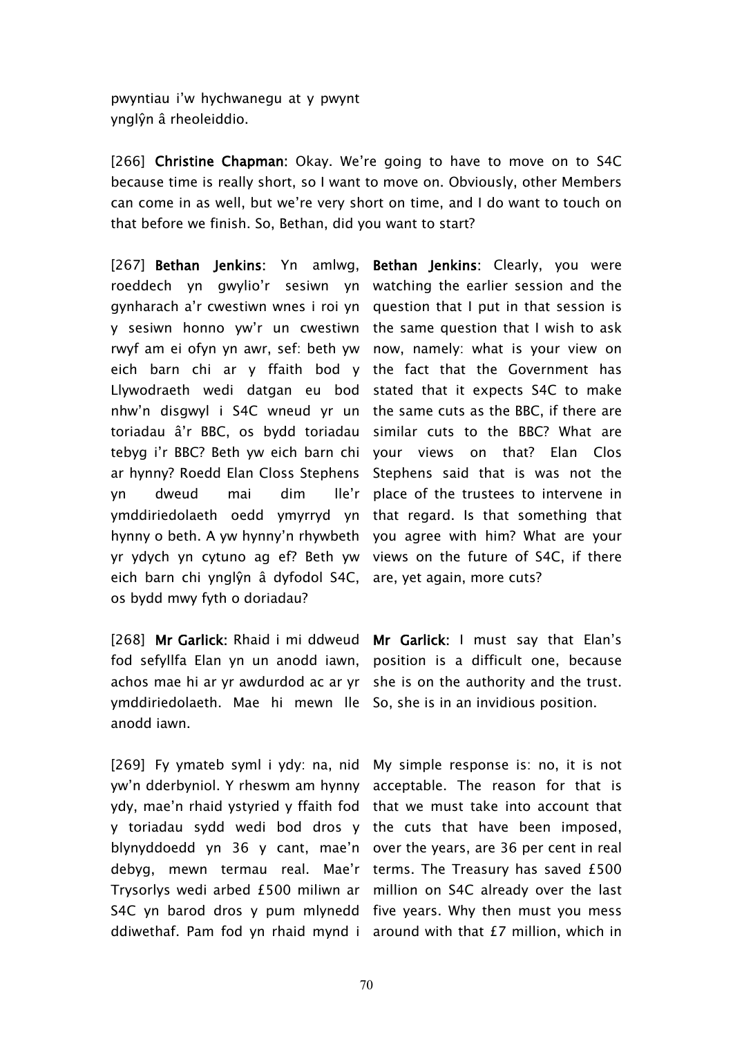pwyntiau i'w hychwanegu at y pwynt ynglŷn â rheoleiddio.

[266] **Christine Chapman**: Okay. We're going to have to move on to S4C because time is really short, so I want to move on. Obviously, other Members can come in as well, but we're very short on time, and I do want to touch on that before we finish. So, Bethan, did you want to start?

[267] **Bethan Jenkins**: Yn amlwg, roeddech yn gwylio'r sesiwn yn gynharach a'r cwestiwn wnes i roi yn y sesiwn honno yw'r un cwestiwn rwyf am ei ofyn yn awr, sef: beth yw eich barn chi ar y ffaith bod y Llywodraeth wedi datgan eu bod nhw'n disgwyl i S4C wneud yr un toriadau â'r BBC, os bydd toriadau tebyg i'r BBC? Beth yw eich barn chi ar hynny? Roedd Elan Closs Stephens yn dweud mai dim lle'r ymddiriedolaeth oedd ymyrryd yn hynny o beth. A yw hynny'n rhywbeth yr ydych yn cytuno ag ef? Beth yw eich barn chi ynglŷn â dyfodol S4C, os bydd mwy fyth o doriadau?

**Bethan Jenkins**: Clearly, you were watching the earlier session and the question that I put in that session is the same question that I wish to ask now, namely: what is your view on the fact that the Government has stated that it expects S4C to make the same cuts as the BBC, if there are similar cuts to the BBC? What are your views on that? Elan Clos Stephens said that is was not the place of the trustees to intervene in that regard. Is that something that you agree with him? What are your views on the future of S4C, if there are, yet again, more cuts?

[268] **Mr Garlick:** Rhaid i mi ddweud fod sefyllfa Elan yn un anodd iawn, achos mae hi ar yr awdurdod ac ar yr ymddiriedolaeth. Mae hi mewn lle anodd iawn.

**Mr Garlick**: I must say that Elan's position is a difficult one, because she is on the authority and the trust. So, she is in an invidious position.

[269] Fy ymateb syml i ydy: na, nid yw'n dderbyniol. Y rheswm am hynny ydy, mae'n rhaid ystyried y ffaith fod y toriadau sydd wedi bod dros y blynyddoedd yn 36 y cant, mae'n debyg, mewn termau real. Mae'r Trysorlys wedi arbed £500 miliwn ar S4C yn barod dros y pum mlynedd ddiwethaf. Pam fod yn rhaid mynd i

My simple response is: no, it is not acceptable. The reason for that is that we must take into account that the cuts that have been imposed, over the years, are 36 per cent in real terms. The Treasury has saved £500 million on S4C already over the last five years. Why then must you mess around with that £7 million, which in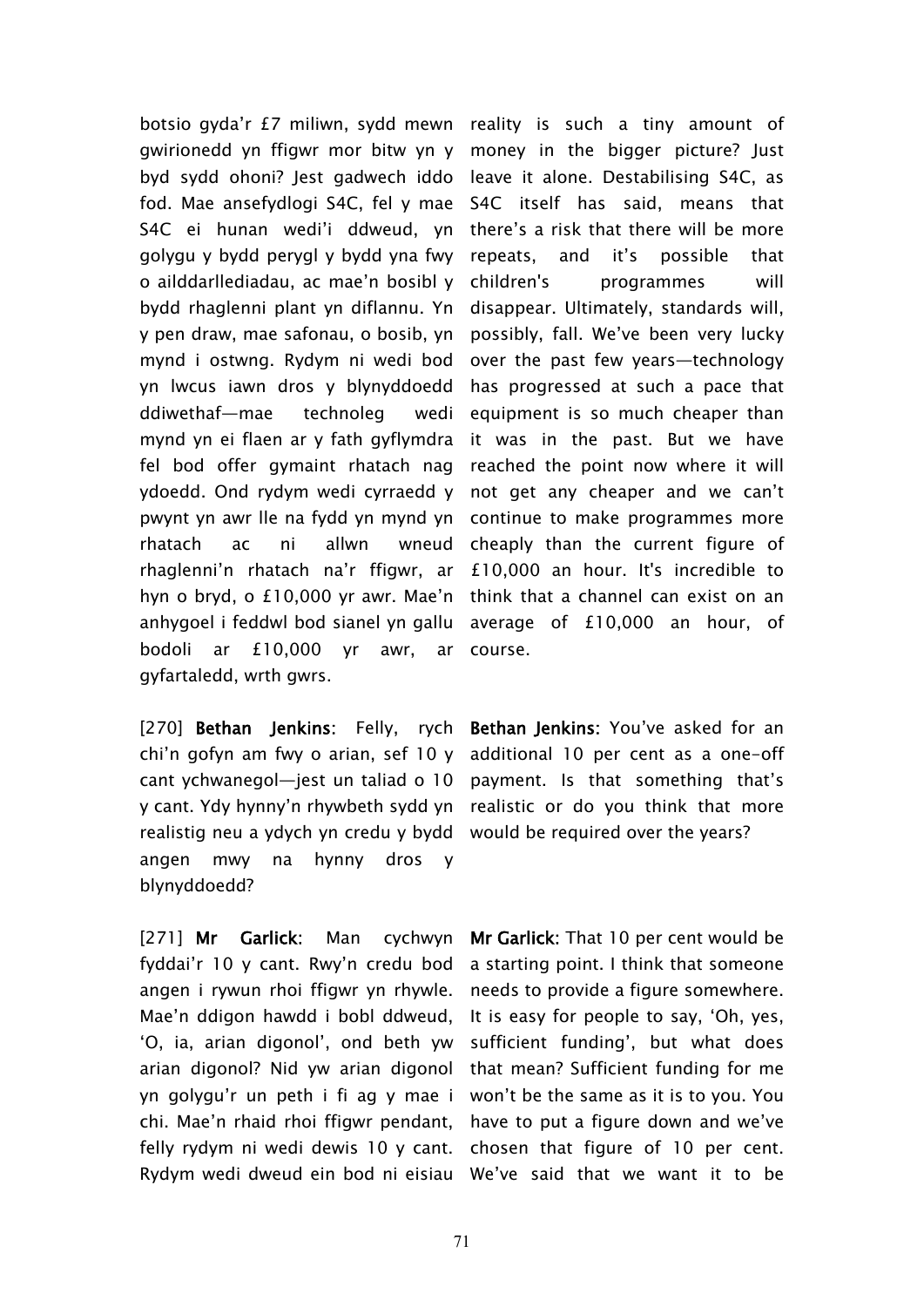botsio gyda'r £7 miliwn, sydd mewn gwirionedd yn ffigwr mor bitw yn y byd sydd ohoni? Jest gadwech iddo fod. Mae ansefydlogi S4C, fel y mae S4C ei hunan wedi'i ddweud, yn golygu y bydd perygl y bydd yna fwy o ailddarllediadau, ac mae'n bosibl y bydd rhaglenni plant yn diflannu. Yn y pen draw, mae safonau, o bosib, yn mynd i ostwng. Rydym ni wedi bod yn lwcus iawn dros y blynyddoedd diwethaf—mae technoleg wedi mynd yn ei flaen ar y fath gyflymdra fel bod offer gymaint rhatach nag ydoedd. Ond rydym wedi cyrraedd y pwynt yn awr lle na fydd yn mynd yn rhatach ac ni allwn wneud rhaglenni'n rhatach na'r ffigwr, ar hyn o bryd, o £10,000 yr awr. Mae'n anhygoel i feddwl bod sianel yn gallu bodoli ar £10,000 yr awr, ar gyfartaledd, wrth gwrs.

reality is such a tiny amount of money in the bigger picture? Just leave it alone. Destabilising S4C, as S4C itself has said, means that there's a risk that there will be more repeats, and it's possible that children's programmes will disappear. Ultimately, standards will, possibly, fall. We've been very lucky over the past few years—technology has progressed at such a pace that equipment is so much cheaper than it was in the past. But we have reached the point now where it will not get any cheaper and we can't continue to make programmes more cheaply than the current figure of £10,000 an hour. It's incredible to think that a channel can exist on an average of £10,000 an hour, of course.

[270] **Bethan Jenkins**: Felly, rych chi'n gofyn am fwy o arian, sef 10 y cant ychwanegol—jest un taliad o 10 y cant. Ydy hynny'n rhywbeth sydd yn realistig neu a ydych yn credu y bydd angen mwy na hynny dros y blynyddoedd?

**Bethan Jenkins**: You've asked for an additional 10 per cent as a one-off payment. Is that something that's realistic or do you think that more would be required over the years?

[271] **Mr Garlick**: Man cychwyn fyddai'r 10 y cant. Rwy'n credu bod angen i rywun rhoi ffigwr yn rhywle. Mae'n ddigon hawdd i bobl ddweud, 'O, ia, arian digonol', ond beth yw arian digonol? Nid yw arian digonol yn golygu'r un peth i fi ag y mae i chi. Mae'n rhaid rhoi ffigwr pendant, felly rydym ni wedi dewis 10 y cant. Rydym wedi dweud ein bod ni eisiau

**Mr Garlick**: That 10 per cent would be a starting point. I think that someone needs to provide a figure somewhere. It is easy for people to say, 'Oh, yes, sufficient funding', but what does that mean? Sufficient funding for me won't be the same as it is to you. You have to put a figure down and we've chosen that figure of 10 per cent. We've said that we want it to be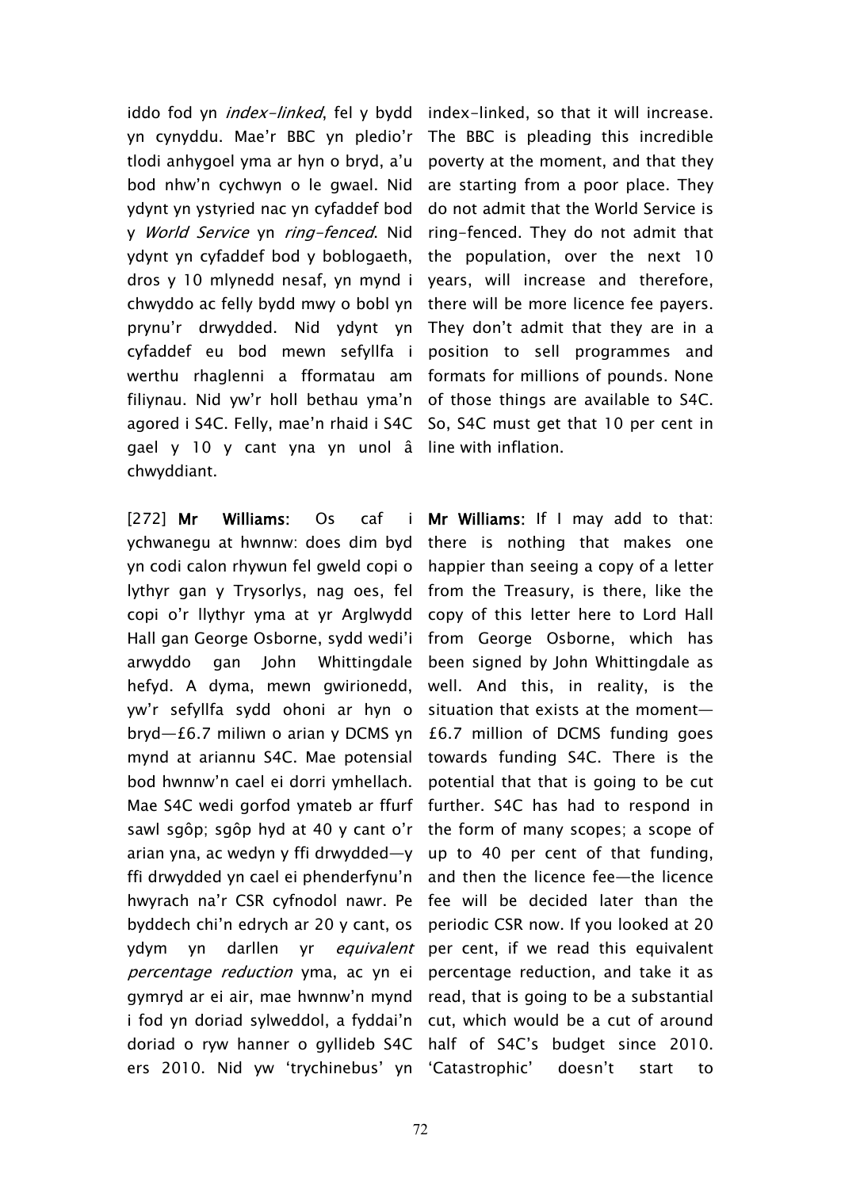iddo fod yn *index-linked*, fel y bydd yn cynyddu. Mae'r BBC yn pledio'r tlodi anhygoel yma ar hyn o bryd, a'u bod nhw'n cychwyn o le gwael. Nid ydynt yn ystyried nac yn cyfaddef bod y *World Service* yn *ring-fenced*. Nid ydynt yn cyfaddef bod y boblogaeth, dros y 10 mlynedd nesaf, yn mynd i chwyddo ac felly bydd mwy o bobl yn prynu'r drwydded. Nid ydynt yn cyfaddef eu bod mewn sefyllfa i werthu rhaglenni a fformatau am filiynau. Nid yw'r holl bethau yma'n agored i S4C. Felly, mae'n rhaid i S4C gael y 10 y cant yna yn unol â chwyddiant.

index-linked, so that it will increase. The BBC is pleading this incredible poverty at the moment, and that they are starting from a poor place. They do not admit that the World Service is ring-fenced. They do not admit that the population, over the next 10 years, will increase and therefore, there will be more licence fee payers. They don't admit that they are in a position to sell programmes and formats for millions of pounds. None of those things are available to S4C. So, S4C must get that 10 per cent in line with inflation.

[272] **Mr Williams:** Os caf i ychwanegu at hwnnw: does dim byd yn codi calon rhywun fel gweld copi o lythyr gan y Trysorlys, nag oes, fel copi o'r llythyr yma at yr Arglwydd Hall gan George Osborne, sydd wedi'i arwyddo gan John Whittingdale hefyd. A dyma, mewn gwirionedd, yw'r sefyllfa sydd ohoni ar hyn o bryd—£6.7 miliwn o arian y DCMS yn mynd at ariannu S4C. Mae potensial bod hwnnw'n cael ei dorri ymhellach. Mae S4C wedi gorfod ymateb ar ffurf sawl sgôp; sgôp hyd at 40 y cant o'r arian yna, ac wedyn y ffi drwydded—y ffi drwydded yn cael ei phenderfynu'n hwyrach na'r CSR cyfnodol nawr. Pe byddech chi'n edrych ar 20 y cant, os ydym yn darllen yr *equivalent percentage reduction* yma, ac yn ei gymryd ar ei air, mae hwnnw'n mynd i fod yn doriad sylweddol, a fyddai'n doriad o ryw hanner o gyllideb S4C ers 2010. Nid yw 'trychinebus' yn

**Mr Williams:** If I may add to that: there is nothing that makes one happier than seeing a copy of a letter from the Treasury, is there, like the copy of this letter here to Lord Hall from George Osborne, which has been signed by John Whittingdale as well. And this, in reality, is the situation that exists at the moment—£6.7 million of DCMS funding goes towards funding S4C. There is the potential that that is going to be cut further. S4C has had to respond in the form of many scopes; a scope of up to 40 per cent of that funding, and then the licence fee—the licence fee will be decided later than the periodic CSR now. If you looked at 20 per cent, if we read this equivalent percentage reduction, and take it as read, that is going to be a substantial cut, which would be a cut of around half of S4C's budget since 2010. 'Catastrophic' doesn't start to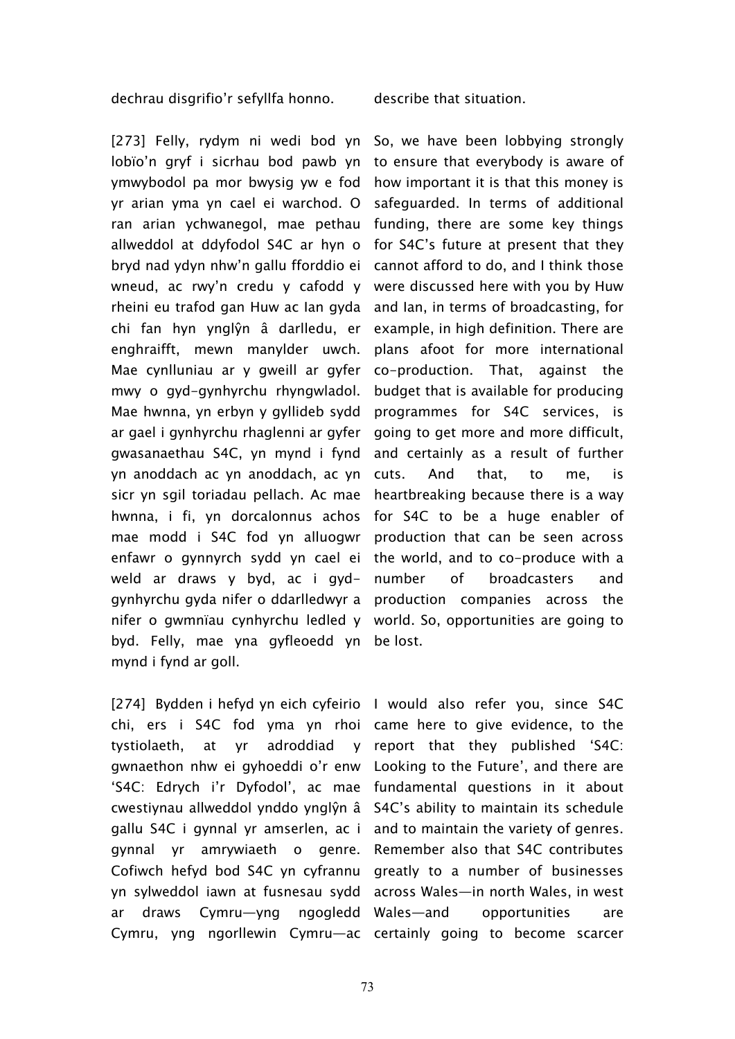dechrau disgrifio'r sefyllfa honno.

describe that situation.

[273] Felly, rydym ni wedi bod yn lobïo'n gryf i sicrhau bod pawb yn ymwybodol pa mor bwysig yw e fod yr arian yma yn cael ei warchod. O ran arian ychwanegol, mae pethau allweddol at ddyfodol S4C ar hyn o bryd nad ydyn nhw'n gallu fforddio ei wneud, ac rwy'n credu y cafodd y rheini eu trafod gan Huw ac Ian gyda chi fan hyn ynglŷn â darlledu, er enghraifft, mewn manylder uwch. Mae cynlluniau ar y gweill ar gyfer mwy o gyd-gynhyrchu rhyngwladol. Mae hwnna, yn erbyn y gyllideb sydd ar gael i gynhyrchu rhaglenni ar gyfer gwasanaethau S4C, yn mynd i fynd yn anoddach ac yn anoddach, ac yn sicr yn sgil toriadau pellach. Ac mae hwnna, i fi, yn dorcalonnus achos mae modd i S4C fod yn alluogwr enfawr o gynnyrch sydd yn cael ei weld ar draws y byd, ac i gyd-gynhyrchu gyda nifer o ddarlledwyr a nifer o gwmnïau cynhyrchu ledled y byd. Felly, mae yna gyfleoedd yn mynd i fynd ar goll.

So, we have been lobbying strongly to ensure that everybody is aware of how important it is that this money is safeguarded. In terms of additional funding, there are some key things for S4C's future at present that they cannot afford to do, and I think those were discussed here with you by Huw and Ian, in terms of broadcasting, for example, in high definition. There are plans afoot for more international co-production. That, against the budget that is available for producing programmes for S4C services, is going to get more and more difficult, and certainly as a result of further cuts. And that, to me, is heartbreaking because there is a way for S4C to be a huge enabler of production that can be seen across the world, and to co-produce with a number of broadcasters and production companies across the world. So, opportunities are going to be lost.

[274] Bydden i hefyd yn eich cyfeirio chi, ers i S4C fod yma yn rhoi tystiolaeth, at yr adroddiad y gwnaethon nhw ei gyhoeddi o'r enw 'S4C: Edrych i'r Dyfodol', ac mae cwestiynau allweddol ynddo ynglŷn â gallu S4C i gynnal yr amserlen, ac i gynnal yr amrywiaeth o genre. Cofiwch hefyd bod S4C yn cyfrannu yn sylweddol iawn at fusnesau sydd ar draws Cymru—yng ngogledd Cymru, yng ngorllewin Cymru—ac

I would also refer you, since S4C came here to give evidence, to the report that they published 'S4C: Looking to the Future', and there are fundamental questions in it about S4C's ability to maintain its schedule and to maintain the variety of genres. Remember also that S4C contributes greatly to a number of businesses across Wales—in north Wales, in west Wales—and opportunities are certainly going to become scarcer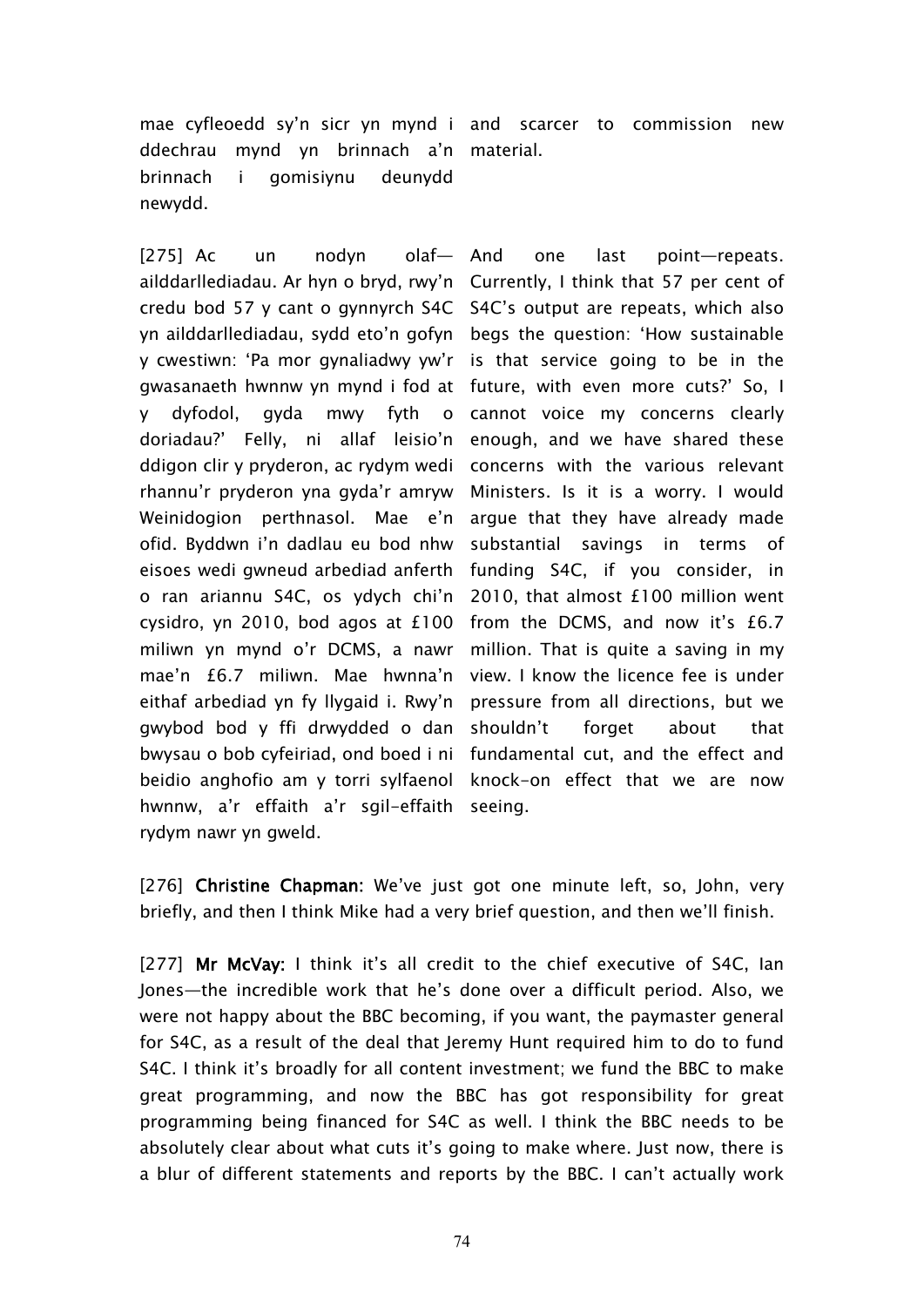mae cyfleoedd sy'n sicr yn mynd i ddechrau mynd yn brinnach a'n brinnach i gomisiynu deunydd newydd.

and scarcer to commission new material.

[275] Ac un nodyn olaf—ailddarllediadau. Ar hyn o bryd, rwy'n credu bod 57 y cant o gynnyrch S4C yn ailddarllediadau, sydd eto'n gofyn y cwestiwn: 'Pa mor gynaliadwy yw'r gwasanaeth hwnnw yn mynd i fod at y dyfodol, gyda mwy fyth o doriadau?' Felly, ni allaf leisio'n ddigon clir y pryderon, ac rydym wedi rhannu'r pryderon yna gyda'r amryw Weinidogion perthnasol. Mae e'n ofid. Byddwn i'n dadlau eu bod nhw eisoes wedi gwneud arbediad anferth o ran ariannu S4C, os ydych chi'n cysidro, yn 2010, bod agos at £100 miliwn yn mynd o'r DCMS, a nawr mae'n £6.7 miliwn. Mae hwnna'n eithaf arbediad yn fy llygaid i. Rwy'n gwybod bod y ffi drwydded o dan bwysau o bob cyfeiriad, ond boed i ni beidio anghofio am y torri sylfaenol hwnnw, a'r effaith a'r sgil-effaith rydym nawr yn gweld.

And one last point—repeats. Currently, I think that 57 per cent of S4C's output are repeats, which also begs the question: 'How sustainable is that service going to be in the future, with even more cuts?' So, I cannot voice my concerns clearly enough, and we have shared these concerns with the various relevant Ministers. Is it is a worry. I would argue that they have already made substantial savings in terms of funding S4C, if you consider, in 2010, that almost £100 million went from the DCMS, and now it's £6.7 million. That is quite a saving in my view. I know the licence fee is under pressure from all directions, but we shouldn't forget about that fundamental cut, and the effect and knock-on effect that we are now seeing.

[276] **Christine Chapman:** We've just got one minute left, so, John, very briefly, and then I think Mike had a very brief question, and then we'll finish.

[277] **Mr McVay:** I think it's all credit to the chief executive of S4C, Ian Jones—the incredible work that he's done over a difficult period. Also, we were not happy about the BBC becoming, if you want, the paymaster general for S4C, as a result of the deal that Jeremy Hunt required him to do to fund S4C. I think it's broadly for all content investment; we fund the BBC to make great programming, and now the BBC has got responsibility for great programming being financed for S4C as well. I think the BBC needs to be absolutely clear about what cuts it's going to make where. Just now, there is a blur of different statements and reports by the BBC. I can't actually work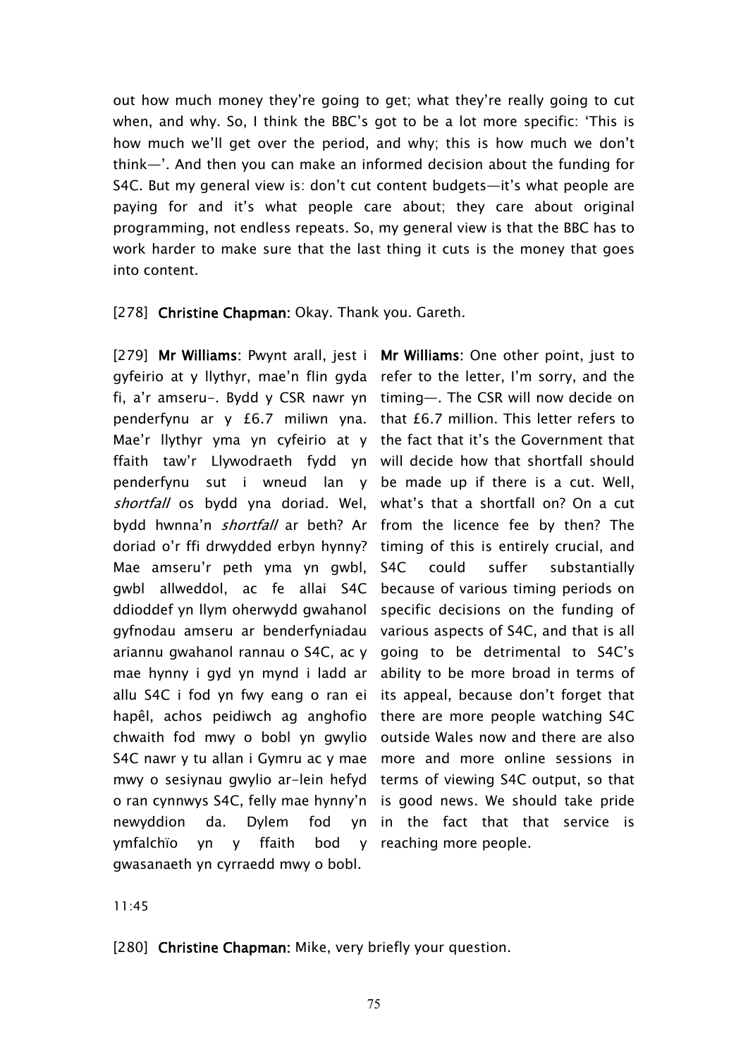out how much money they're going to get; what they're really going to cut when, and why. So, I think the BBC's got to be a lot more specific: 'This is how much we'll get over the period, and why; this is how much we don't think—'. And then you can make an informed decision about the funding for S4C. But my general view is: don't cut content budgets—it's what people are paying for and it's what people care about; they care about original programming, not endless repeats. So, my general view is that the BBC has to work harder to make sure that the last thing it cuts is the money that goes into content.

[278] **Christine Chapman:** Okay. Thank you. Gareth.

[279] **Mr Williams:** Pwynt arall, jest i gyfeirio at y llythyr, mae'n flin gyda fi, a'r amseru-. Bydd y CSR nawr yn penderfynu ar y £6.7 miliwn yna. Mae'r llythyr yma yn cyfeirio at y ffaith taw'r Llywodraeth fydd yn penderfynu sut i wneud lan y *shortfall* os bydd yna doriad. Wel, bydd hwnna'n *shortfall* ar beth? Ar doriad o'r ffi drwydded erbyn hynny? Mae amseru'r peth yma yn gwbl, gwbl allweddol, ac fe allai S4C ddioddef yn llym oherwydd gwahanol gyfnodau amseru ar benderfyniadau ariannu gwahanol rannau o S4C, ac y mae hynny i gyd yn mynd i ladd ar allu S4C i fod yn fwy eang o ran ei hapêl, achos peidiwch ag anghofio chwaith fod mwy o bobl yn gwylio S4C nawr y tu allan i Gymru ac y mae mwy o sesiynau gwylio ar-lein hefyd o ran cynnwys S4C, felly mae hynny'n newyddion da. Dylem fod yn ymfalchïo yn y ffaith bod y gwasanaeth yn cyrraedd mwy o bobl.

**Mr Williams:** One other point, just to refer to the letter, I'm sorry, and the timing—. The CSR will now decide on that £6.7 million. This letter refers to the fact that it's the Government that will decide how that shortfall should be made up if there is a cut. Well, what's that a shortfall on? On a cut from the licence fee by then? The timing of this is entirely crucial, and S4C could suffer substantially because of various timing periods on specific decisions on the funding of various aspects of S4C, and that is all going to be detrimental to S4C's ability to be more broad in terms of its appeal, because don't forget that there are more people watching S4C outside Wales now and there are also more and more online sessions in terms of viewing S4C output, so that is good news. We should take pride in the fact that that service is reaching more people.

11:45

[280] **Christine Chapman:** Mike, very briefly your question.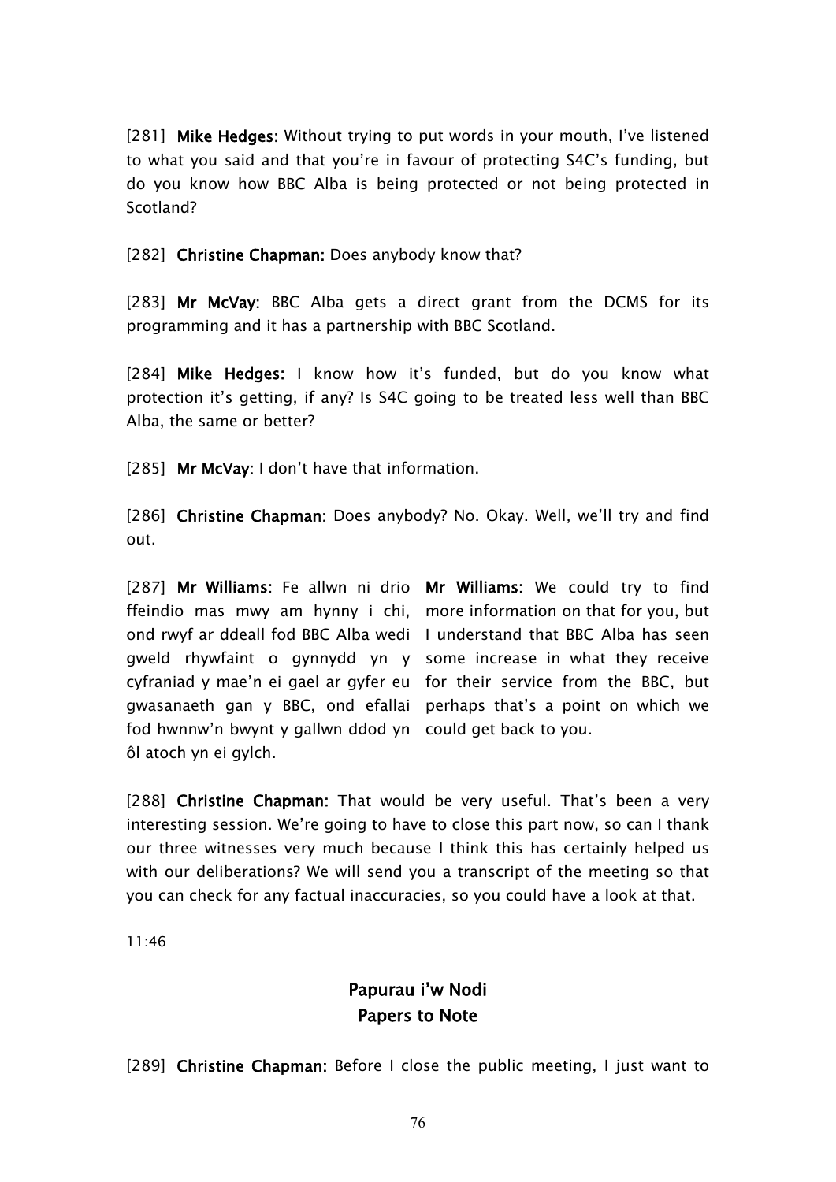[281] **Mike Hedges:** Without trying to put words in your mouth, I've listened to what you said and that you're in favour of protecting S4C's funding, but do you know how BBC Alba is being protected or not being protected in Scotland?

[282] **Christine Chapman:** Does anybody know that?

[283] **Mr McVay:** BBC Alba gets a direct grant from the DCMS for its programming and it has a partnership with BBC Scotland.

[284] **Mike Hedges:** I know how it's funded, but do you know what protection it's getting, if any? Is S4C going to be treated less well than BBC Alba, the same or better?

[285] **Mr McVay:** I don't have that information.

[286] **Christine Chapman:** Does anybody? No. Okay. Well, we'll try and find out.

[287] **Mr Williams:** Fe allwn ni drio ffeindio mas mwy am hynny i chi, ond rwyf ar ddeall fod BBC Alba wedi gweld rhywfaint o gynnydd yn y cyfraniad y mae'n ei gael ar gyfer eu gwasanaeth gan y BBC, ond efallai fod hwnnw'n bwynt y gallwn ddod yn ôl atoch yn ei gylch.

**Mr Williams:** We could try to find more information on that for you, but I understand that BBC Alba has seen some increase in what they receive for their service from the BBC, but perhaps that's a point on which we could get back to you.

[288] **Christine Chapman:** That would be very useful. That's been a very interesting session. We're going to have to close this part now, so can I thank our three witnesses very much because I think this has certainly helped us with our deliberations? We will send you a transcript of the meeting so that you can check for any factual inaccuracies, so you could have a look at that.

11:46

## Papurau i'w Nodi
## Papers to Note

[289] **Christine Chapman:** Before I close the public meeting, I just want to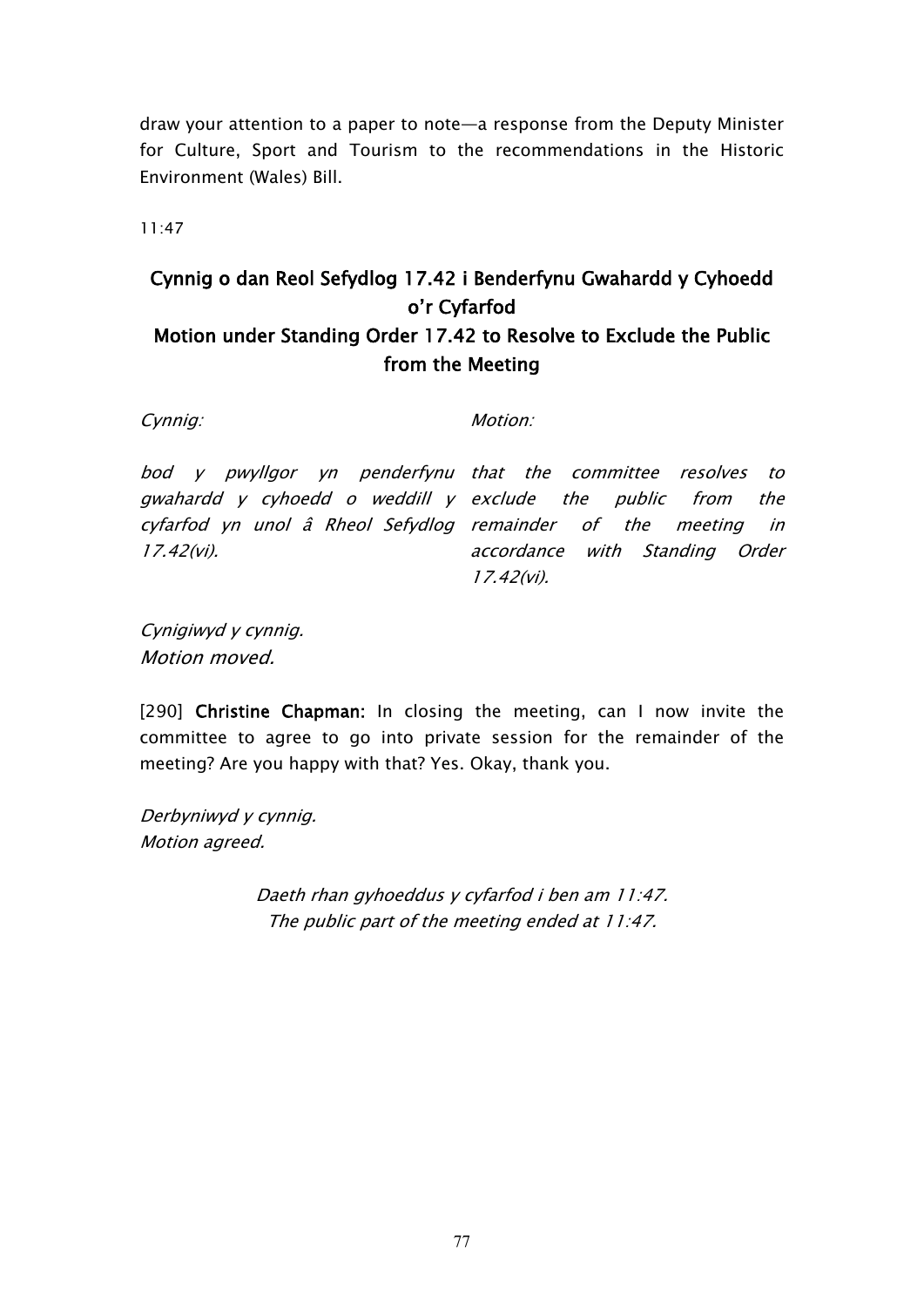draw your attention to a paper to note—a response from the Deputy Minister for Culture, Sport and Tourism to the recommendations in the Historic Environment (Wales) Bill.

11:47

## Cynnig o dan Reol Sefydlog 17.42 i Benderfynu Gwahardd y Cyhoedd o'r Cyfarfod
## Motion under Standing Order 17.42 to Resolve to Exclude the Public from the Meeting

| | |
|---|---|
| *Cynnig:* | *Motion:* |
| *bod y pwyllgor yn penderfynu gwahardd y cyhoedd o weddill y cyfarfod yn unol â Rheol Sefydlog 17.42(vi).* | *that the committee resolves to exclude the public from the remainder of the meeting in accordance with Standing Order 17.42(vi).* |

*Cynigiwyd y cynnig.*
*Motion moved.*

[290] **Christine Chapman:** In closing the meeting, can I now invite the committee to agree to go into private session for the remainder of the meeting? Are you happy with that? Yes. Okay, thank you.

*Derbyniwyd y cynnig.*
*Motion agreed.*

*Daeth rhan gyhoeddus y cyfarfod i ben am 11:47.*
*The public part of the meeting ended at 11:47.*